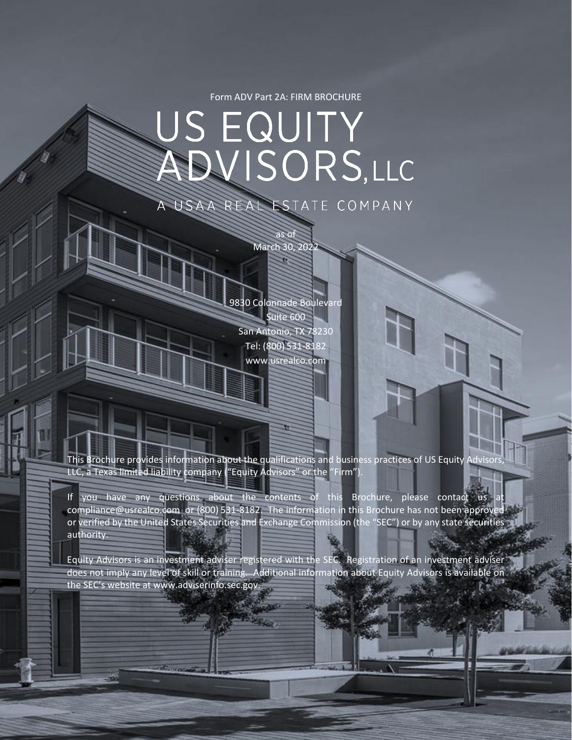Form ADV Part 2A: FIRM BROCHURE

# US EQUITY ADVISORS, LLC

A USAA REAL ESTATE COMPANY

as of
March 30, 2022

9830 Colonnade Boulevard
Suite 600
San Antonio, TX 78230
Tel: (800) 531-8182
www.usrealco.com

This Brochure provides information about the qualifications and business practices of US Equity Advisors, LLC, a Texas limited liability company ("Equity Advisors" or the "Firm").

If you have any questions about the contents of this Brochure, please contact us at compliance@usrealco.com or (800) 531-8182. The information in this Brochure has not been approved or verified by the United States Securities and Exchange Commission (the "SEC") or by any state securities authority.

Equity Advisors is an investment adviser registered with the SEC. Registration of an investment adviser does not imply any level of skill or training. Additional information about Equity Advisors is available on the SEC's website at www.adviserinfo.sec.gov.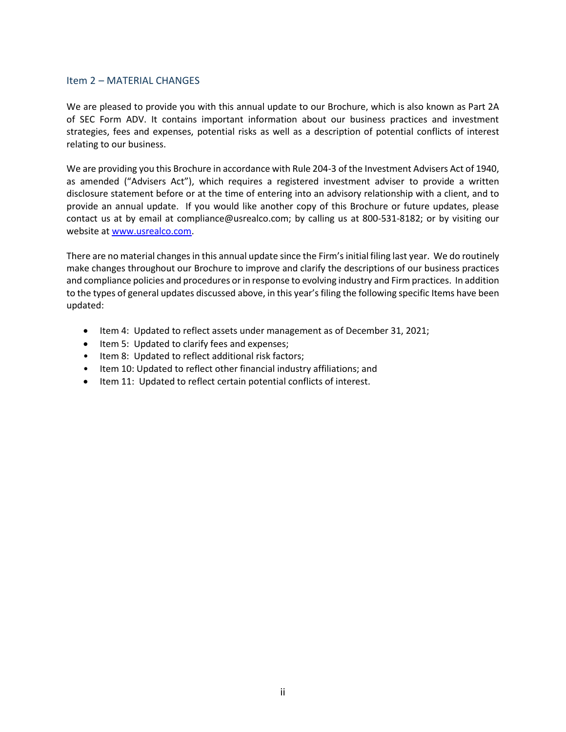## Item 2 – MATERIAL CHANGES

We are pleased to provide you with this annual update to our Brochure, which is also known as Part 2A of SEC Form ADV. It contains important information about our business practices and investment strategies, fees and expenses, potential risks as well as a description of potential conflicts of interest relating to our business.

We are providing you this Brochure in accordance with Rule 204-3 of the Investment Advisers Act of 1940, as amended ("Advisers Act"), which requires a registered investment adviser to provide a written disclosure statement before or at the time of entering into an advisory relationship with a client, and to provide an annual update. If you would like another copy of this Brochure or future updates, please contact us at by email at compliance@usrealco.com; by calling us at 800-531-8182; or by visiting our website at [www.usrealco.com](www.usrealco.com).

There are no material changes in this annual update since the Firm's initial filing last year. We do routinely make changes throughout our Brochure to improve and clarify the descriptions of our business practices and compliance policies and procedures or in response to evolving industry and Firm practices. In addition to the types of general updates discussed above, in this year's filing the following specific Items have been updated:

- Item 4: Updated to reflect assets under management as of December 31, 2021;
- Item 5: Updated to clarify fees and expenses;
- Item 8: Updated to reflect additional risk factors;
- Item 10: Updated to reflect other financial industry affiliations; and
- Item 11: Updated to reflect certain potential conflicts of interest.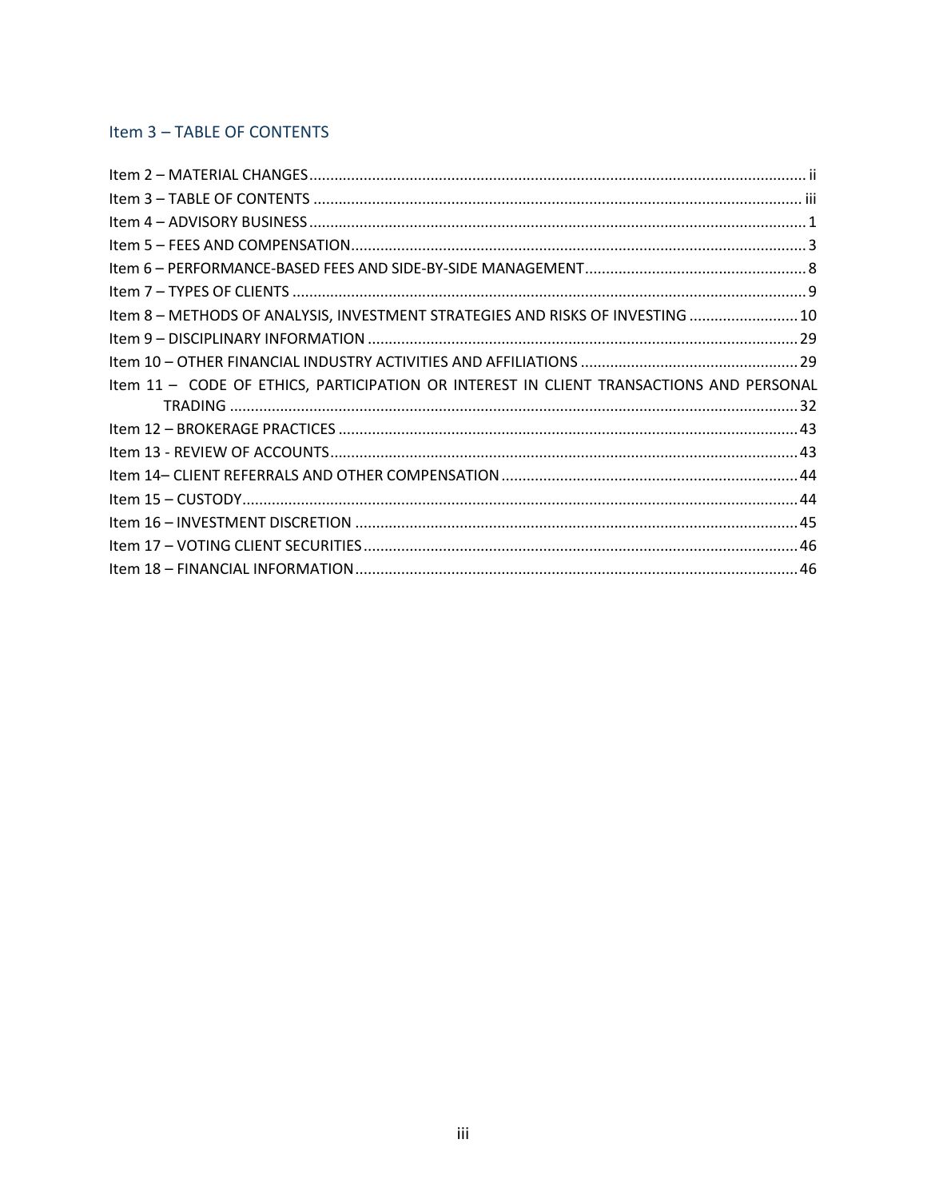## Item 3 – TABLE OF CONTENTS

Item 2 – MATERIAL CHANGES ..... ii
Item 3 – TABLE OF CONTENTS ..... iii
Item 4 – ADVISORY BUSINESS ..... 1
Item 5 – FEES AND COMPENSATION ..... 3
Item 6 – PERFORMANCE-BASED FEES AND SIDE-BY-SIDE MANAGEMENT ..... 8
Item 7 – TYPES OF CLIENTS ..... 9
Item 8 – METHODS OF ANALYSIS, INVESTMENT STRATEGIES AND RISKS OF INVESTING ..... 10
Item 9 – DISCIPLINARY INFORMATION ..... 29
Item 10 – OTHER FINANCIAL INDUSTRY ACTIVITIES AND AFFILIATIONS ..... 29
Item 11 – CODE OF ETHICS, PARTICIPATION OR INTEREST IN CLIENT TRANSACTIONS AND PERSONAL TRADING ..... 32
Item 12 – BROKERAGE PRACTICES ..... 43
Item 13 - REVIEW OF ACCOUNTS ..... 43
Item 14– CLIENT REFERRALS AND OTHER COMPENSATION ..... 44
Item 15 – CUSTODY ..... 44
Item 16 – INVESTMENT DISCRETION ..... 45
Item 17 – VOTING CLIENT SECURITIES ..... 46
Item 18 – FINANCIAL INFORMATION ..... 46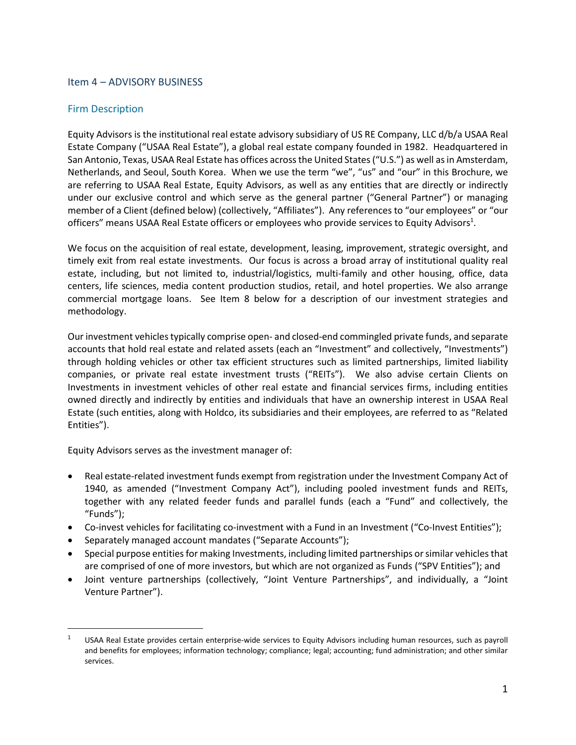## Item 4 – ADVISORY BUSINESS

### Firm Description

Equity Advisors is the institutional real estate advisory subsidiary of US RE Company, LLC d/b/a USAA Real Estate Company ("USAA Real Estate"), a global real estate company founded in 1982. Headquartered in San Antonio, Texas, USAA Real Estate has offices across the United States ("U.S.") as well as in Amsterdam, Netherlands, and Seoul, South Korea. When we use the term "we", "us" and "our" in this Brochure, we are referring to USAA Real Estate, Equity Advisors, as well as any entities that are directly or indirectly under our exclusive control and which serve as the general partner ("General Partner") or managing member of a Client (defined below) (collectively, "Affiliates"). Any references to "our employees" or "our officers" means USAA Real Estate officers or employees who provide services to Equity Advisors[1].

We focus on the acquisition of real estate, development, leasing, improvement, strategic oversight, and timely exit from real estate investments. Our focus is across a broad array of institutional quality real estate, including, but not limited to, industrial/logistics, multi-family and other housing, office, data centers, life sciences, media content production studios, retail, and hotel properties. We also arrange commercial mortgage loans. See Item 8 below for a description of our investment strategies and methodology.

Our investment vehicles typically comprise open- and closed-end commingled private funds, and separate accounts that hold real estate and related assets (each an "Investment" and collectively, "Investments") through holding vehicles or other tax efficient structures such as limited partnerships, limited liability companies, or private real estate investment trusts ("REITs"). We also advise certain Clients on Investments in investment vehicles of other real estate and financial services firms, including entities owned directly and indirectly by entities and individuals that have an ownership interest in USAA Real Estate (such entities, along with Holdco, its subsidiaries and their employees, are referred to as "Related Entities").

Equity Advisors serves as the investment manager of:

- Real estate-related investment funds exempt from registration under the Investment Company Act of 1940, as amended ("Investment Company Act"), including pooled investment funds and REITs, together with any related feeder funds and parallel funds (each a "Fund" and collectively, the "Funds");
- Co-invest vehicles for facilitating co-investment with a Fund in an Investment ("Co-Invest Entities");
- Separately managed account mandates ("Separate Accounts");
- Special purpose entities for making Investments, including limited partnerships or similar vehicles that are comprised of one of more investors, but which are not organized as Funds ("SPV Entities"); and
- Joint venture partnerships (collectively, "Joint Venture Partnerships", and individually, a "Joint Venture Partner").

---

[1] USAA Real Estate provides certain enterprise-wide services to Equity Advisors including human resources, such as payroll and benefits for employees; information technology; compliance; legal; accounting; fund administration; and other similar services.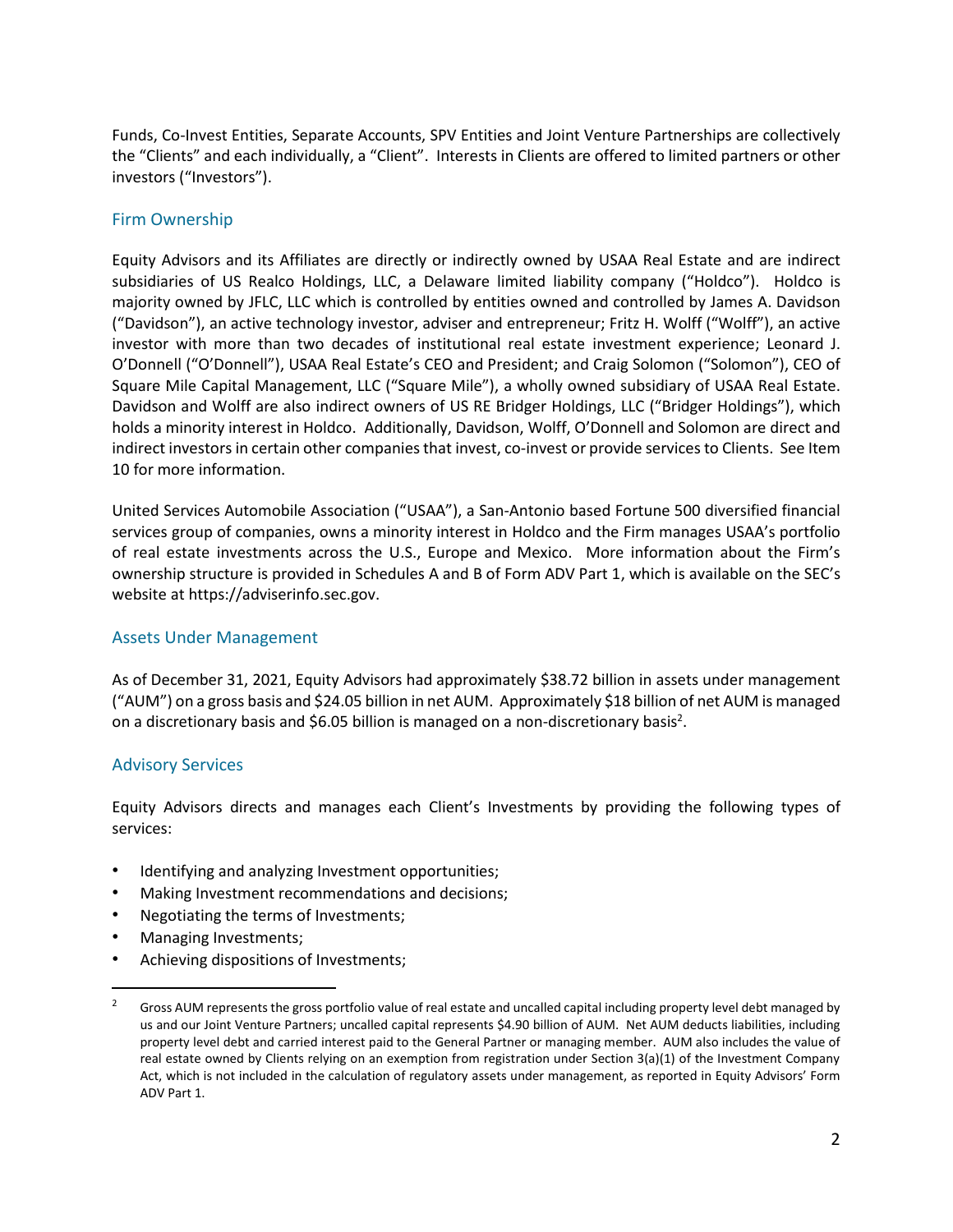Funds, Co-Invest Entities, Separate Accounts, SPV Entities and Joint Venture Partnerships are collectively the "Clients" and each individually, a "Client". Interests in Clients are offered to limited partners or other investors ("Investors").

## Firm Ownership

Equity Advisors and its Affiliates are directly or indirectly owned by USAA Real Estate and are indirect subsidiaries of US Realco Holdings, LLC, a Delaware limited liability company ("Holdco"). Holdco is majority owned by JFLC, LLC which is controlled by entities owned and controlled by James A. Davidson ("Davidson"), an active technology investor, adviser and entrepreneur; Fritz H. Wolff ("Wolff"), an active investor with more than two decades of institutional real estate investment experience; Leonard J. O'Donnell ("O'Donnell"), USAA Real Estate's CEO and President; and Craig Solomon ("Solomon"), CEO of Square Mile Capital Management, LLC ("Square Mile"), a wholly owned subsidiary of USAA Real Estate. Davidson and Wolff are also indirect owners of US RE Bridger Holdings, LLC ("Bridger Holdings"), which holds a minority interest in Holdco. Additionally, Davidson, Wolff, O'Donnell and Solomon are direct and indirect investors in certain other companies that invest, co-invest or provide services to Clients. See Item 10 for more information.

United Services Automobile Association ("USAA"), a San-Antonio based Fortune 500 diversified financial services group of companies, owns a minority interest in Holdco and the Firm manages USAA's portfolio of real estate investments across the U.S., Europe and Mexico. More information about the Firm's ownership structure is provided in Schedules A and B of Form ADV Part 1, which is available on the SEC's website at https://adviserinfo.sec.gov.

## Assets Under Management

As of December 31, 2021, Equity Advisors had approximately $38.72 billion in assets under management ("AUM") on a gross basis and $24.05 billion in net AUM. Approximately $18 billion of net AUM is managed on a discretionary basis and $6.05 billion is managed on a non-discretionary basis[2].

## Advisory Services

Equity Advisors directs and manages each Client's Investments by providing the following types of services:

- Identifying and analyzing Investment opportunities;
- Making Investment recommendations and decisions;
- Negotiating the terms of Investments;
- Managing Investments;
- Achieving dispositions of Investments;

---

[2] Gross AUM represents the gross portfolio value of real estate and uncalled capital including property level debt managed by us and our Joint Venture Partners; uncalled capital represents $4.90 billion of AUM. Net AUM deducts liabilities, including property level debt and carried interest paid to the General Partner or managing member. AUM also includes the value of real estate owned by Clients relying on an exemption from registration under Section 3(a)(1) of the Investment Company Act, which is not included in the calculation of regulatory assets under management, as reported in Equity Advisors' Form ADV Part 1.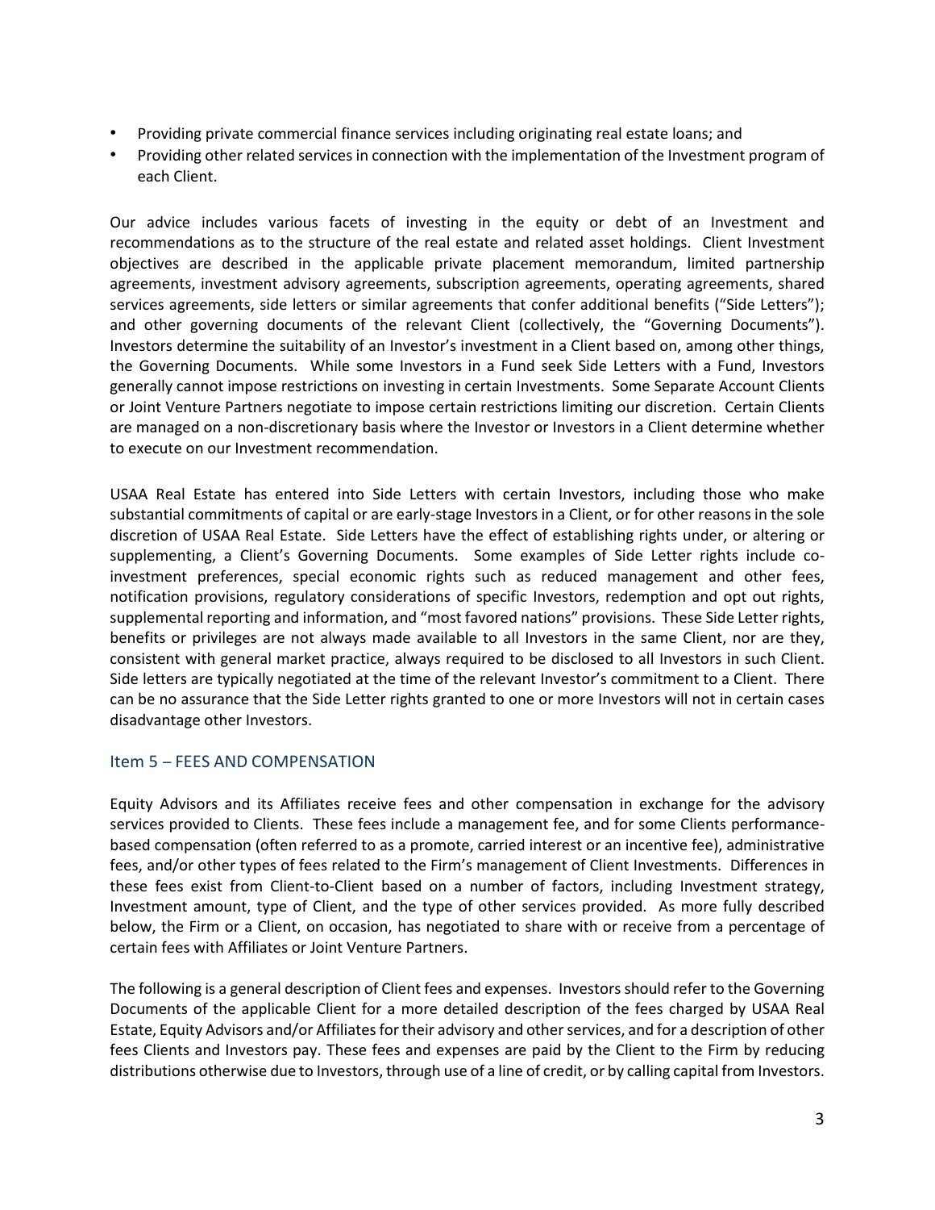- Providing private commercial finance services including originating real estate loans; and
- Providing other related services in connection with the implementation of the Investment program of each Client.

Our advice includes various facets of investing in the equity or debt of an Investment and recommendations as to the structure of the real estate and related asset holdings. Client Investment objectives are described in the applicable private placement memorandum, limited partnership agreements, investment advisory agreements, subscription agreements, operating agreements, shared services agreements, side letters or similar agreements that confer additional benefits ("Side Letters"); and other governing documents of the relevant Client (collectively, the "Governing Documents"). Investors determine the suitability of an Investor's investment in a Client based on, among other things, the Governing Documents. While some Investors in a Fund seek Side Letters with a Fund, Investors generally cannot impose restrictions on investing in certain Investments. Some Separate Account Clients or Joint Venture Partners negotiate to impose certain restrictions limiting our discretion. Certain Clients are managed on a non-discretionary basis where the Investor or Investors in a Client determine whether to execute on our Investment recommendation.

USAA Real Estate has entered into Side Letters with certain Investors, including those who make substantial commitments of capital or are early-stage Investors in a Client, or for other reasons in the sole discretion of USAA Real Estate. Side Letters have the effect of establishing rights under, or altering or supplementing, a Client's Governing Documents. Some examples of Side Letter rights include co-investment preferences, special economic rights such as reduced management and other fees, notification provisions, regulatory considerations of specific Investors, redemption and opt out rights, supplemental reporting and information, and "most favored nations" provisions. These Side Letter rights, benefits or privileges are not always made available to all Investors in the same Client, nor are they, consistent with general market practice, always required to be disclosed to all Investors in such Client. Side letters are typically negotiated at the time of the relevant Investor's commitment to a Client. There can be no assurance that the Side Letter rights granted to one or more Investors will not in certain cases disadvantage other Investors.

## Item 5 – FEES AND COMPENSATION

Equity Advisors and its Affiliates receive fees and other compensation in exchange for the advisory services provided to Clients. These fees include a management fee, and for some Clients performance-based compensation (often referred to as a promote, carried interest or an incentive fee), administrative fees, and/or other types of fees related to the Firm's management of Client Investments. Differences in these fees exist from Client-to-Client based on a number of factors, including Investment strategy, Investment amount, type of Client, and the type of other services provided. As more fully described below, the Firm or a Client, on occasion, has negotiated to share with or receive from a percentage of certain fees with Affiliates or Joint Venture Partners.

The following is a general description of Client fees and expenses. Investors should refer to the Governing Documents of the applicable Client for a more detailed description of the fees charged by USAA Real Estate, Equity Advisors and/or Affiliates for their advisory and other services, and for a description of other fees Clients and Investors pay. These fees and expenses are paid by the Client to the Firm by reducing distributions otherwise due to Investors, through use of a line of credit, or by calling capital from Investors.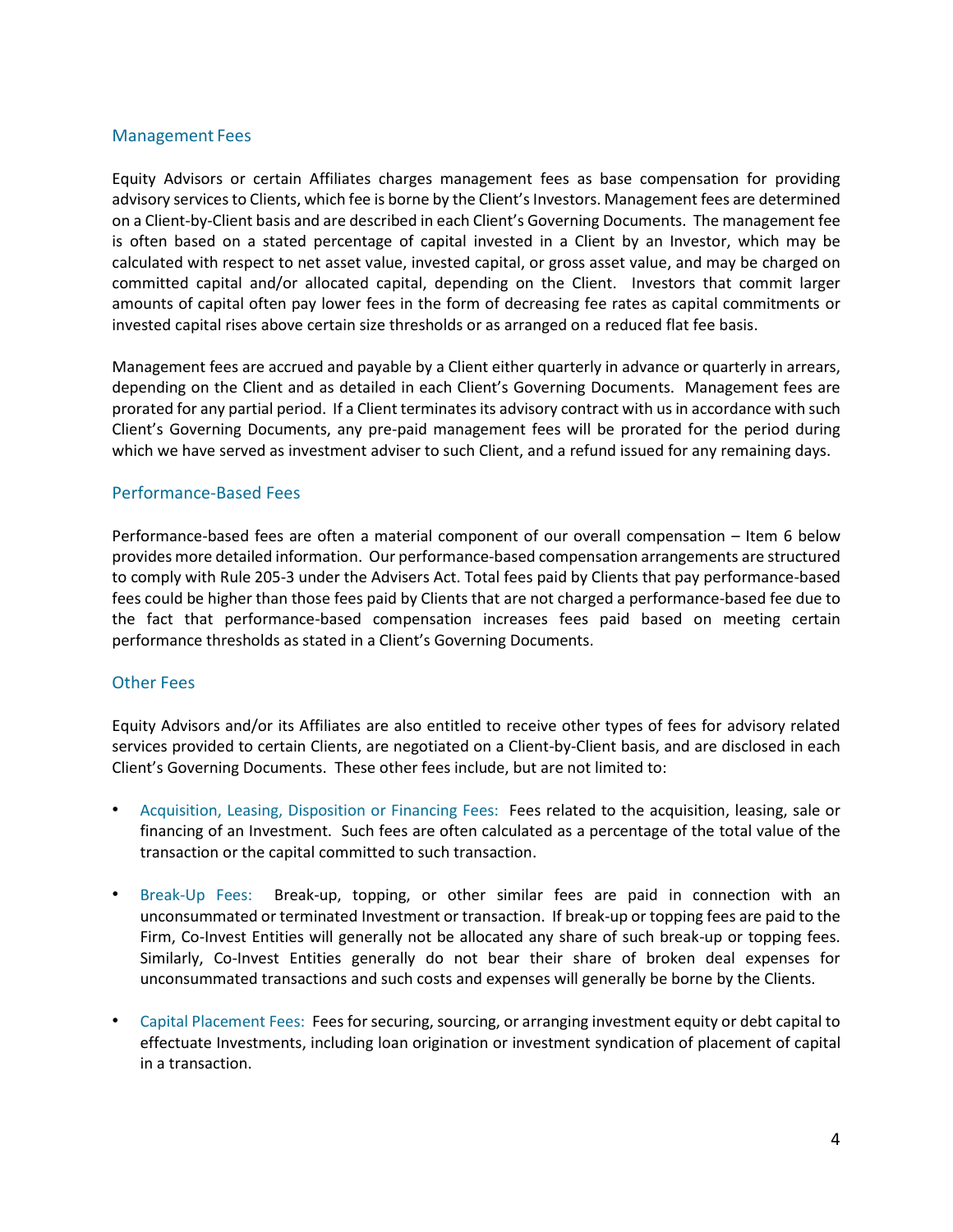### Management Fees

Equity Advisors or certain Affiliates charges management fees as base compensation for providing advisory services to Clients, which fee is borne by the Client's Investors. Management fees are determined on a Client-by-Client basis and are described in each Client's Governing Documents. The management fee is often based on a stated percentage of capital invested in a Client by an Investor, which may be calculated with respect to net asset value, invested capital, or gross asset value, and may be charged on committed capital and/or allocated capital, depending on the Client. Investors that commit larger amounts of capital often pay lower fees in the form of decreasing fee rates as capital commitments or invested capital rises above certain size thresholds or as arranged on a reduced flat fee basis.

Management fees are accrued and payable by a Client either quarterly in advance or quarterly in arrears, depending on the Client and as detailed in each Client's Governing Documents. Management fees are prorated for any partial period. If a Client terminates its advisory contract with us in accordance with such Client's Governing Documents, any pre-paid management fees will be prorated for the period during which we have served as investment adviser to such Client, and a refund issued for any remaining days.

### Performance-Based Fees

Performance-based fees are often a material component of our overall compensation – Item 6 below provides more detailed information. Our performance-based compensation arrangements are structured to comply with Rule 205-3 under the Advisers Act. Total fees paid by Clients that pay performance-based fees could be higher than those fees paid by Clients that are not charged a performance-based fee due to the fact that performance-based compensation increases fees paid based on meeting certain performance thresholds as stated in a Client's Governing Documents.

### Other Fees

Equity Advisors and/or its Affiliates are also entitled to receive other types of fees for advisory related services provided to certain Clients, are negotiated on a Client-by-Client basis, and are disclosed in each Client's Governing Documents. These other fees include, but are not limited to:

- Acquisition, Leasing, Disposition or Financing Fees: Fees related to the acquisition, leasing, sale or financing of an Investment. Such fees are often calculated as a percentage of the total value of the transaction or the capital committed to such transaction.

- Break-Up Fees: Break-up, topping, or other similar fees are paid in connection with an unconsummated or terminated Investment or transaction. If break-up or topping fees are paid to the Firm, Co-Invest Entities will generally not be allocated any share of such break-up or topping fees. Similarly, Co-Invest Entities generally do not bear their share of broken deal expenses for unconsummated transactions and such costs and expenses will generally be borne by the Clients.

- Capital Placement Fees: Fees for securing, sourcing, or arranging investment equity or debt capital to effectuate Investments, including loan origination or investment syndication of placement of capital in a transaction.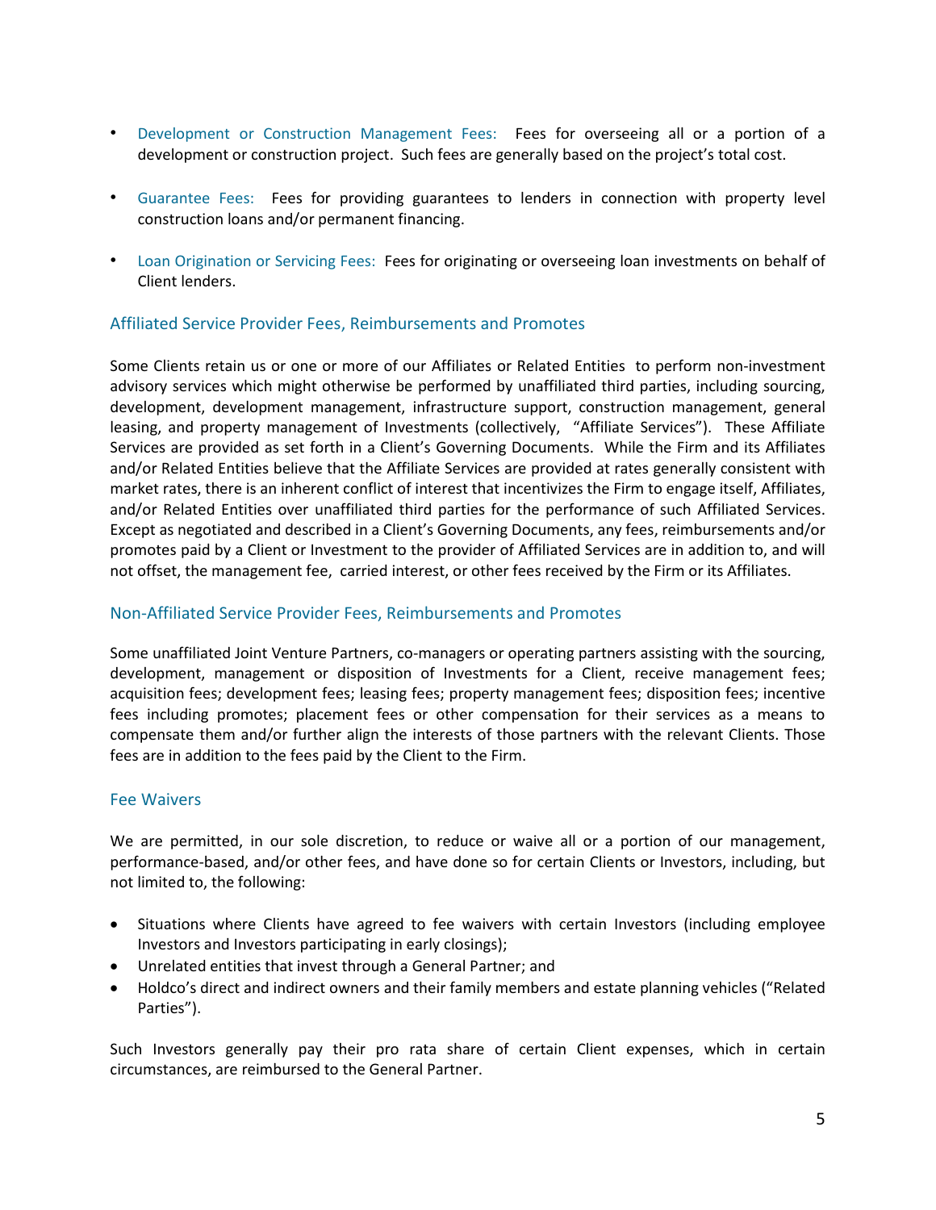- Development or Construction Management Fees: Fees for overseeing all or a portion of a development or construction project. Such fees are generally based on the project's total cost.

- Guarantee Fees: Fees for providing guarantees to lenders in connection with property level construction loans and/or permanent financing.

- Loan Origination or Servicing Fees: Fees for originating or overseeing loan investments on behalf of Client lenders.

### Affiliated Service Provider Fees, Reimbursements and Promotes

Some Clients retain us or one or more of our Affiliates or Related Entities to perform non-investment advisory services which might otherwise be performed by unaffiliated third parties, including sourcing, development, development management, infrastructure support, construction management, general leasing, and property management of Investments (collectively, "Affiliate Services"). These Affiliate Services are provided as set forth in a Client's Governing Documents. While the Firm and its Affiliates and/or Related Entities believe that the Affiliate Services are provided at rates generally consistent with market rates, there is an inherent conflict of interest that incentivizes the Firm to engage itself, Affiliates, and/or Related Entities over unaffiliated third parties for the performance of such Affiliated Services. Except as negotiated and described in a Client's Governing Documents, any fees, reimbursements and/or promotes paid by a Client or Investment to the provider of Affiliated Services are in addition to, and will not offset, the management fee, carried interest, or other fees received by the Firm or its Affiliates.

### Non-Affiliated Service Provider Fees, Reimbursements and Promotes

Some unaffiliated Joint Venture Partners, co-managers or operating partners assisting with the sourcing, development, management or disposition of Investments for a Client, receive management fees; acquisition fees; development fees; leasing fees; property management fees; disposition fees; incentive fees including promotes; placement fees or other compensation for their services as a means to compensate them and/or further align the interests of those partners with the relevant Clients. Those fees are in addition to the fees paid by the Client to the Firm.

### Fee Waivers

We are permitted, in our sole discretion, to reduce or waive all or a portion of our management, performance-based, and/or other fees, and have done so for certain Clients or Investors, including, but not limited to, the following:

- Situations where Clients have agreed to fee waivers with certain Investors (including employee Investors and Investors participating in early closings);
- Unrelated entities that invest through a General Partner; and
- Holdco's direct and indirect owners and their family members and estate planning vehicles ("Related Parties").

Such Investors generally pay their pro rata share of certain Client expenses, which in certain circumstances, are reimbursed to the General Partner.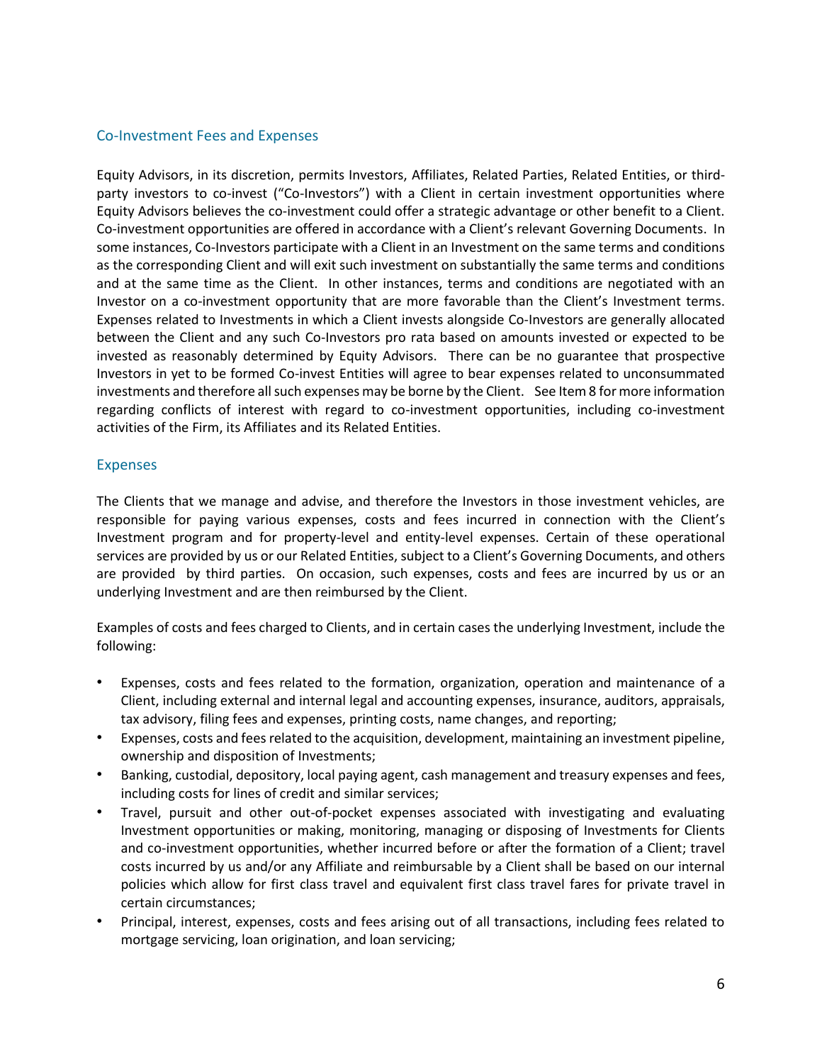## Co-Investment Fees and Expenses

Equity Advisors, in its discretion, permits Investors, Affiliates, Related Parties, Related Entities, or third-party investors to co-invest ("Co-Investors") with a Client in certain investment opportunities where Equity Advisors believes the co-investment could offer a strategic advantage or other benefit to a Client. Co-investment opportunities are offered in accordance with a Client's relevant Governing Documents. In some instances, Co-Investors participate with a Client in an Investment on the same terms and conditions as the corresponding Client and will exit such investment on substantially the same terms and conditions and at the same time as the Client. In other instances, terms and conditions are negotiated with an Investor on a co-investment opportunity that are more favorable than the Client's Investment terms. Expenses related to Investments in which a Client invests alongside Co-Investors are generally allocated between the Client and any such Co-Investors pro rata based on amounts invested or expected to be invested as reasonably determined by Equity Advisors. There can be no guarantee that prospective Investors in yet to be formed Co-invest Entities will agree to bear expenses related to unconsummated investments and therefore all such expenses may be borne by the Client. See Item 8 for more information regarding conflicts of interest with regard to co-investment opportunities, including co-investment activities of the Firm, its Affiliates and its Related Entities.

## Expenses

The Clients that we manage and advise, and therefore the Investors in those investment vehicles, are responsible for paying various expenses, costs and fees incurred in connection with the Client's Investment program and for property-level and entity-level expenses. Certain of these operational services are provided by us or our Related Entities, subject to a Client's Governing Documents, and others are provided by third parties. On occasion, such expenses, costs and fees are incurred by us or an underlying Investment and are then reimbursed by the Client.

Examples of costs and fees charged to Clients, and in certain cases the underlying Investment, include the following:

- Expenses, costs and fees related to the formation, organization, operation and maintenance of a Client, including external and internal legal and accounting expenses, insurance, auditors, appraisals, tax advisory, filing fees and expenses, printing costs, name changes, and reporting;
- Expenses, costs and fees related to the acquisition, development, maintaining an investment pipeline, ownership and disposition of Investments;
- Banking, custodial, depository, local paying agent, cash management and treasury expenses and fees, including costs for lines of credit and similar services;
- Travel, pursuit and other out-of-pocket expenses associated with investigating and evaluating Investment opportunities or making, monitoring, managing or disposing of Investments for Clients and co-investment opportunities, whether incurred before or after the formation of a Client; travel costs incurred by us and/or any Affiliate and reimbursable by a Client shall be based on our internal policies which allow for first class travel and equivalent first class travel fares for private travel in certain circumstances;
- Principal, interest, expenses, costs and fees arising out of all transactions, including fees related to mortgage servicing, loan origination, and loan servicing;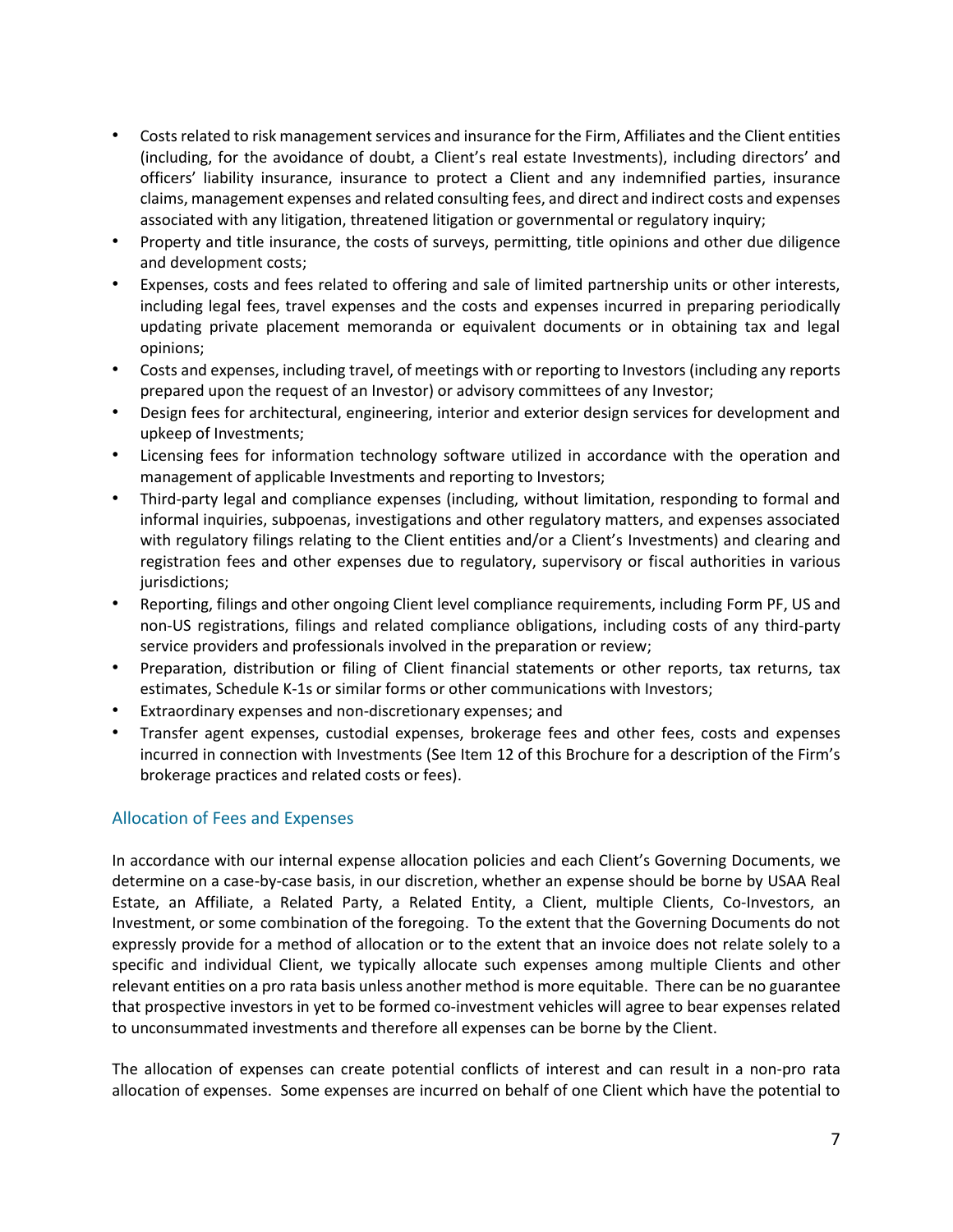- Costs related to risk management services and insurance for the Firm, Affiliates and the Client entities (including, for the avoidance of doubt, a Client's real estate Investments), including directors' and officers' liability insurance, insurance to protect a Client and any indemnified parties, insurance claims, management expenses and related consulting fees, and direct and indirect costs and expenses associated with any litigation, threatened litigation or governmental or regulatory inquiry;
- Property and title insurance, the costs of surveys, permitting, title opinions and other due diligence and development costs;
- Expenses, costs and fees related to offering and sale of limited partnership units or other interests, including legal fees, travel expenses and the costs and expenses incurred in preparing periodically updating private placement memoranda or equivalent documents or in obtaining tax and legal opinions;
- Costs and expenses, including travel, of meetings with or reporting to Investors (including any reports prepared upon the request of an Investor) or advisory committees of any Investor;
- Design fees for architectural, engineering, interior and exterior design services for development and upkeep of Investments;
- Licensing fees for information technology software utilized in accordance with the operation and management of applicable Investments and reporting to Investors;
- Third-party legal and compliance expenses (including, without limitation, responding to formal and informal inquiries, subpoenas, investigations and other regulatory matters, and expenses associated with regulatory filings relating to the Client entities and/or a Client's Investments) and clearing and registration fees and other expenses due to regulatory, supervisory or fiscal authorities in various jurisdictions;
- Reporting, filings and other ongoing Client level compliance requirements, including Form PF, US and non-US registrations, filings and related compliance obligations, including costs of any third-party service providers and professionals involved in the preparation or review;
- Preparation, distribution or filing of Client financial statements or other reports, tax returns, tax estimates, Schedule K-1s or similar forms or other communications with Investors;
- Extraordinary expenses and non-discretionary expenses; and
- Transfer agent expenses, custodial expenses, brokerage fees and other fees, costs and expenses incurred in connection with Investments (See Item 12 of this Brochure for a description of the Firm's brokerage practices and related costs or fees).

### Allocation of Fees and Expenses

In accordance with our internal expense allocation policies and each Client's Governing Documents, we determine on a case-by-case basis, in our discretion, whether an expense should be borne by USAA Real Estate, an Affiliate, a Related Party, a Related Entity, a Client, multiple Clients, Co-Investors, an Investment, or some combination of the foregoing. To the extent that the Governing Documents do not expressly provide for a method of allocation or to the extent that an invoice does not relate solely to a specific and individual Client, we typically allocate such expenses among multiple Clients and other relevant entities on a pro rata basis unless another method is more equitable. There can be no guarantee that prospective investors in yet to be formed co-investment vehicles will agree to bear expenses related to unconsummated investments and therefore all expenses can be borne by the Client.

The allocation of expenses can create potential conflicts of interest and can result in a non-pro rata allocation of expenses. Some expenses are incurred on behalf of one Client which have the potential to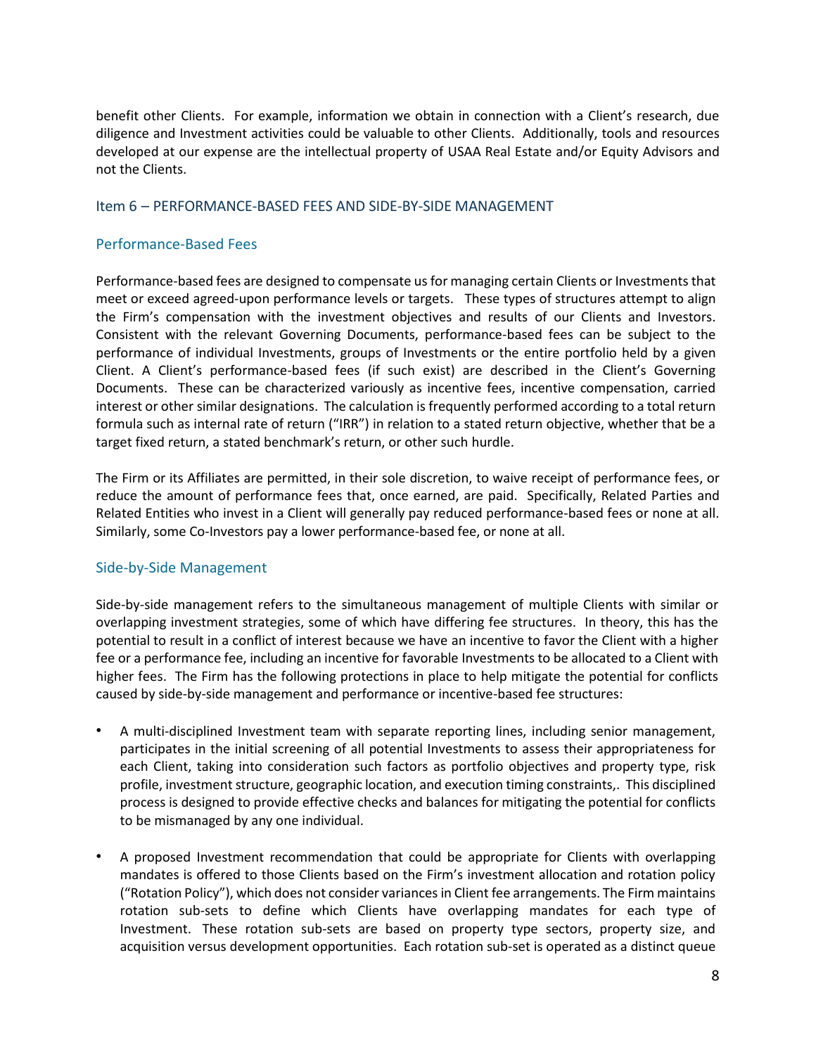benefit other Clients. For example, information we obtain in connection with a Client's research, due diligence and Investment activities could be valuable to other Clients. Additionally, tools and resources developed at our expense are the intellectual property of USAA Real Estate and/or Equity Advisors and not the Clients.

## Item 6 – PERFORMANCE-BASED FEES AND SIDE-BY-SIDE MANAGEMENT

### Performance-Based Fees

Performance-based fees are designed to compensate us for managing certain Clients or Investments that meet or exceed agreed-upon performance levels or targets. These types of structures attempt to align the Firm's compensation with the investment objectives and results of our Clients and Investors. Consistent with the relevant Governing Documents, performance-based fees can be subject to the performance of individual Investments, groups of Investments or the entire portfolio held by a given Client. A Client's performance-based fees (if such exist) are described in the Client's Governing Documents. These can be characterized variously as incentive fees, incentive compensation, carried interest or other similar designations. The calculation is frequently performed according to a total return formula such as internal rate of return ("IRR") in relation to a stated return objective, whether that be a target fixed return, a stated benchmark's return, or other such hurdle.

The Firm or its Affiliates are permitted, in their sole discretion, to waive receipt of performance fees, or reduce the amount of performance fees that, once earned, are paid. Specifically, Related Parties and Related Entities who invest in a Client will generally pay reduced performance-based fees or none at all. Similarly, some Co-Investors pay a lower performance-based fee, or none at all.

### Side-by-Side Management

Side-by-side management refers to the simultaneous management of multiple Clients with similar or overlapping investment strategies, some of which have differing fee structures. In theory, this has the potential to result in a conflict of interest because we have an incentive to favor the Client with a higher fee or a performance fee, including an incentive for favorable Investments to be allocated to a Client with higher fees. The Firm has the following protections in place to help mitigate the potential for conflicts caused by side-by-side management and performance or incentive-based fee structures:

- A multi-disciplined Investment team with separate reporting lines, including senior management, participates in the initial screening of all potential Investments to assess their appropriateness for each Client, taking into consideration such factors as portfolio objectives and property type, risk profile, investment structure, geographic location, and execution timing constraints,. This disciplined process is designed to provide effective checks and balances for mitigating the potential for conflicts to be mismanaged by any one individual.

- A proposed Investment recommendation that could be appropriate for Clients with overlapping mandates is offered to those Clients based on the Firm's investment allocation and rotation policy ("Rotation Policy"), which does not consider variances in Client fee arrangements. The Firm maintains rotation sub-sets to define which Clients have overlapping mandates for each type of Investment. These rotation sub-sets are based on property type sectors, property size, and acquisition versus development opportunities. Each rotation sub-set is operated as a distinct queue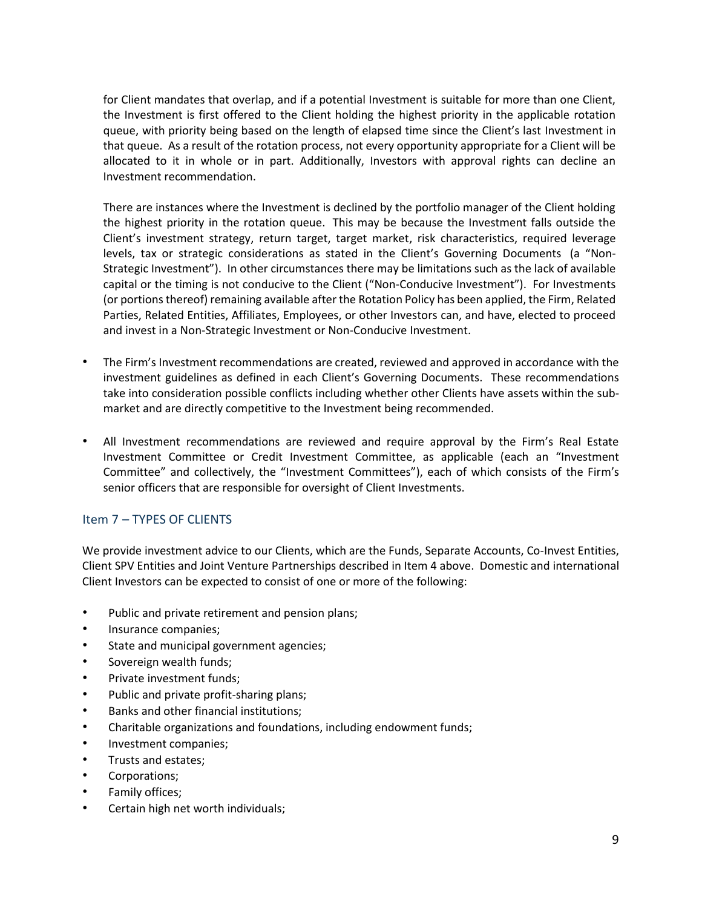for Client mandates that overlap, and if a potential Investment is suitable for more than one Client, the Investment is first offered to the Client holding the highest priority in the applicable rotation queue, with priority being based on the length of elapsed time since the Client's last Investment in that queue. As a result of the rotation process, not every opportunity appropriate for a Client will be allocated to it in whole or in part. Additionally, Investors with approval rights can decline an Investment recommendation.

There are instances where the Investment is declined by the portfolio manager of the Client holding the highest priority in the rotation queue. This may be because the Investment falls outside the Client's investment strategy, return target, target market, risk characteristics, required leverage levels, tax or strategic considerations as stated in the Client's Governing Documents (a "Non-Strategic Investment"). In other circumstances there may be limitations such as the lack of available capital or the timing is not conducive to the Client ("Non-Conducive Investment"). For Investments (or portions thereof) remaining available after the Rotation Policy has been applied, the Firm, Related Parties, Related Entities, Affiliates, Employees, or other Investors can, and have, elected to proceed and invest in a Non-Strategic Investment or Non-Conducive Investment.

- The Firm's Investment recommendations are created, reviewed and approved in accordance with the investment guidelines as defined in each Client's Governing Documents. These recommendations take into consideration possible conflicts including whether other Clients have assets within the sub-market and are directly competitive to the Investment being recommended.
- All Investment recommendations are reviewed and require approval by the Firm's Real Estate Investment Committee or Credit Investment Committee, as applicable (each an "Investment Committee" and collectively, the "Investment Committees"), each of which consists of the Firm's senior officers that are responsible for oversight of Client Investments.

## Item 7 – TYPES OF CLIENTS

We provide investment advice to our Clients, which are the Funds, Separate Accounts, Co-Invest Entities, Client SPV Entities and Joint Venture Partnerships described in Item 4 above. Domestic and international Client Investors can be expected to consist of one or more of the following:

- Public and private retirement and pension plans;
- Insurance companies;
- State and municipal government agencies;
- Sovereign wealth funds;
- Private investment funds;
- Public and private profit-sharing plans;
- Banks and other financial institutions;
- Charitable organizations and foundations, including endowment funds;
- Investment companies;
- Trusts and estates;
- Corporations;
- Family offices;
- Certain high net worth individuals;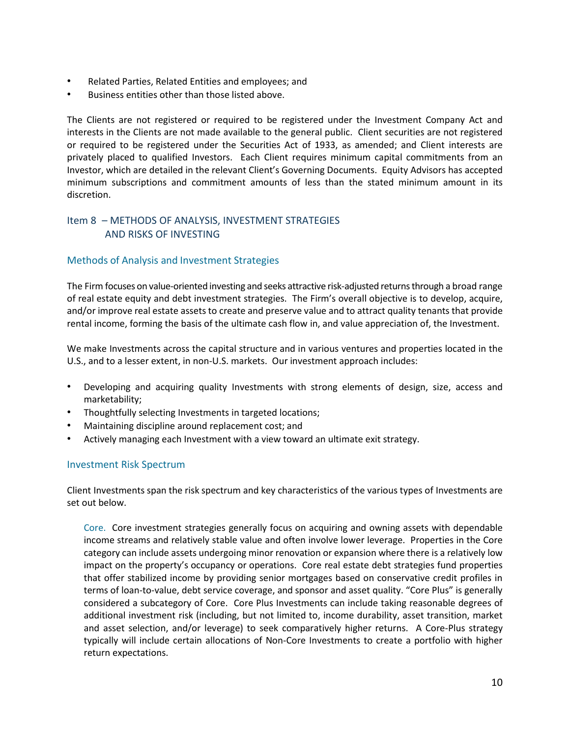- Related Parties, Related Entities and employees; and
- Business entities other than those listed above.

The Clients are not registered or required to be registered under the Investment Company Act and interests in the Clients are not made available to the general public. Client securities are not registered or required to be registered under the Securities Act of 1933, as amended; and Client interests are privately placed to qualified Investors. Each Client requires minimum capital commitments from an Investor, which are detailed in the relevant Client's Governing Documents. Equity Advisors has accepted minimum subscriptions and commitment amounts of less than the stated minimum amount in its discretion.

## Item 8 – METHODS OF ANALYSIS, INVESTMENT STRATEGIES AND RISKS OF INVESTING

### Methods of Analysis and Investment Strategies

The Firm focuses on value-oriented investing and seeks attractive risk-adjusted returns through a broad range of real estate equity and debt investment strategies. The Firm's overall objective is to develop, acquire, and/or improve real estate assets to create and preserve value and to attract quality tenants that provide rental income, forming the basis of the ultimate cash flow in, and value appreciation of, the Investment.

We make Investments across the capital structure and in various ventures and properties located in the U.S., and to a lesser extent, in non-U.S. markets. Our investment approach includes:

- Developing and acquiring quality Investments with strong elements of design, size, access and marketability;
- Thoughtfully selecting Investments in targeted locations;
- Maintaining discipline around replacement cost; and
- Actively managing each Investment with a view toward an ultimate exit strategy.

### Investment Risk Spectrum

Client Investments span the risk spectrum and key characteristics of the various types of Investments are set out below.

Core. Core investment strategies generally focus on acquiring and owning assets with dependable income streams and relatively stable value and often involve lower leverage. Properties in the Core category can include assets undergoing minor renovation or expansion where there is a relatively low impact on the property's occupancy or operations. Core real estate debt strategies fund properties that offer stabilized income by providing senior mortgages based on conservative credit profiles in terms of loan-to-value, debt service coverage, and sponsor and asset quality. "Core Plus" is generally considered a subcategory of Core. Core Plus Investments can include taking reasonable degrees of additional investment risk (including, but not limited to, income durability, asset transition, market and asset selection, and/or leverage) to seek comparatively higher returns. A Core-Plus strategy typically will include certain allocations of Non-Core Investments to create a portfolio with higher return expectations.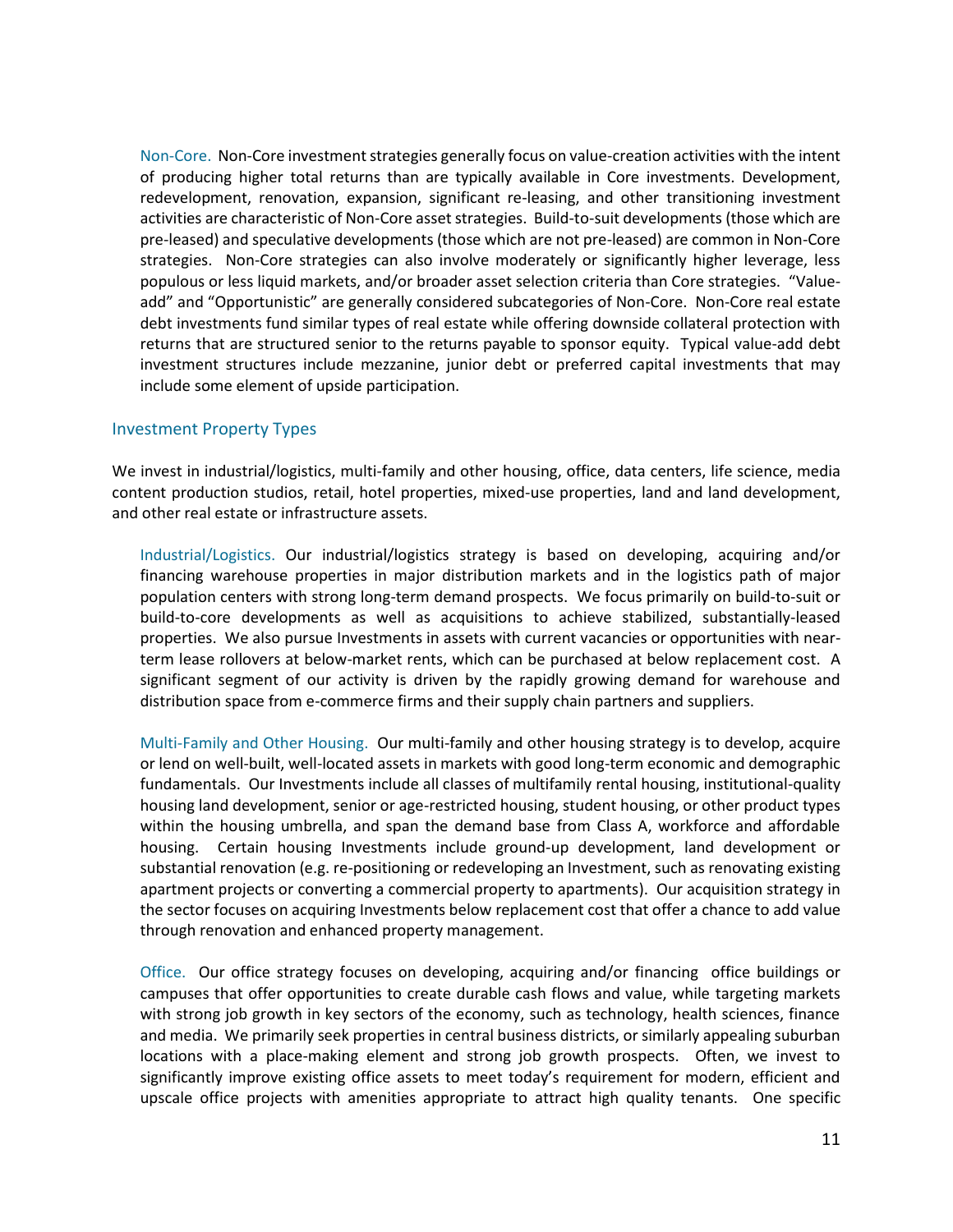Non-Core. Non-Core investment strategies generally focus on value-creation activities with the intent of producing higher total returns than are typically available in Core investments. Development, redevelopment, renovation, expansion, significant re-leasing, and other transitioning investment activities are characteristic of Non-Core asset strategies. Build-to-suit developments (those which are pre-leased) and speculative developments (those which are not pre-leased) are common in Non-Core strategies. Non-Core strategies can also involve moderately or significantly higher leverage, less populous or less liquid markets, and/or broader asset selection criteria than Core strategies. "Value-add" and "Opportunistic" are generally considered subcategories of Non-Core. Non-Core real estate debt investments fund similar types of real estate while offering downside collateral protection with returns that are structured senior to the returns payable to sponsor equity. Typical value-add debt investment structures include mezzanine, junior debt or preferred capital investments that may include some element of upside participation.

## Investment Property Types

We invest in industrial/logistics, multi-family and other housing, office, data centers, life science, media content production studios, retail, hotel properties, mixed-use properties, land and land development, and other real estate or infrastructure assets.

Industrial/Logistics. Our industrial/logistics strategy is based on developing, acquiring and/or financing warehouse properties in major distribution markets and in the logistics path of major population centers with strong long-term demand prospects. We focus primarily on build-to-suit or build-to-core developments as well as acquisitions to achieve stabilized, substantially-leased properties. We also pursue Investments in assets with current vacancies or opportunities with near-term lease rollovers at below-market rents, which can be purchased at below replacement cost. A significant segment of our activity is driven by the rapidly growing demand for warehouse and distribution space from e-commerce firms and their supply chain partners and suppliers.

Multi-Family and Other Housing. Our multi-family and other housing strategy is to develop, acquire or lend on well-built, well-located assets in markets with good long-term economic and demographic fundamentals. Our Investments include all classes of multifamily rental housing, institutional-quality housing land development, senior or age-restricted housing, student housing, or other product types within the housing umbrella, and span the demand base from Class A, workforce and affordable housing. Certain housing Investments include ground-up development, land development or substantial renovation (e.g. re-positioning or redeveloping an Investment, such as renovating existing apartment projects or converting a commercial property to apartments). Our acquisition strategy in the sector focuses on acquiring Investments below replacement cost that offer a chance to add value through renovation and enhanced property management.

Office. Our office strategy focuses on developing, acquiring and/or financing office buildings or campuses that offer opportunities to create durable cash flows and value, while targeting markets with strong job growth in key sectors of the economy, such as technology, health sciences, finance and media. We primarily seek properties in central business districts, or similarly appealing suburban locations with a place-making element and strong job growth prospects. Often, we invest to significantly improve existing office assets to meet today's requirement for modern, efficient and upscale office projects with amenities appropriate to attract high quality tenants. One specific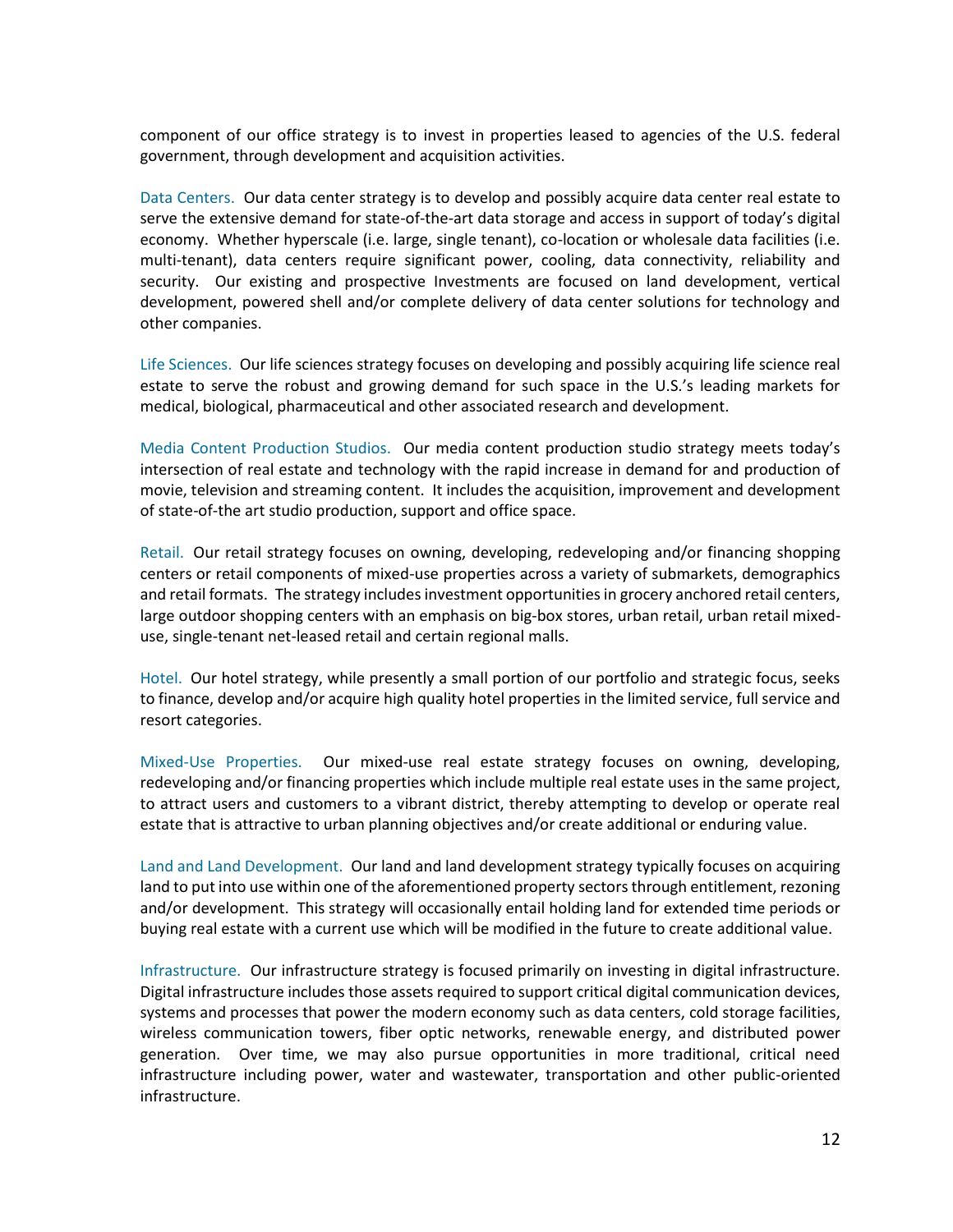component of our office strategy is to invest in properties leased to agencies of the U.S. federal government, through development and acquisition activities.

Data Centers. Our data center strategy is to develop and possibly acquire data center real estate to serve the extensive demand for state-of-the-art data storage and access in support of today's digital economy. Whether hyperscale (i.e. large, single tenant), co-location or wholesale data facilities (i.e. multi-tenant), data centers require significant power, cooling, data connectivity, reliability and security. Our existing and prospective Investments are focused on land development, vertical development, powered shell and/or complete delivery of data center solutions for technology and other companies.

Life Sciences. Our life sciences strategy focuses on developing and possibly acquiring life science real estate to serve the robust and growing demand for such space in the U.S.'s leading markets for medical, biological, pharmaceutical and other associated research and development.

Media Content Production Studios. Our media content production studio strategy meets today's intersection of real estate and technology with the rapid increase in demand for and production of movie, television and streaming content. It includes the acquisition, improvement and development of state-of-the art studio production, support and office space.

Retail. Our retail strategy focuses on owning, developing, redeveloping and/or financing shopping centers or retail components of mixed-use properties across a variety of submarkets, demographics and retail formats. The strategy includes investment opportunities in grocery anchored retail centers, large outdoor shopping centers with an emphasis on big-box stores, urban retail, urban retail mixed-use, single-tenant net-leased retail and certain regional malls.

Hotel. Our hotel strategy, while presently a small portion of our portfolio and strategic focus, seeks to finance, develop and/or acquire high quality hotel properties in the limited service, full service and resort categories.

Mixed-Use Properties. Our mixed-use real estate strategy focuses on owning, developing, redeveloping and/or financing properties which include multiple real estate uses in the same project, to attract users and customers to a vibrant district, thereby attempting to develop or operate real estate that is attractive to urban planning objectives and/or create additional or enduring value.

Land and Land Development. Our land and land development strategy typically focuses on acquiring land to put into use within one of the aforementioned property sectors through entitlement, rezoning and/or development. This strategy will occasionally entail holding land for extended time periods or buying real estate with a current use which will be modified in the future to create additional value.

Infrastructure. Our infrastructure strategy is focused primarily on investing in digital infrastructure. Digital infrastructure includes those assets required to support critical digital communication devices, systems and processes that power the modern economy such as data centers, cold storage facilities, wireless communication towers, fiber optic networks, renewable energy, and distributed power generation. Over time, we may also pursue opportunities in more traditional, critical need infrastructure including power, water and wastewater, transportation and other public-oriented infrastructure.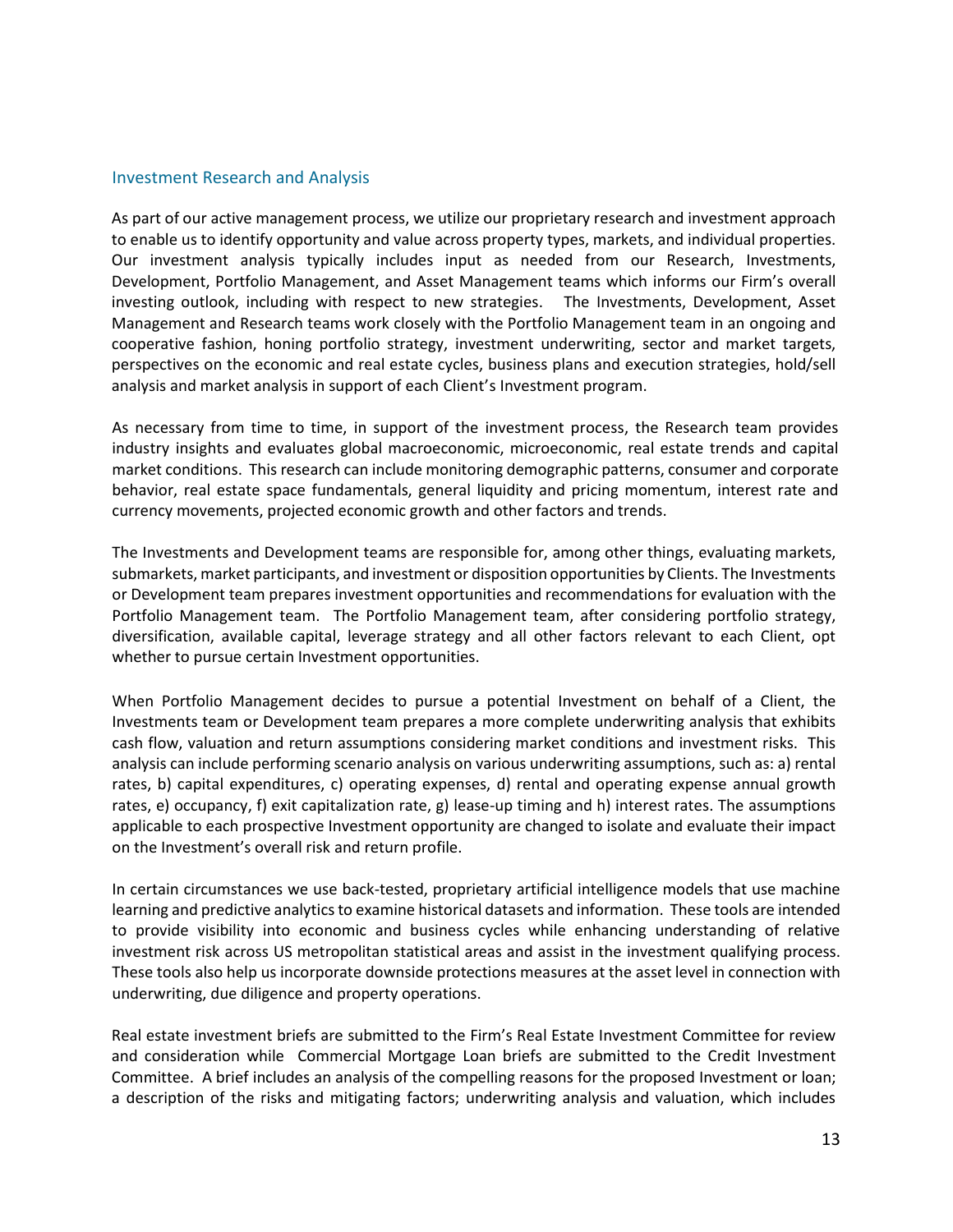## Investment Research and Analysis

As part of our active management process, we utilize our proprietary research and investment approach to enable us to identify opportunity and value across property types, markets, and individual properties. Our investment analysis typically includes input as needed from our Research, Investments, Development, Portfolio Management, and Asset Management teams which informs our Firm's overall investing outlook, including with respect to new strategies. The Investments, Development, Asset Management and Research teams work closely with the Portfolio Management team in an ongoing and cooperative fashion, honing portfolio strategy, investment underwriting, sector and market targets, perspectives on the economic and real estate cycles, business plans and execution strategies, hold/sell analysis and market analysis in support of each Client's Investment program.

As necessary from time to time, in support of the investment process, the Research team provides industry insights and evaluates global macroeconomic, microeconomic, real estate trends and capital market conditions. This research can include monitoring demographic patterns, consumer and corporate behavior, real estate space fundamentals, general liquidity and pricing momentum, interest rate and currency movements, projected economic growth and other factors and trends.

The Investments and Development teams are responsible for, among other things, evaluating markets, submarkets, market participants, and investment or disposition opportunities by Clients. The Investments or Development team prepares investment opportunities and recommendations for evaluation with the Portfolio Management team. The Portfolio Management team, after considering portfolio strategy, diversification, available capital, leverage strategy and all other factors relevant to each Client, opt whether to pursue certain Investment opportunities.

When Portfolio Management decides to pursue a potential Investment on behalf of a Client, the Investments team or Development team prepares a more complete underwriting analysis that exhibits cash flow, valuation and return assumptions considering market conditions and investment risks. This analysis can include performing scenario analysis on various underwriting assumptions, such as: a) rental rates, b) capital expenditures, c) operating expenses, d) rental and operating expense annual growth rates, e) occupancy, f) exit capitalization rate, g) lease-up timing and h) interest rates. The assumptions applicable to each prospective Investment opportunity are changed to isolate and evaluate their impact on the Investment's overall risk and return profile.

In certain circumstances we use back-tested, proprietary artificial intelligence models that use machine learning and predictive analytics to examine historical datasets and information. These tools are intended to provide visibility into economic and business cycles while enhancing understanding of relative investment risk across US metropolitan statistical areas and assist in the investment qualifying process. These tools also help us incorporate downside protections measures at the asset level in connection with underwriting, due diligence and property operations.

Real estate investment briefs are submitted to the Firm's Real Estate Investment Committee for review and consideration while Commercial Mortgage Loan briefs are submitted to the Credit Investment Committee. A brief includes an analysis of the compelling reasons for the proposed Investment or loan; a description of the risks and mitigating factors; underwriting analysis and valuation, which includes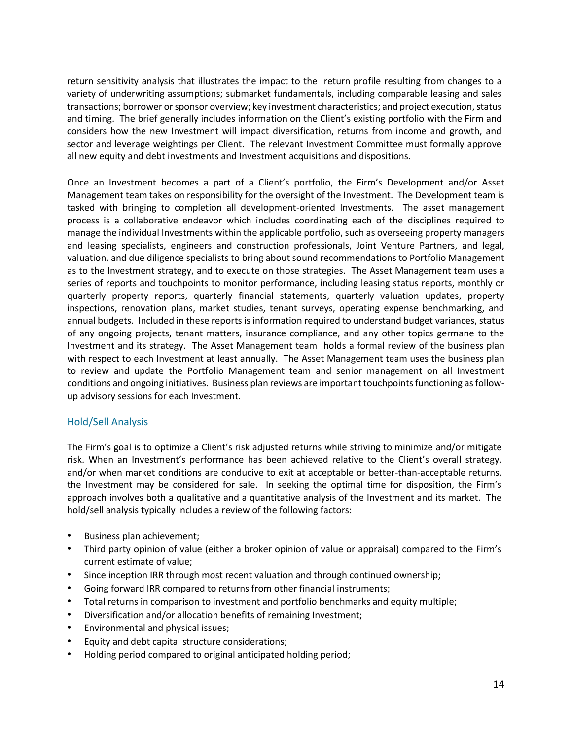return sensitivity analysis that illustrates the impact to the return profile resulting from changes to a variety of underwriting assumptions; submarket fundamentals, including comparable leasing and sales transactions; borrower or sponsor overview; key investment characteristics; and project execution, status and timing. The brief generally includes information on the Client's existing portfolio with the Firm and considers how the new Investment will impact diversification, returns from income and growth, and sector and leverage weightings per Client. The relevant Investment Committee must formally approve all new equity and debt investments and Investment acquisitions and dispositions.

Once an Investment becomes a part of a Client's portfolio, the Firm's Development and/or Asset Management team takes on responsibility for the oversight of the Investment. The Development team is tasked with bringing to completion all development-oriented Investments. The asset management process is a collaborative endeavor which includes coordinating each of the disciplines required to manage the individual Investments within the applicable portfolio, such as overseeing property managers and leasing specialists, engineers and construction professionals, Joint Venture Partners, and legal, valuation, and due diligence specialists to bring about sound recommendations to Portfolio Management as to the Investment strategy, and to execute on those strategies. The Asset Management team uses a series of reports and touchpoints to monitor performance, including leasing status reports, monthly or quarterly property reports, quarterly financial statements, quarterly valuation updates, property inspections, renovation plans, market studies, tenant surveys, operating expense benchmarking, and annual budgets. Included in these reports is information required to understand budget variances, status of any ongoing projects, tenant matters, insurance compliance, and any other topics germane to the Investment and its strategy. The Asset Management team holds a formal review of the business plan with respect to each Investment at least annually. The Asset Management team uses the business plan to review and update the Portfolio Management team and senior management on all Investment conditions and ongoing initiatives. Business plan reviews are important touchpoints functioning as follow-up advisory sessions for each Investment.

## Hold/Sell Analysis

The Firm's goal is to optimize a Client's risk adjusted returns while striving to minimize and/or mitigate risk. When an Investment's performance has been achieved relative to the Client's overall strategy, and/or when market conditions are conducive to exit at acceptable or better-than-acceptable returns, the Investment may be considered for sale. In seeking the optimal time for disposition, the Firm's approach involves both a qualitative and a quantitative analysis of the Investment and its market. The hold/sell analysis typically includes a review of the following factors:

- Business plan achievement;
- Third party opinion of value (either a broker opinion of value or appraisal) compared to the Firm's current estimate of value;
- Since inception IRR through most recent valuation and through continued ownership;
- Going forward IRR compared to returns from other financial instruments;
- Total returns in comparison to investment and portfolio benchmarks and equity multiple;
- Diversification and/or allocation benefits of remaining Investment;
- Environmental and physical issues;
- Equity and debt capital structure considerations;
- Holding period compared to original anticipated holding period;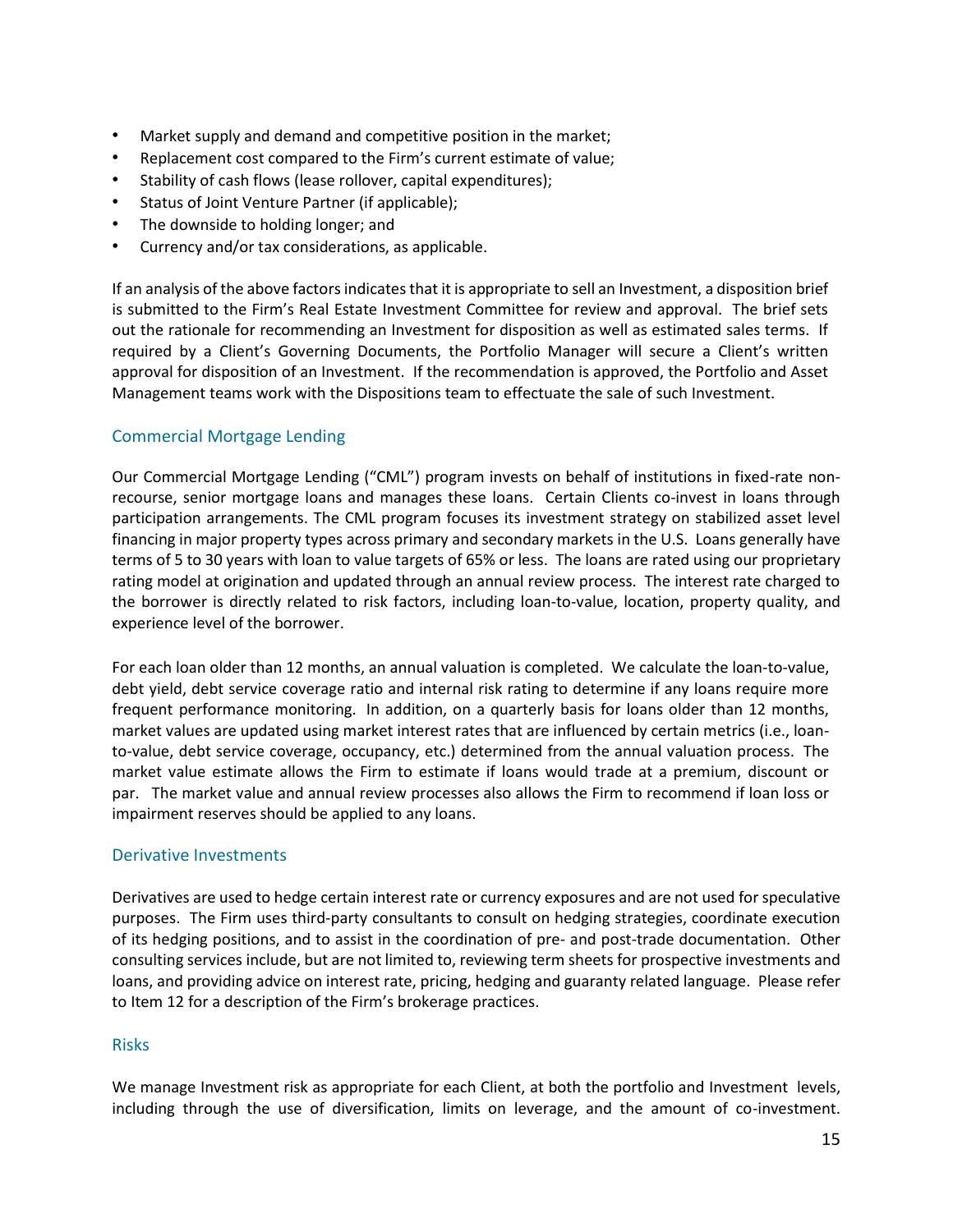- Market supply and demand and competitive position in the market;
- Replacement cost compared to the Firm's current estimate of value;
- Stability of cash flows (lease rollover, capital expenditures);
- Status of Joint Venture Partner (if applicable);
- The downside to holding longer; and
- Currency and/or tax considerations, as applicable.

If an analysis of the above factors indicates that it is appropriate to sell an Investment, a disposition brief is submitted to the Firm's Real Estate Investment Committee for review and approval. The brief sets out the rationale for recommending an Investment for disposition as well as estimated sales terms. If required by a Client's Governing Documents, the Portfolio Manager will secure a Client's written approval for disposition of an Investment. If the recommendation is approved, the Portfolio and Asset Management teams work with the Dispositions team to effectuate the sale of such Investment.

### Commercial Mortgage Lending

Our Commercial Mortgage Lending ("CML") program invests on behalf of institutions in fixed-rate non-recourse, senior mortgage loans and manages these loans. Certain Clients co-invest in loans through participation arrangements. The CML program focuses its investment strategy on stabilized asset level financing in major property types across primary and secondary markets in the U.S. Loans generally have terms of 5 to 30 years with loan to value targets of 65% or less. The loans are rated using our proprietary rating model at origination and updated through an annual review process. The interest rate charged to the borrower is directly related to risk factors, including loan-to-value, location, property quality, and experience level of the borrower.

For each loan older than 12 months, an annual valuation is completed. We calculate the loan-to-value, debt yield, debt service coverage ratio and internal risk rating to determine if any loans require more frequent performance monitoring. In addition, on a quarterly basis for loans older than 12 months, market values are updated using market interest rates that are influenced by certain metrics (i.e., loan-to-value, debt service coverage, occupancy, etc.) determined from the annual valuation process. The market value estimate allows the Firm to estimate if loans would trade at a premium, discount or par. The market value and annual review processes also allows the Firm to recommend if loan loss or impairment reserves should be applied to any loans.

### Derivative Investments

Derivatives are used to hedge certain interest rate or currency exposures and are not used for speculative purposes. The Firm uses third-party consultants to consult on hedging strategies, coordinate execution of its hedging positions, and to assist in the coordination of pre- and post-trade documentation. Other consulting services include, but are not limited to, reviewing term sheets for prospective investments and loans, and providing advice on interest rate, pricing, hedging and guaranty related language. Please refer to Item 12 for a description of the Firm's brokerage practices.

### Risks

We manage Investment risk as appropriate for each Client, at both the portfolio and Investment levels, including through the use of diversification, limits on leverage, and the amount of co-investment.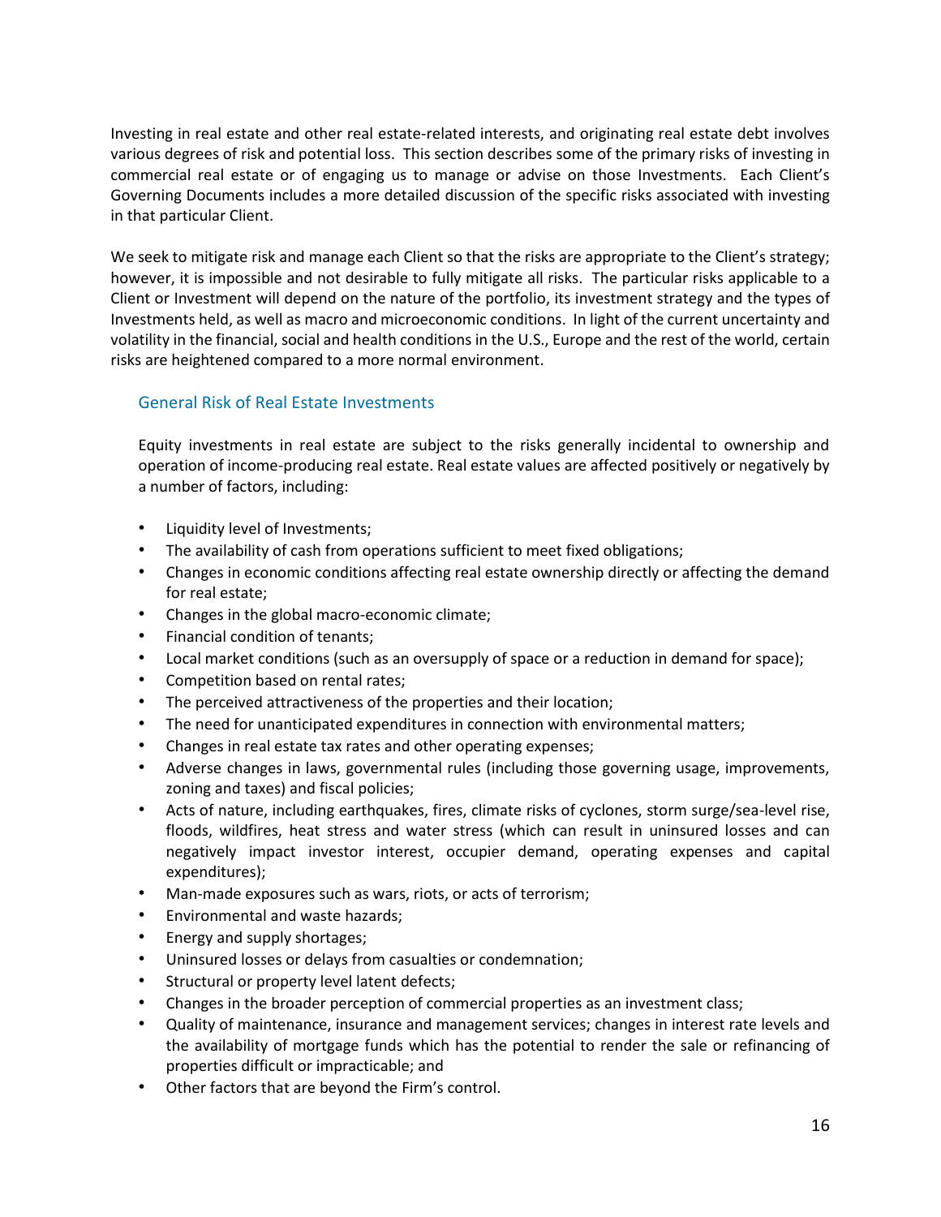Investing in real estate and other real estate-related interests, and originating real estate debt involves various degrees of risk and potential loss. This section describes some of the primary risks of investing in commercial real estate or of engaging us to manage or advise on those Investments. Each Client's Governing Documents includes a more detailed discussion of the specific risks associated with investing in that particular Client.

We seek to mitigate risk and manage each Client so that the risks are appropriate to the Client's strategy; however, it is impossible and not desirable to fully mitigate all risks. The particular risks applicable to a Client or Investment will depend on the nature of the portfolio, its investment strategy and the types of Investments held, as well as macro and microeconomic conditions. In light of the current uncertainty and volatility in the financial, social and health conditions in the U.S., Europe and the rest of the world, certain risks are heightened compared to a more normal environment.

### General Risk of Real Estate Investments

Equity investments in real estate are subject to the risks generally incidental to ownership and operation of income-producing real estate. Real estate values are affected positively or negatively by a number of factors, including:

- Liquidity level of Investments;
- The availability of cash from operations sufficient to meet fixed obligations;
- Changes in economic conditions affecting real estate ownership directly or affecting the demand for real estate;
- Changes in the global macro-economic climate;
- Financial condition of tenants;
- Local market conditions (such as an oversupply of space or a reduction in demand for space);
- Competition based on rental rates;
- The perceived attractiveness of the properties and their location;
- The need for unanticipated expenditures in connection with environmental matters;
- Changes in real estate tax rates and other operating expenses;
- Adverse changes in laws, governmental rules (including those governing usage, improvements, zoning and taxes) and fiscal policies;
- Acts of nature, including earthquakes, fires, climate risks of cyclones, storm surge/sea-level rise, floods, wildfires, heat stress and water stress (which can result in uninsured losses and can negatively impact investor interest, occupier demand, operating expenses and capital expenditures);
- Man-made exposures such as wars, riots, or acts of terrorism;
- Environmental and waste hazards;
- Energy and supply shortages;
- Uninsured losses or delays from casualties or condemnation;
- Structural or property level latent defects;
- Changes in the broader perception of commercial properties as an investment class;
- Quality of maintenance, insurance and management services; changes in interest rate levels and the availability of mortgage funds which has the potential to render the sale or refinancing of properties difficult or impracticable; and
- Other factors that are beyond the Firm's control.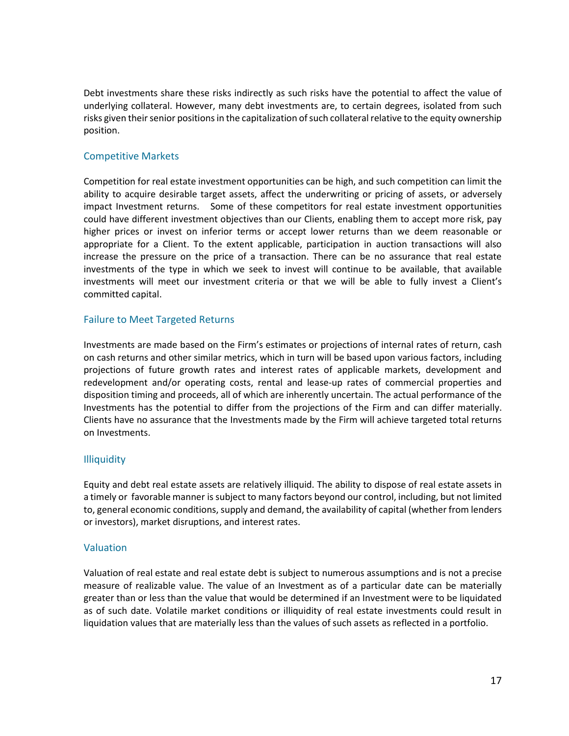Debt investments share these risks indirectly as such risks have the potential to affect the value of underlying collateral. However, many debt investments are, to certain degrees, isolated from such risks given their senior positions in the capitalization of such collateral relative to the equity ownership position.

### Competitive Markets

Competition for real estate investment opportunities can be high, and such competition can limit the ability to acquire desirable target assets, affect the underwriting or pricing of assets, or adversely impact Investment returns. Some of these competitors for real estate investment opportunities could have different investment objectives than our Clients, enabling them to accept more risk, pay higher prices or invest on inferior terms or accept lower returns than we deem reasonable or appropriate for a Client. To the extent applicable, participation in auction transactions will also increase the pressure on the price of a transaction. There can be no assurance that real estate investments of the type in which we seek to invest will continue to be available, that available investments will meet our investment criteria or that we will be able to fully invest a Client's committed capital.

### Failure to Meet Targeted Returns

Investments are made based on the Firm's estimates or projections of internal rates of return, cash on cash returns and other similar metrics, which in turn will be based upon various factors, including projections of future growth rates and interest rates of applicable markets, development and redevelopment and/or operating costs, rental and lease-up rates of commercial properties and disposition timing and proceeds, all of which are inherently uncertain. The actual performance of the Investments has the potential to differ from the projections of the Firm and can differ materially. Clients have no assurance that the Investments made by the Firm will achieve targeted total returns on Investments.

### Illiquidity

Equity and debt real estate assets are relatively illiquid. The ability to dispose of real estate assets in a timely or favorable manner is subject to many factors beyond our control, including, but not limited to, general economic conditions, supply and demand, the availability of capital (whether from lenders or investors), market disruptions, and interest rates.

### Valuation

Valuation of real estate and real estate debt is subject to numerous assumptions and is not a precise measure of realizable value. The value of an Investment as of a particular date can be materially greater than or less than the value that would be determined if an Investment were to be liquidated as of such date. Volatile market conditions or illiquidity of real estate investments could result in liquidation values that are materially less than the values of such assets as reflected in a portfolio.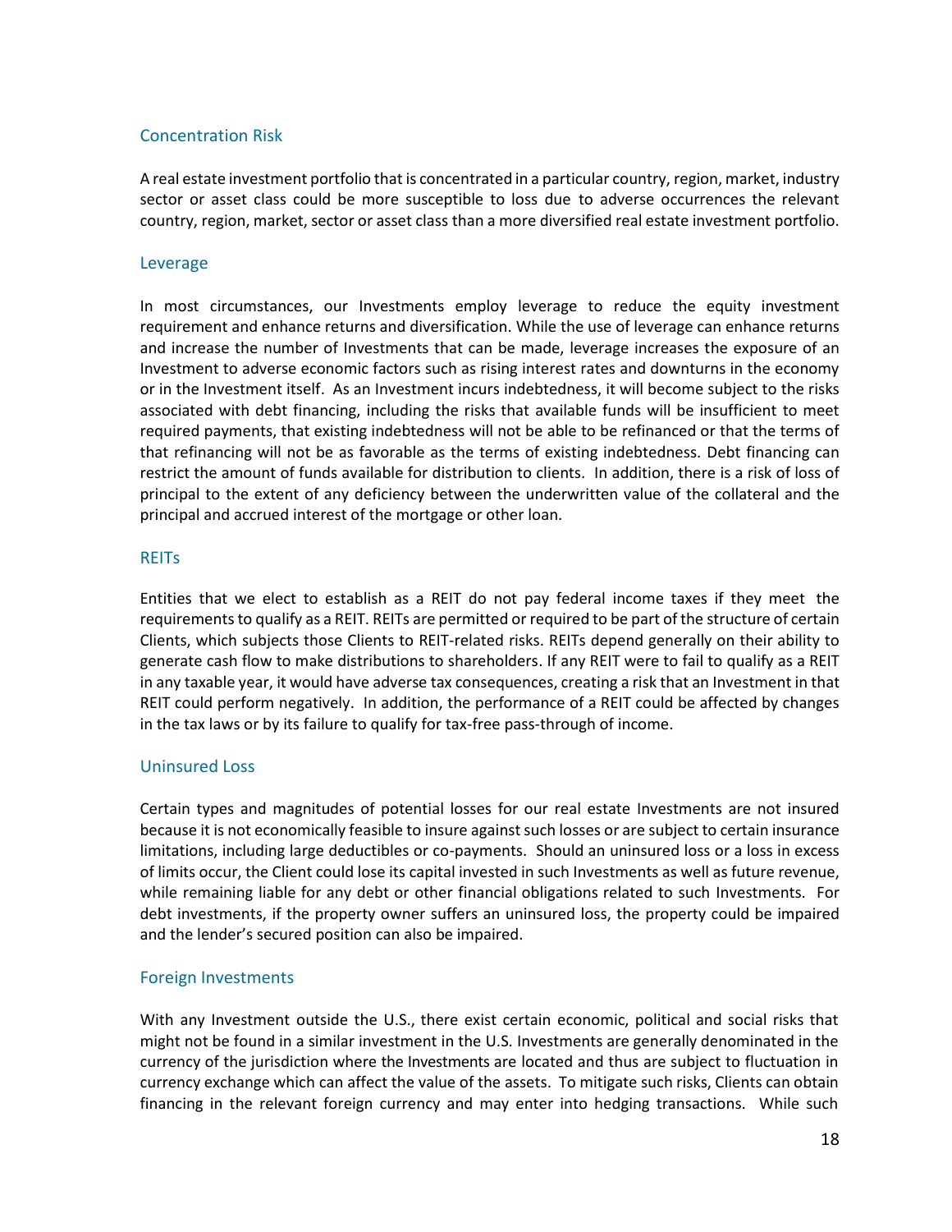### Concentration Risk

A real estate investment portfolio that is concentrated in a particular country, region, market, industry sector or asset class could be more susceptible to loss due to adverse occurrences the relevant country, region, market, sector or asset class than a more diversified real estate investment portfolio.

### Leverage

In most circumstances, our Investments employ leverage to reduce the equity investment requirement and enhance returns and diversification. While the use of leverage can enhance returns and increase the number of Investments that can be made, leverage increases the exposure of an Investment to adverse economic factors such as rising interest rates and downturns in the economy or in the Investment itself. As an Investment incurs indebtedness, it will become subject to the risks associated with debt financing, including the risks that available funds will be insufficient to meet required payments, that existing indebtedness will not be able to be refinanced or that the terms of that refinancing will not be as favorable as the terms of existing indebtedness. Debt financing can restrict the amount of funds available for distribution to clients. In addition, there is a risk of loss of principal to the extent of any deficiency between the underwritten value of the collateral and the principal and accrued interest of the mortgage or other loan.

### REITs

Entities that we elect to establish as a REIT do not pay federal income taxes if they meet the requirements to qualify as a REIT. REITs are permitted or required to be part of the structure of certain Clients, which subjects those Clients to REIT-related risks. REITs depend generally on their ability to generate cash flow to make distributions to shareholders. If any REIT were to fail to qualify as a REIT in any taxable year, it would have adverse tax consequences, creating a risk that an Investment in that REIT could perform negatively. In addition, the performance of a REIT could be affected by changes in the tax laws or by its failure to qualify for tax-free pass-through of income.

### Uninsured Loss

Certain types and magnitudes of potential losses for our real estate Investments are not insured because it is not economically feasible to insure against such losses or are subject to certain insurance limitations, including large deductibles or co-payments. Should an uninsured loss or a loss in excess of limits occur, the Client could lose its capital invested in such Investments as well as future revenue, while remaining liable for any debt or other financial obligations related to such Investments. For debt investments, if the property owner suffers an uninsured loss, the property could be impaired and the lender's secured position can also be impaired.

### Foreign Investments

With any Investment outside the U.S., there exist certain economic, political and social risks that might not be found in a similar investment in the U.S. Investments are generally denominated in the currency of the jurisdiction where the Investments are located and thus are subject to fluctuation in currency exchange which can affect the value of the assets. To mitigate such risks, Clients can obtain financing in the relevant foreign currency and may enter into hedging transactions. While such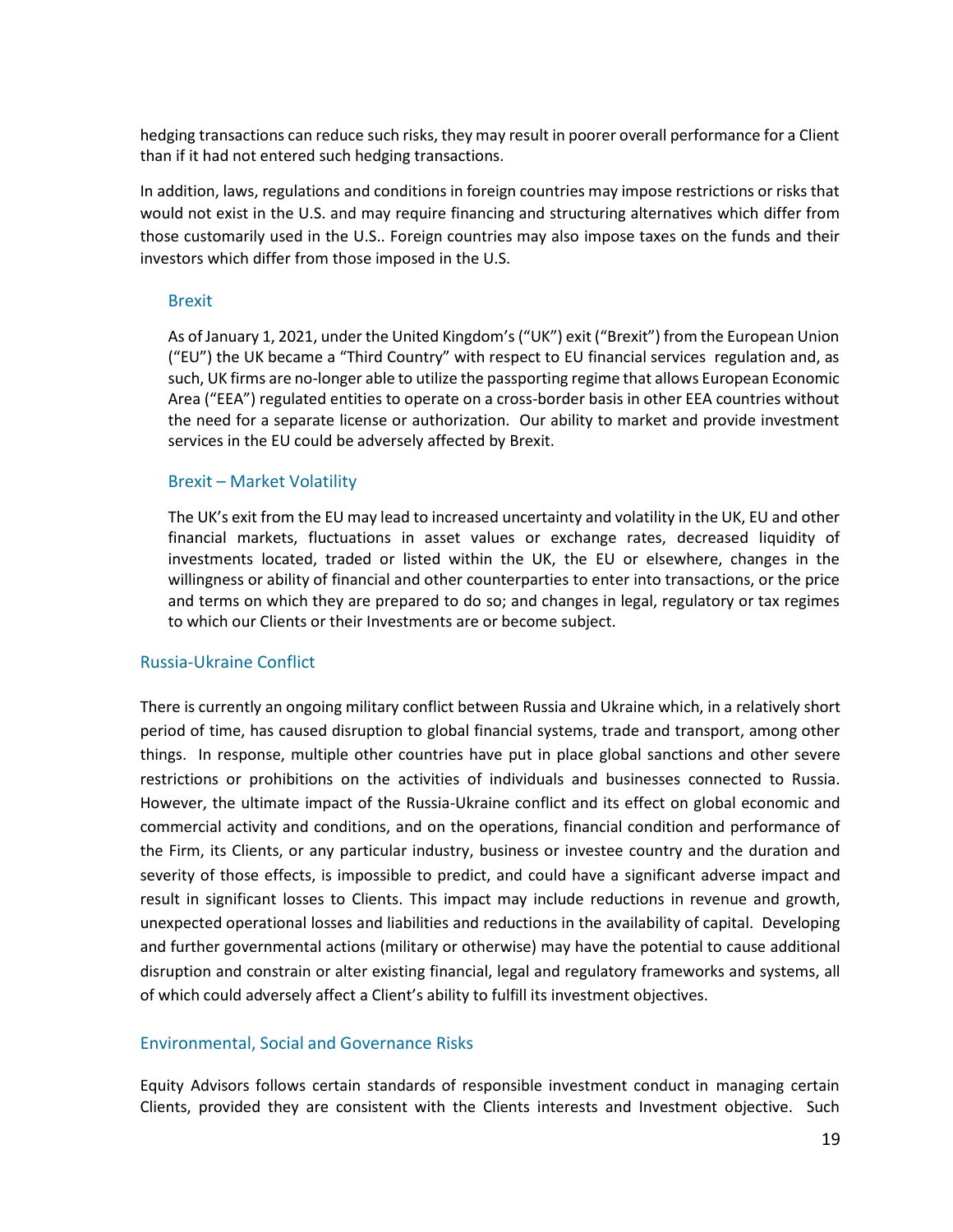hedging transactions can reduce such risks, they may result in poorer overall performance for a Client than if it had not entered such hedging transactions.

In addition, laws, regulations and conditions in foreign countries may impose restrictions or risks that would not exist in the U.S. and may require financing and structuring alternatives which differ from those customarily used in the U.S.. Foreign countries may also impose taxes on the funds and their investors which differ from those imposed in the U.S.

### Brexit

As of January 1, 2021, under the United Kingdom's ("UK") exit ("Brexit") from the European Union ("EU") the UK became a "Third Country" with respect to EU financial services regulation and, as such, UK firms are no-longer able to utilize the passporting regime that allows European Economic Area ("EEA") regulated entities to operate on a cross-border basis in other EEA countries without the need for a separate license or authorization. Our ability to market and provide investment services in the EU could be adversely affected by Brexit.

### Brexit – Market Volatility

The UK's exit from the EU may lead to increased uncertainty and volatility in the UK, EU and other financial markets, fluctuations in asset values or exchange rates, decreased liquidity of investments located, traded or listed within the UK, the EU or elsewhere, changes in the willingness or ability of financial and other counterparties to enter into transactions, or the price and terms on which they are prepared to do so; and changes in legal, regulatory or tax regimes to which our Clients or their Investments are or become subject.

## Russia-Ukraine Conflict

There is currently an ongoing military conflict between Russia and Ukraine which, in a relatively short period of time, has caused disruption to global financial systems, trade and transport, among other things. In response, multiple other countries have put in place global sanctions and other severe restrictions or prohibitions on the activities of individuals and businesses connected to Russia. However, the ultimate impact of the Russia-Ukraine conflict and its effect on global economic and commercial activity and conditions, and on the operations, financial condition and performance of the Firm, its Clients, or any particular industry, business or investee country and the duration and severity of those effects, is impossible to predict, and could have a significant adverse impact and result in significant losses to Clients. This impact may include reductions in revenue and growth, unexpected operational losses and liabilities and reductions in the availability of capital. Developing and further governmental actions (military or otherwise) may have the potential to cause additional disruption and constrain or alter existing financial, legal and regulatory frameworks and systems, all of which could adversely affect a Client's ability to fulfill its investment objectives.

## Environmental, Social and Governance Risks

Equity Advisors follows certain standards of responsible investment conduct in managing certain Clients, provided they are consistent with the Clients interests and Investment objective. Such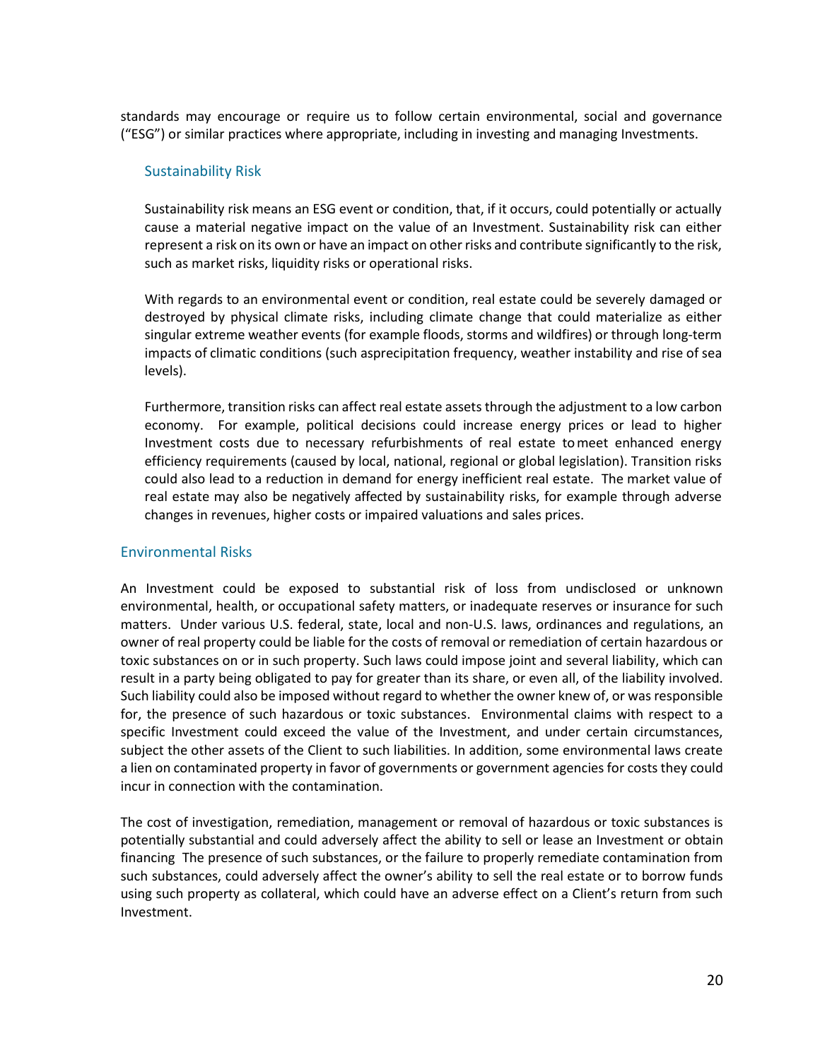standards may encourage or require us to follow certain environmental, social and governance ("ESG") or similar practices where appropriate, including in investing and managing Investments.

### Sustainability Risk

Sustainability risk means an ESG event or condition, that, if it occurs, could potentially or actually cause a material negative impact on the value of an Investment. Sustainability risk can either represent a risk on its own or have an impact on other risks and contribute significantly to the risk, such as market risks, liquidity risks or operational risks.

With regards to an environmental event or condition, real estate could be severely damaged or destroyed by physical climate risks, including climate change that could materialize as either singular extreme weather events (for example floods, storms and wildfires) or through long-term impacts of climatic conditions (such asprecipitation frequency, weather instability and rise of sea levels).

Furthermore, transition risks can affect real estate assets through the adjustment to a low carbon economy. For example, political decisions could increase energy prices or lead to higher Investment costs due to necessary refurbishments of real estate to meet enhanced energy efficiency requirements (caused by local, national, regional or global legislation). Transition risks could also lead to a reduction in demand for energy inefficient real estate. The market value of real estate may also be negatively affected by sustainability risks, for example through adverse changes in revenues, higher costs or impaired valuations and sales prices.

## Environmental Risks

An Investment could be exposed to substantial risk of loss from undisclosed or unknown environmental, health, or occupational safety matters, or inadequate reserves or insurance for such matters. Under various U.S. federal, state, local and non-U.S. laws, ordinances and regulations, an owner of real property could be liable for the costs of removal or remediation of certain hazardous or toxic substances on or in such property. Such laws could impose joint and several liability, which can result in a party being obligated to pay for greater than its share, or even all, of the liability involved. Such liability could also be imposed without regard to whether the owner knew of, or was responsible for, the presence of such hazardous or toxic substances. Environmental claims with respect to a specific Investment could exceed the value of the Investment, and under certain circumstances, subject the other assets of the Client to such liabilities. In addition, some environmental laws create a lien on contaminated property in favor of governments or government agencies for costs they could incur in connection with the contamination.

The cost of investigation, remediation, management or removal of hazardous or toxic substances is potentially substantial and could adversely affect the ability to sell or lease an Investment or obtain financing The presence of such substances, or the failure to properly remediate contamination from such substances, could adversely affect the owner's ability to sell the real estate or to borrow funds using such property as collateral, which could have an adverse effect on a Client's return from such Investment.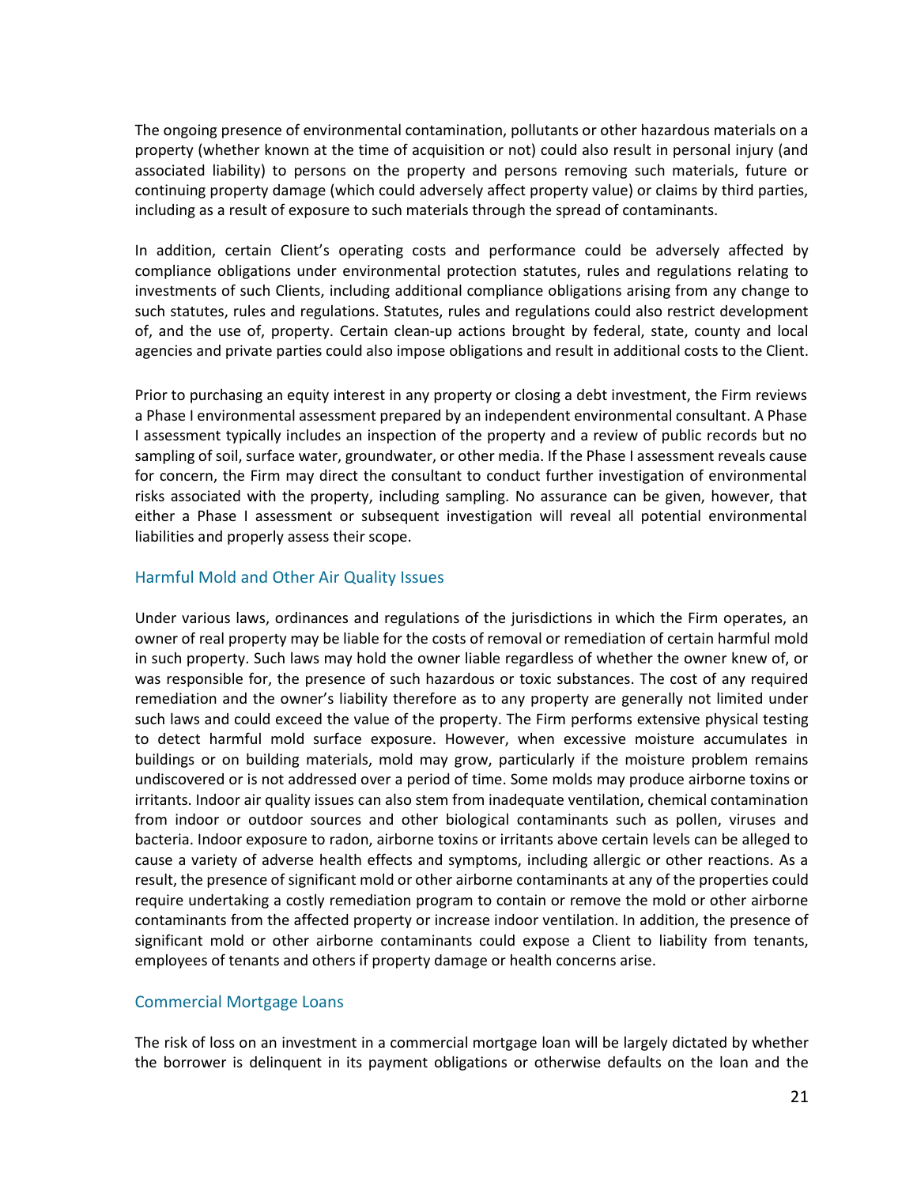The ongoing presence of environmental contamination, pollutants or other hazardous materials on a property (whether known at the time of acquisition or not) could also result in personal injury (and associated liability) to persons on the property and persons removing such materials, future or continuing property damage (which could adversely affect property value) or claims by third parties, including as a result of exposure to such materials through the spread of contaminants.

In addition, certain Client's operating costs and performance could be adversely affected by compliance obligations under environmental protection statutes, rules and regulations relating to investments of such Clients, including additional compliance obligations arising from any change to such statutes, rules and regulations. Statutes, rules and regulations could also restrict development of, and the use of, property. Certain clean-up actions brought by federal, state, county and local agencies and private parties could also impose obligations and result in additional costs to the Client.

Prior to purchasing an equity interest in any property or closing a debt investment, the Firm reviews a Phase I environmental assessment prepared by an independent environmental consultant. A Phase I assessment typically includes an inspection of the property and a review of public records but no sampling of soil, surface water, groundwater, or other media. If the Phase I assessment reveals cause for concern, the Firm may direct the consultant to conduct further investigation of environmental risks associated with the property, including sampling. No assurance can be given, however, that either a Phase I assessment or subsequent investigation will reveal all potential environmental liabilities and properly assess their scope.

### Harmful Mold and Other Air Quality Issues

Under various laws, ordinances and regulations of the jurisdictions in which the Firm operates, an owner of real property may be liable for the costs of removal or remediation of certain harmful mold in such property. Such laws may hold the owner liable regardless of whether the owner knew of, or was responsible for, the presence of such hazardous or toxic substances. The cost of any required remediation and the owner's liability therefore as to any property are generally not limited under such laws and could exceed the value of the property. The Firm performs extensive physical testing to detect harmful mold surface exposure. However, when excessive moisture accumulates in buildings or on building materials, mold may grow, particularly if the moisture problem remains undiscovered or is not addressed over a period of time. Some molds may produce airborne toxins or irritants. Indoor air quality issues can also stem from inadequate ventilation, chemical contamination from indoor or outdoor sources and other biological contaminants such as pollen, viruses and bacteria. Indoor exposure to radon, airborne toxins or irritants above certain levels can be alleged to cause a variety of adverse health effects and symptoms, including allergic or other reactions. As a result, the presence of significant mold or other airborne contaminants at any of the properties could require undertaking a costly remediation program to contain or remove the mold or other airborne contaminants from the affected property or increase indoor ventilation. In addition, the presence of significant mold or other airborne contaminants could expose a Client to liability from tenants, employees of tenants and others if property damage or health concerns arise.

### Commercial Mortgage Loans

The risk of loss on an investment in a commercial mortgage loan will be largely dictated by whether the borrower is delinquent in its payment obligations or otherwise defaults on the loan and the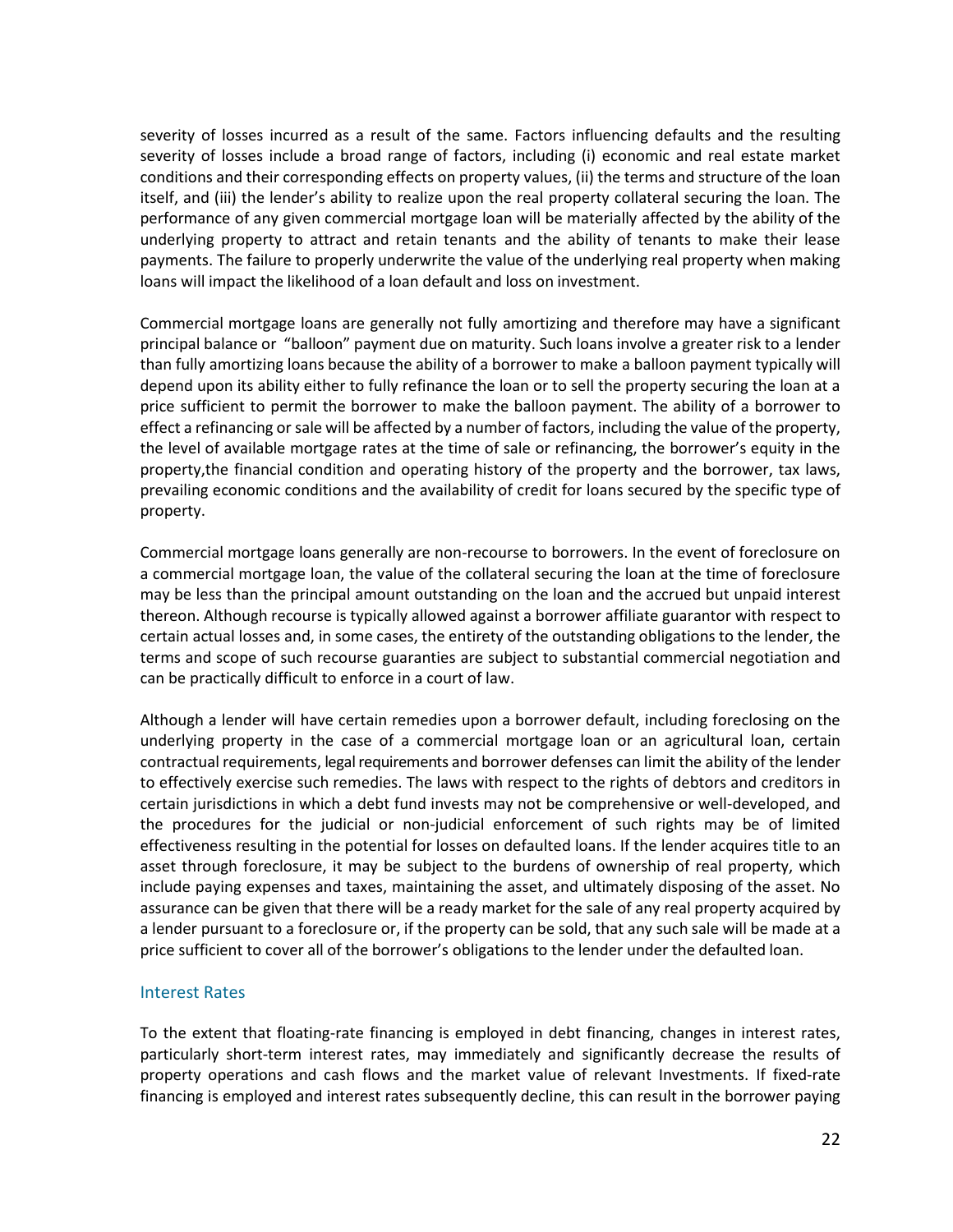severity of losses incurred as a result of the same. Factors influencing defaults and the resulting severity of losses include a broad range of factors, including (i) economic and real estate market conditions and their corresponding effects on property values, (ii) the terms and structure of the loan itself, and (iii) the lender's ability to realize upon the real property collateral securing the loan. The performance of any given commercial mortgage loan will be materially affected by the ability of the underlying property to attract and retain tenants and the ability of tenants to make their lease payments. The failure to properly underwrite the value of the underlying real property when making loans will impact the likelihood of a loan default and loss on investment.

Commercial mortgage loans are generally not fully amortizing and therefore may have a significant principal balance or "balloon" payment due on maturity. Such loans involve a greater risk to a lender than fully amortizing loans because the ability of a borrower to make a balloon payment typically will depend upon its ability either to fully refinance the loan or to sell the property securing the loan at a price sufficient to permit the borrower to make the balloon payment. The ability of a borrower to effect a refinancing or sale will be affected by a number of factors, including the value of the property, the level of available mortgage rates at the time of sale or refinancing, the borrower's equity in the property,the financial condition and operating history of the property and the borrower, tax laws, prevailing economic conditions and the availability of credit for loans secured by the specific type of property.

Commercial mortgage loans generally are non-recourse to borrowers. In the event of foreclosure on a commercial mortgage loan, the value of the collateral securing the loan at the time of foreclosure may be less than the principal amount outstanding on the loan and the accrued but unpaid interest thereon. Although recourse is typically allowed against a borrower affiliate guarantor with respect to certain actual losses and, in some cases, the entirety of the outstanding obligations to the lender, the terms and scope of such recourse guaranties are subject to substantial commercial negotiation and can be practically difficult to enforce in a court of law.

Although a lender will have certain remedies upon a borrower default, including foreclosing on the underlying property in the case of a commercial mortgage loan or an agricultural loan, certain contractual requirements, legal requirements and borrower defenses can limit the ability of the lender to effectively exercise such remedies. The laws with respect to the rights of debtors and creditors in certain jurisdictions in which a debt fund invests may not be comprehensive or well-developed, and the procedures for the judicial or non-judicial enforcement of such rights may be of limited effectiveness resulting in the potential for losses on defaulted loans. If the lender acquires title to an asset through foreclosure, it may be subject to the burdens of ownership of real property, which include paying expenses and taxes, maintaining the asset, and ultimately disposing of the asset. No assurance can be given that there will be a ready market for the sale of any real property acquired by a lender pursuant to a foreclosure or, if the property can be sold, that any such sale will be made at a price sufficient to cover all of the borrower's obligations to the lender under the defaulted loan.

### Interest Rates

To the extent that floating-rate financing is employed in debt financing, changes in interest rates, particularly short-term interest rates, may immediately and significantly decrease the results of property operations and cash flows and the market value of relevant Investments. If fixed-rate financing is employed and interest rates subsequently decline, this can result in the borrower paying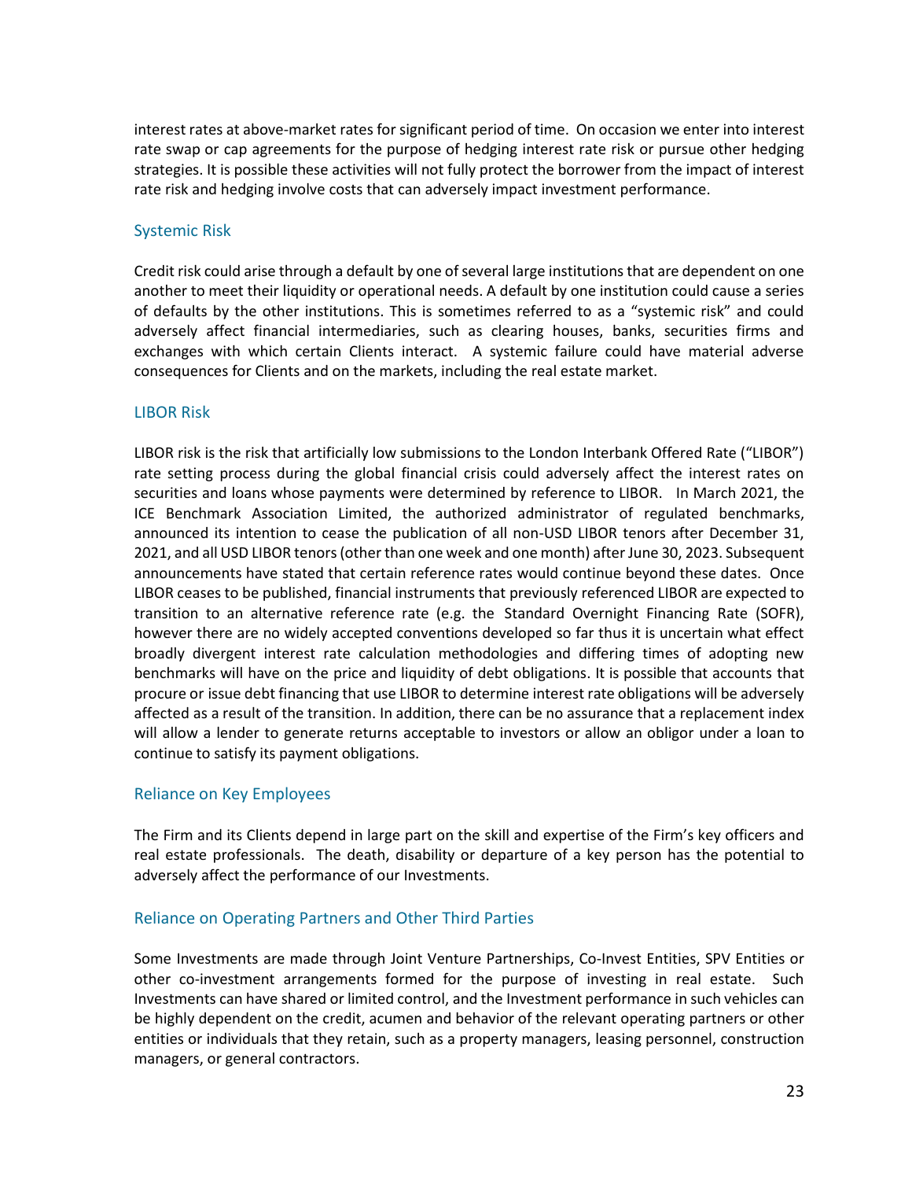interest rates at above-market rates for significant period of time. On occasion we enter into interest rate swap or cap agreements for the purpose of hedging interest rate risk or pursue other hedging strategies. It is possible these activities will not fully protect the borrower from the impact of interest rate risk and hedging involve costs that can adversely impact investment performance.

### Systemic Risk

Credit risk could arise through a default by one of several large institutions that are dependent on one another to meet their liquidity or operational needs. A default by one institution could cause a series of defaults by the other institutions. This is sometimes referred to as a "systemic risk" and could adversely affect financial intermediaries, such as clearing houses, banks, securities firms and exchanges with which certain Clients interact. A systemic failure could have material adverse consequences for Clients and on the markets, including the real estate market.

### LIBOR Risk

LIBOR risk is the risk that artificially low submissions to the London Interbank Offered Rate ("LIBOR") rate setting process during the global financial crisis could adversely affect the interest rates on securities and loans whose payments were determined by reference to LIBOR. In March 2021, the ICE Benchmark Association Limited, the authorized administrator of regulated benchmarks, announced its intention to cease the publication of all non-USD LIBOR tenors after December 31, 2021, and all USD LIBOR tenors (other than one week and one month) after June 30, 2023. Subsequent announcements have stated that certain reference rates would continue beyond these dates. Once LIBOR ceases to be published, financial instruments that previously referenced LIBOR are expected to transition to an alternative reference rate (e.g. the Standard Overnight Financing Rate (SOFR), however there are no widely accepted conventions developed so far thus it is uncertain what effect broadly divergent interest rate calculation methodologies and differing times of adopting new benchmarks will have on the price and liquidity of debt obligations. It is possible that accounts that procure or issue debt financing that use LIBOR to determine interest rate obligations will be adversely affected as a result of the transition. In addition, there can be no assurance that a replacement index will allow a lender to generate returns acceptable to investors or allow an obligor under a loan to continue to satisfy its payment obligations.

### Reliance on Key Employees

The Firm and its Clients depend in large part on the skill and expertise of the Firm's key officers and real estate professionals. The death, disability or departure of a key person has the potential to adversely affect the performance of our Investments.

### Reliance on Operating Partners and Other Third Parties

Some Investments are made through Joint Venture Partnerships, Co-Invest Entities, SPV Entities or other co-investment arrangements formed for the purpose of investing in real estate. Such Investments can have shared or limited control, and the Investment performance in such vehicles can be highly dependent on the credit, acumen and behavior of the relevant operating partners or other entities or individuals that they retain, such as a property managers, leasing personnel, construction managers, or general contractors.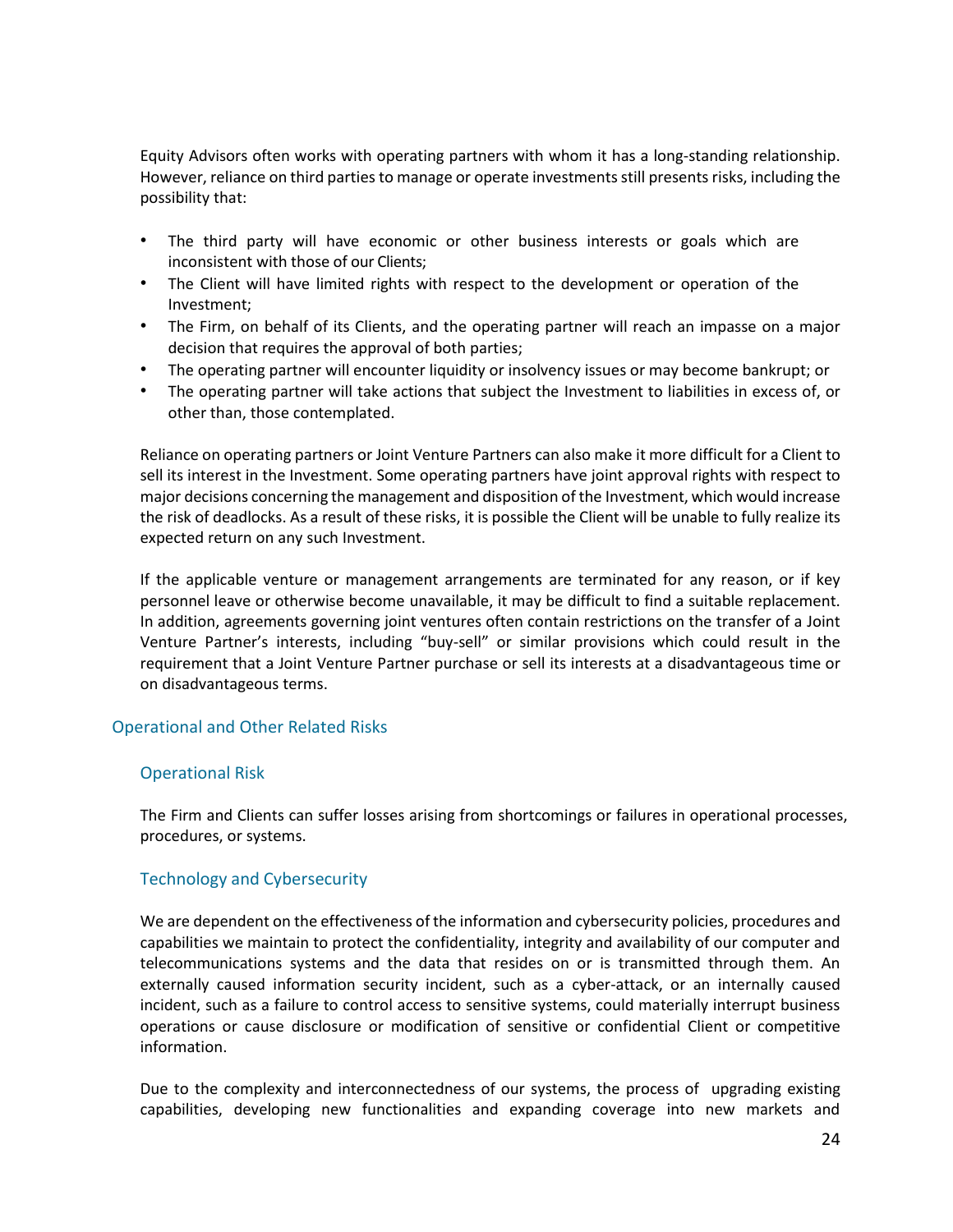Equity Advisors often works with operating partners with whom it has a long-standing relationship. However, reliance on third parties to manage or operate investments still presents risks, including the possibility that:

- The third party will have economic or other business interests or goals which are inconsistent with those of our Clients;
- The Client will have limited rights with respect to the development or operation of the Investment;
- The Firm, on behalf of its Clients, and the operating partner will reach an impasse on a major decision that requires the approval of both parties;
- The operating partner will encounter liquidity or insolvency issues or may become bankrupt; or
- The operating partner will take actions that subject the Investment to liabilities in excess of, or other than, those contemplated.

Reliance on operating partners or Joint Venture Partners can also make it more difficult for a Client to sell its interest in the Investment. Some operating partners have joint approval rights with respect to major decisions concerning the management and disposition of the Investment, which would increase the risk of deadlocks. As a result of these risks, it is possible the Client will be unable to fully realize its expected return on any such Investment.

If the applicable venture or management arrangements are terminated for any reason, or if key personnel leave or otherwise become unavailable, it may be difficult to find a suitable replacement. In addition, agreements governing joint ventures often contain restrictions on the transfer of a Joint Venture Partner's interests, including "buy-sell" or similar provisions which could result in the requirement that a Joint Venture Partner purchase or sell its interests at a disadvantageous time or on disadvantageous terms.

## Operational and Other Related Risks

### Operational Risk

The Firm and Clients can suffer losses arising from shortcomings or failures in operational processes, procedures, or systems.

### Technology and Cybersecurity

We are dependent on the effectiveness of the information and cybersecurity policies, procedures and capabilities we maintain to protect the confidentiality, integrity and availability of our computer and telecommunications systems and the data that resides on or is transmitted through them. An externally caused information security incident, such as a cyber-attack, or an internally caused incident, such as a failure to control access to sensitive systems, could materially interrupt business operations or cause disclosure or modification of sensitive or confidential Client or competitive information.

Due to the complexity and interconnectedness of our systems, the process of upgrading existing capabilities, developing new functionalities and expanding coverage into new markets and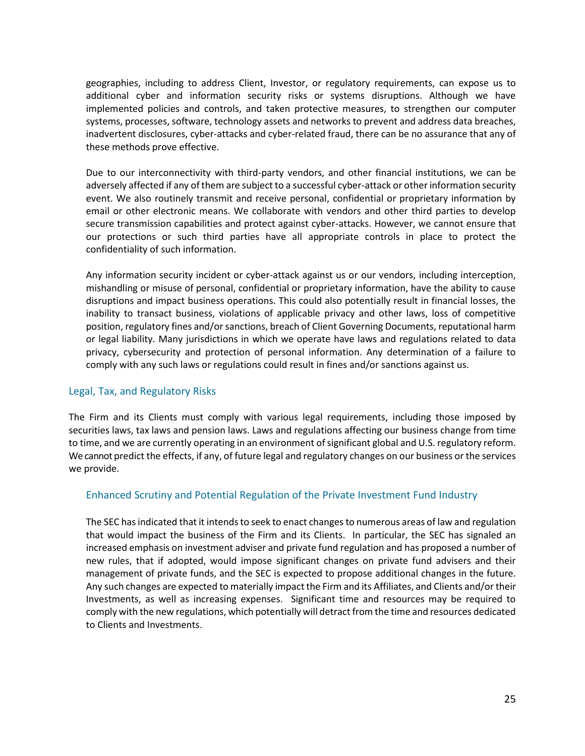geographies, including to address Client, Investor, or regulatory requirements, can expose us to additional cyber and information security risks or systems disruptions. Although we have implemented policies and controls, and taken protective measures, to strengthen our computer systems, processes, software, technology assets and networks to prevent and address data breaches, inadvertent disclosures, cyber-attacks and cyber-related fraud, there can be no assurance that any of these methods prove effective.

Due to our interconnectivity with third-party vendors, and other financial institutions, we can be adversely affected if any of them are subject to a successful cyber-attack or other information security event. We also routinely transmit and receive personal, confidential or proprietary information by email or other electronic means. We collaborate with vendors and other third parties to develop secure transmission capabilities and protect against cyber-attacks. However, we cannot ensure that our protections or such third parties have all appropriate controls in place to protect the confidentiality of such information.

Any information security incident or cyber-attack against us or our vendors, including interception, mishandling or misuse of personal, confidential or proprietary information, have the ability to cause disruptions and impact business operations. This could also potentially result in financial losses, the inability to transact business, violations of applicable privacy and other laws, loss of competitive position, regulatory fines and/or sanctions, breach of Client Governing Documents, reputational harm or legal liability. Many jurisdictions in which we operate have laws and regulations related to data privacy, cybersecurity and protection of personal information. Any determination of a failure to comply with any such laws or regulations could result in fines and/or sanctions against us.

## Legal, Tax, and Regulatory Risks

The Firm and its Clients must comply with various legal requirements, including those imposed by securities laws, tax laws and pension laws. Laws and regulations affecting our business change from time to time, and we are currently operating in an environment of significant global and U.S. regulatory reform. We cannot predict the effects, if any, of future legal and regulatory changes on our business or the services we provide.

### Enhanced Scrutiny and Potential Regulation of the Private Investment Fund Industry

The SEC has indicated that it intends to seek to enact changes to numerous areas of law and regulation that would impact the business of the Firm and its Clients. In particular, the SEC has signaled an increased emphasis on investment adviser and private fund regulation and has proposed a number of new rules, that if adopted, would impose significant changes on private fund advisers and their management of private funds, and the SEC is expected to propose additional changes in the future. Any such changes are expected to materially impact the Firm and its Affiliates, and Clients and/or their Investments, as well as increasing expenses. Significant time and resources may be required to comply with the new regulations, which potentially will detract from the time and resources dedicated to Clients and Investments.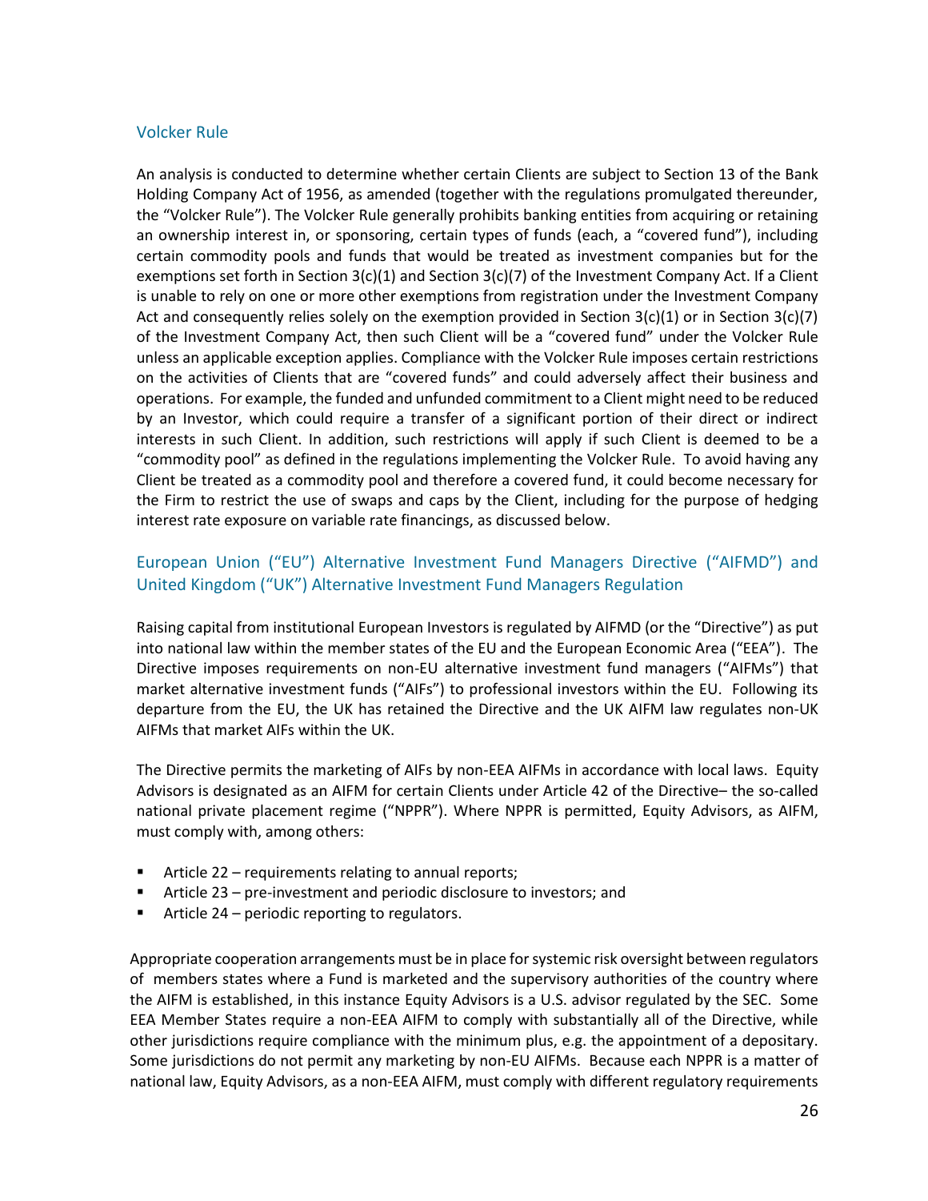## Volcker Rule

An analysis is conducted to determine whether certain Clients are subject to Section 13 of the Bank Holding Company Act of 1956, as amended (together with the regulations promulgated thereunder, the "Volcker Rule"). The Volcker Rule generally prohibits banking entities from acquiring or retaining an ownership interest in, or sponsoring, certain types of funds (each, a "covered fund"), including certain commodity pools and funds that would be treated as investment companies but for the exemptions set forth in Section 3(c)(1) and Section 3(c)(7) of the Investment Company Act. If a Client is unable to rely on one or more other exemptions from registration under the Investment Company Act and consequently relies solely on the exemption provided in Section 3(c)(1) or in Section 3(c)(7) of the Investment Company Act, then such Client will be a "covered fund" under the Volcker Rule unless an applicable exception applies. Compliance with the Volcker Rule imposes certain restrictions on the activities of Clients that are "covered funds" and could adversely affect their business and operations. For example, the funded and unfunded commitment to a Client might need to be reduced by an Investor, which could require a transfer of a significant portion of their direct or indirect interests in such Client. In addition, such restrictions will apply if such Client is deemed to be a "commodity pool" as defined in the regulations implementing the Volcker Rule. To avoid having any Client be treated as a commodity pool and therefore a covered fund, it could become necessary for the Firm to restrict the use of swaps and caps by the Client, including for the purpose of hedging interest rate exposure on variable rate financings, as discussed below.

## European Union ("EU") Alternative Investment Fund Managers Directive ("AIFMD") and United Kingdom ("UK") Alternative Investment Fund Managers Regulation

Raising capital from institutional European Investors is regulated by AIFMD (or the "Directive") as put into national law within the member states of the EU and the European Economic Area ("EEA"). The Directive imposes requirements on non-EU alternative investment fund managers ("AIFMs") that market alternative investment funds ("AIFs") to professional investors within the EU. Following its departure from the EU, the UK has retained the Directive and the UK AIFM law regulates non-UK AIFMs that market AIFs within the UK.

The Directive permits the marketing of AIFs by non-EEA AIFMs in accordance with local laws. Equity Advisors is designated as an AIFM for certain Clients under Article 42 of the Directive– the so-called national private placement regime ("NPPR"). Where NPPR is permitted, Equity Advisors, as AIFM, must comply with, among others:

- Article 22 – requirements relating to annual reports;
- Article 23 – pre-investment and periodic disclosure to investors; and
- Article 24 – periodic reporting to regulators.

Appropriate cooperation arrangements must be in place for systemic risk oversight between regulators of members states where a Fund is marketed and the supervisory authorities of the country where the AIFM is established, in this instance Equity Advisors is a U.S. advisor regulated by the SEC. Some EEA Member States require a non-EEA AIFM to comply with substantially all of the Directive, while other jurisdictions require compliance with the minimum plus, e.g. the appointment of a depositary. Some jurisdictions do not permit any marketing by non-EU AIFMs. Because each NPPR is a matter of national law, Equity Advisors, as a non-EEA AIFM, must comply with different regulatory requirements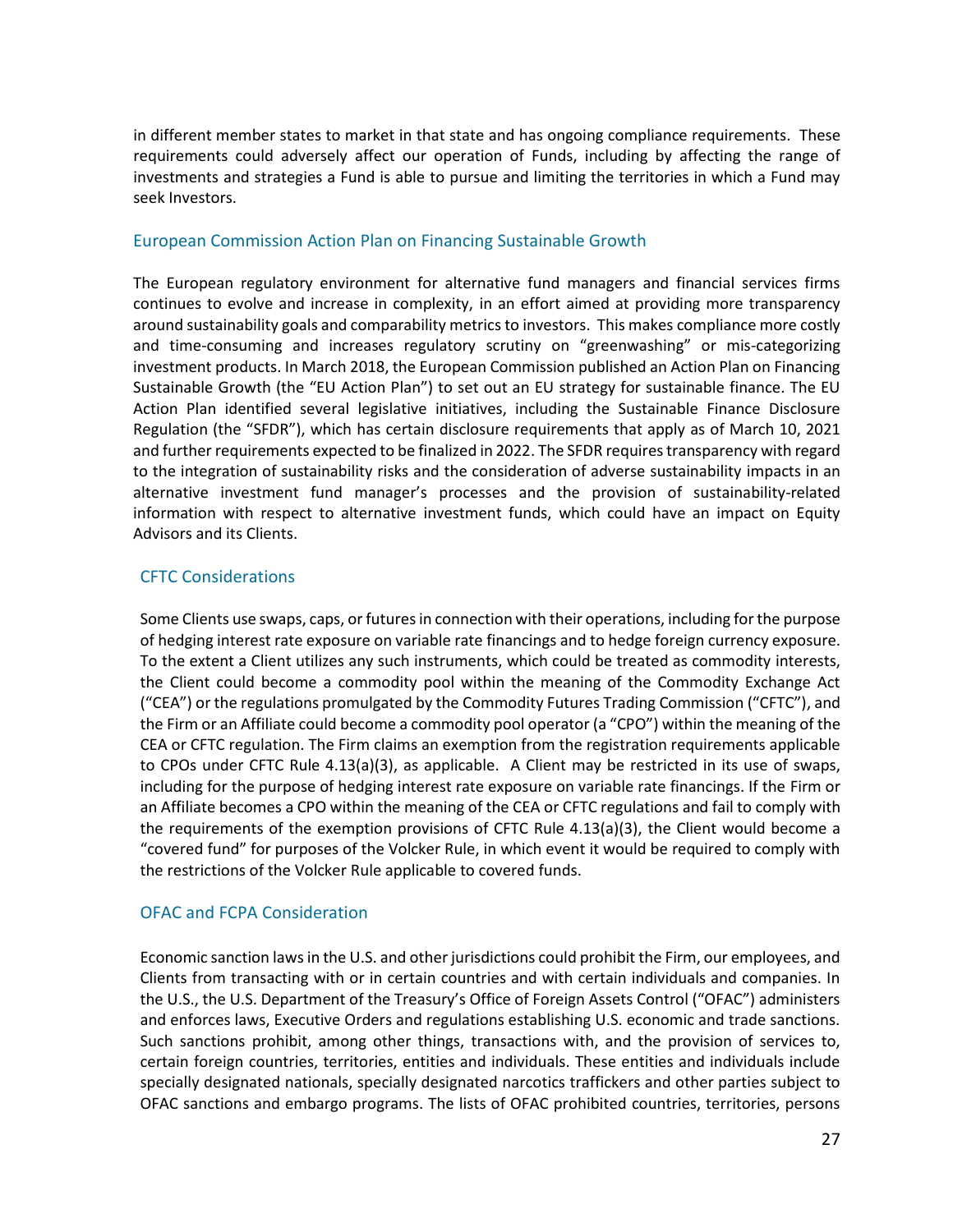in different member states to market in that state and has ongoing compliance requirements. These requirements could adversely affect our operation of Funds, including by affecting the range of investments and strategies a Fund is able to pursue and limiting the territories in which a Fund may seek Investors.

## European Commission Action Plan on Financing Sustainable Growth

The European regulatory environment for alternative fund managers and financial services firms continues to evolve and increase in complexity, in an effort aimed at providing more transparency around sustainability goals and comparability metrics to investors. This makes compliance more costly and time-consuming and increases regulatory scrutiny on "greenwashing" or mis-categorizing investment products. In March 2018, the European Commission published an Action Plan on Financing Sustainable Growth (the "EU Action Plan") to set out an EU strategy for sustainable finance. The EU Action Plan identified several legislative initiatives, including the Sustainable Finance Disclosure Regulation (the "SFDR"), which has certain disclosure requirements that apply as of March 10, 2021 and further requirements expected to be finalized in 2022. The SFDR requires transparency with regard to the integration of sustainability risks and the consideration of adverse sustainability impacts in an alternative investment fund manager's processes and the provision of sustainability-related information with respect to alternative investment funds, which could have an impact on Equity Advisors and its Clients.

## CFTC Considerations

Some Clients use swaps, caps, or futures in connection with their operations, including for the purpose of hedging interest rate exposure on variable rate financings and to hedge foreign currency exposure. To the extent a Client utilizes any such instruments, which could be treated as commodity interests, the Client could become a commodity pool within the meaning of the Commodity Exchange Act ("CEA") or the regulations promulgated by the Commodity Futures Trading Commission ("CFTC"), and the Firm or an Affiliate could become a commodity pool operator (a "CPO") within the meaning of the CEA or CFTC regulation. The Firm claims an exemption from the registration requirements applicable to CPOs under CFTC Rule 4.13(a)(3), as applicable. A Client may be restricted in its use of swaps, including for the purpose of hedging interest rate exposure on variable rate financings. If the Firm or an Affiliate becomes a CPO within the meaning of the CEA or CFTC regulations and fail to comply with the requirements of the exemption provisions of CFTC Rule 4.13(a)(3), the Client would become a "covered fund" for purposes of the Volcker Rule, in which event it would be required to comply with the restrictions of the Volcker Rule applicable to covered funds.

## OFAC and FCPA Consideration

Economic sanction laws in the U.S. and other jurisdictions could prohibit the Firm, our employees, and Clients from transacting with or in certain countries and with certain individuals and companies. In the U.S., the U.S. Department of the Treasury's Office of Foreign Assets Control ("OFAC") administers and enforces laws, Executive Orders and regulations establishing U.S. economic and trade sanctions. Such sanctions prohibit, among other things, transactions with, and the provision of services to, certain foreign countries, territories, entities and individuals. These entities and individuals include specially designated nationals, specially designated narcotics traffickers and other parties subject to OFAC sanctions and embargo programs. The lists of OFAC prohibited countries, territories, persons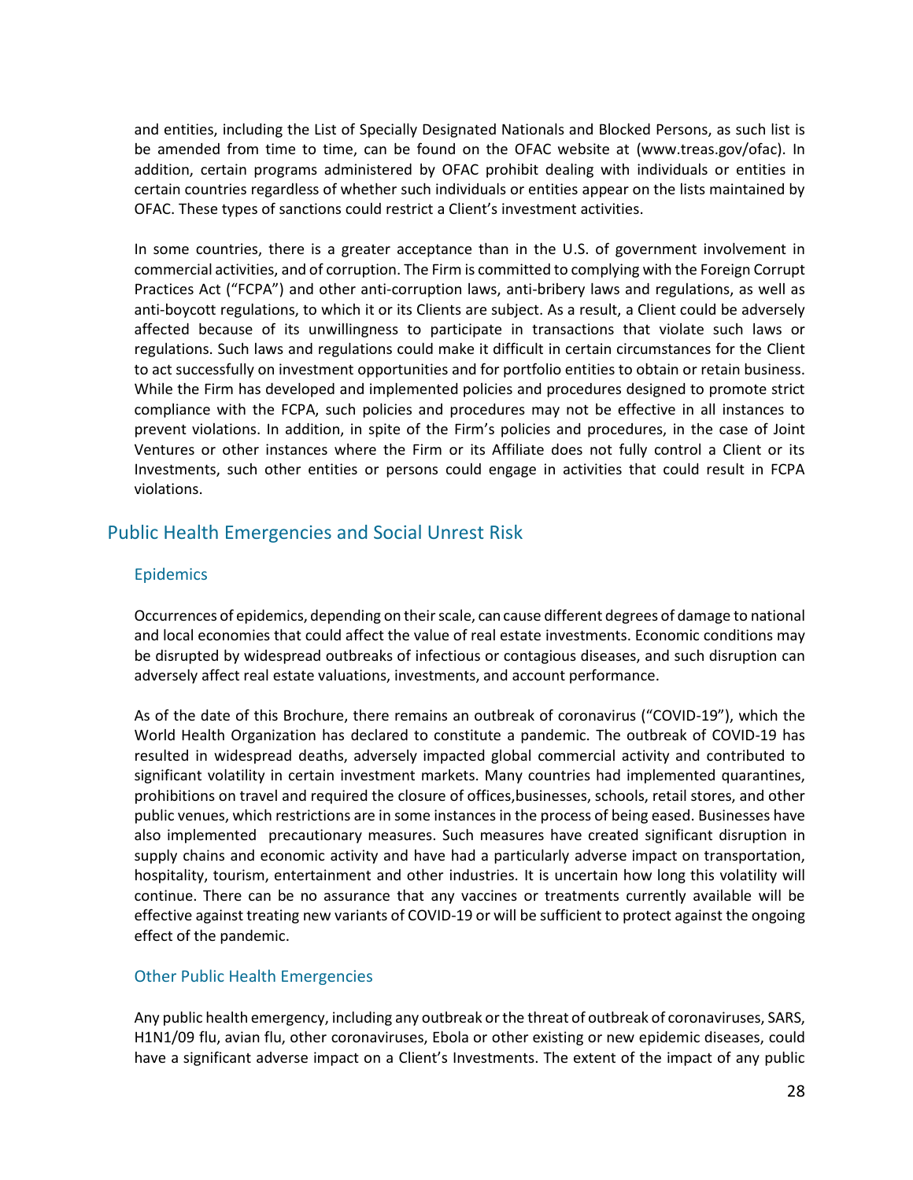and entities, including the List of Specially Designated Nationals and Blocked Persons, as such list is be amended from time to time, can be found on the OFAC website at (www.treas.gov/ofac). In addition, certain programs administered by OFAC prohibit dealing with individuals or entities in certain countries regardless of whether such individuals or entities appear on the lists maintained by OFAC. These types of sanctions could restrict a Client's investment activities.

In some countries, there is a greater acceptance than in the U.S. of government involvement in commercial activities, and of corruption. The Firm is committed to complying with the Foreign Corrupt Practices Act ("FCPA") and other anti-corruption laws, anti-bribery laws and regulations, as well as anti-boycott regulations, to which it or its Clients are subject. As a result, a Client could be adversely affected because of its unwillingness to participate in transactions that violate such laws or regulations. Such laws and regulations could make it difficult in certain circumstances for the Client to act successfully on investment opportunities and for portfolio entities to obtain or retain business. While the Firm has developed and implemented policies and procedures designed to promote strict compliance with the FCPA, such policies and procedures may not be effective in all instances to prevent violations. In addition, in spite of the Firm's policies and procedures, in the case of Joint Ventures or other instances where the Firm or its Affiliate does not fully control a Client or its Investments, such other entities or persons could engage in activities that could result in FCPA violations.

## Public Health Emergencies and Social Unrest Risk

### Epidemics

Occurrences of epidemics, depending on their scale, can cause different degrees of damage to national and local economies that could affect the value of real estate investments. Economic conditions may be disrupted by widespread outbreaks of infectious or contagious diseases, and such disruption can adversely affect real estate valuations, investments, and account performance.

As of the date of this Brochure, there remains an outbreak of coronavirus ("COVID-19"), which the World Health Organization has declared to constitute a pandemic. The outbreak of COVID-19 has resulted in widespread deaths, adversely impacted global commercial activity and contributed to significant volatility in certain investment markets. Many countries had implemented quarantines, prohibitions on travel and required the closure of offices,businesses, schools, retail stores, and other public venues, which restrictions are in some instances in the process of being eased. Businesses have also implemented precautionary measures. Such measures have created significant disruption in supply chains and economic activity and have had a particularly adverse impact on transportation, hospitality, tourism, entertainment and other industries. It is uncertain how long this volatility will continue. There can be no assurance that any vaccines or treatments currently available will be effective against treating new variants of COVID-19 or will be sufficient to protect against the ongoing effect of the pandemic.

### Other Public Health Emergencies

Any public health emergency, including any outbreak or the threat of outbreak of coronaviruses, SARS, H1N1/09 flu, avian flu, other coronaviruses, Ebola or other existing or new epidemic diseases, could have a significant adverse impact on a Client's Investments. The extent of the impact of any public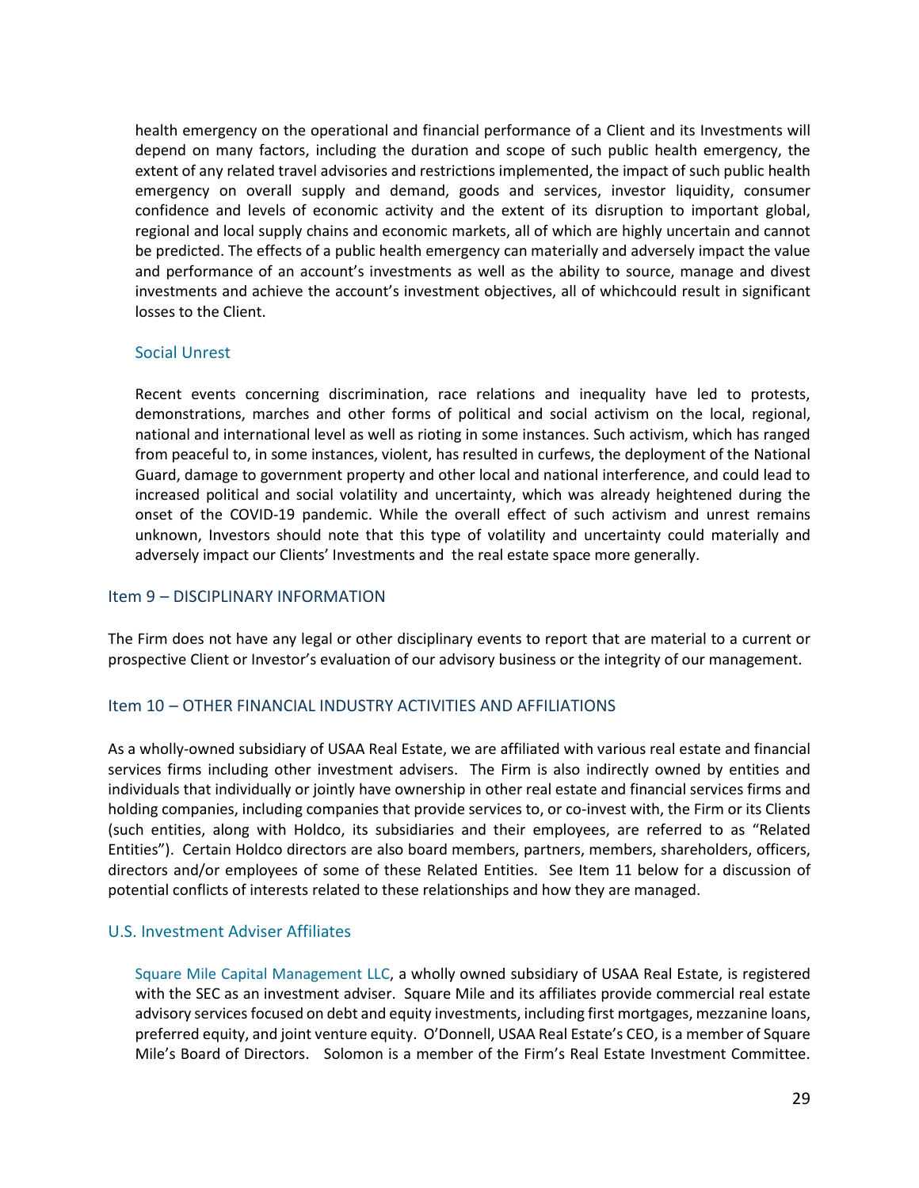health emergency on the operational and financial performance of a Client and its Investments will depend on many factors, including the duration and scope of such public health emergency, the extent of any related travel advisories and restrictions implemented, the impact of such public health emergency on overall supply and demand, goods and services, investor liquidity, consumer confidence and levels of economic activity and the extent of its disruption to important global, regional and local supply chains and economic markets, all of which are highly uncertain and cannot be predicted. The effects of a public health emergency can materially and adversely impact the value and performance of an account's investments as well as the ability to source, manage and divest investments and achieve the account's investment objectives, all of whichcould result in significant losses to the Client.

### Social Unrest

Recent events concerning discrimination, race relations and inequality have led to protests, demonstrations, marches and other forms of political and social activism on the local, regional, national and international level as well as rioting in some instances. Such activism, which has ranged from peaceful to, in some instances, violent, has resulted in curfews, the deployment of the National Guard, damage to government property and other local and national interference, and could lead to increased political and social volatility and uncertainty, which was already heightened during the onset of the COVID-19 pandemic. While the overall effect of such activism and unrest remains unknown, Investors should note that this type of volatility and uncertainty could materially and adversely impact our Clients' Investments and the real estate space more generally.

## Item 9 – DISCIPLINARY INFORMATION

The Firm does not have any legal or other disciplinary events to report that are material to a current or prospective Client or Investor's evaluation of our advisory business or the integrity of our management.

## Item 10 – OTHER FINANCIAL INDUSTRY ACTIVITIES AND AFFILIATIONS

As a wholly-owned subsidiary of USAA Real Estate, we are affiliated with various real estate and financial services firms including other investment advisers. The Firm is also indirectly owned by entities and individuals that individually or jointly have ownership in other real estate and financial services firms and holding companies, including companies that provide services to, or co-invest with, the Firm or its Clients (such entities, along with Holdco, its subsidiaries and their employees, are referred to as "Related Entities"). Certain Holdco directors are also board members, partners, members, shareholders, officers, directors and/or employees of some of these Related Entities. See Item 11 below for a discussion of potential conflicts of interests related to these relationships and how they are managed.

### U.S. Investment Adviser Affiliates

Square Mile Capital Management LLC, a wholly owned subsidiary of USAA Real Estate, is registered with the SEC as an investment adviser. Square Mile and its affiliates provide commercial real estate advisory services focused on debt and equity investments, including first mortgages, mezzanine loans, preferred equity, and joint venture equity. O'Donnell, USAA Real Estate's CEO, is a member of Square Mile's Board of Directors. Solomon is a member of the Firm's Real Estate Investment Committee.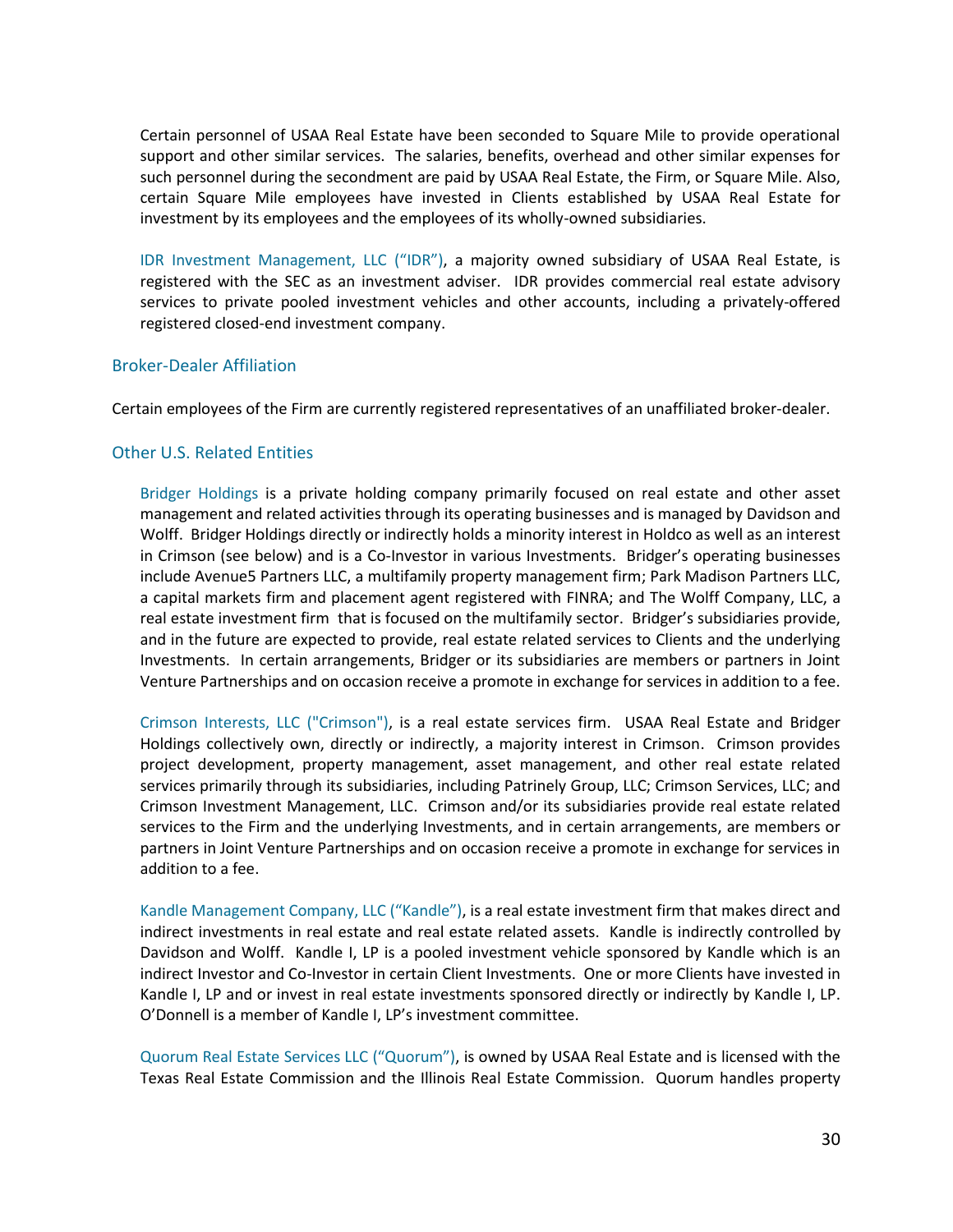Certain personnel of USAA Real Estate have been seconded to Square Mile to provide operational support and other similar services. The salaries, benefits, overhead and other similar expenses for such personnel during the secondment are paid by USAA Real Estate, the Firm, or Square Mile. Also, certain Square Mile employees have invested in Clients established by USAA Real Estate for investment by its employees and the employees of its wholly-owned subsidiaries.

IDR Investment Management, LLC ("IDR"), a majority owned subsidiary of USAA Real Estate, is registered with the SEC as an investment adviser. IDR provides commercial real estate advisory services to private pooled investment vehicles and other accounts, including a privately-offered registered closed-end investment company.

## Broker-Dealer Affiliation

Certain employees of the Firm are currently registered representatives of an unaffiliated broker-dealer.

## Other U.S. Related Entities

Bridger Holdings is a private holding company primarily focused on real estate and other asset management and related activities through its operating businesses and is managed by Davidson and Wolff. Bridger Holdings directly or indirectly holds a minority interest in Holdco as well as an interest in Crimson (see below) and is a Co-Investor in various Investments. Bridger's operating businesses include Avenue5 Partners LLC, a multifamily property management firm; Park Madison Partners LLC, a capital markets firm and placement agent registered with FINRA; and The Wolff Company, LLC, a real estate investment firm that is focused on the multifamily sector. Bridger's subsidiaries provide, and in the future are expected to provide, real estate related services to Clients and the underlying Investments. In certain arrangements, Bridger or its subsidiaries are members or partners in Joint Venture Partnerships and on occasion receive a promote in exchange for services in addition to a fee.

Crimson Interests, LLC ("Crimson"), is a real estate services firm. USAA Real Estate and Bridger Holdings collectively own, directly or indirectly, a majority interest in Crimson. Crimson provides project development, property management, asset management, and other real estate related services primarily through its subsidiaries, including Patrinely Group, LLC; Crimson Services, LLC; and Crimson Investment Management, LLC. Crimson and/or its subsidiaries provide real estate related services to the Firm and the underlying Investments, and in certain arrangements, are members or partners in Joint Venture Partnerships and on occasion receive a promote in exchange for services in addition to a fee.

Kandle Management Company, LLC ("Kandle"), is a real estate investment firm that makes direct and indirect investments in real estate and real estate related assets. Kandle is indirectly controlled by Davidson and Wolff. Kandle I, LP is a pooled investment vehicle sponsored by Kandle which is an indirect Investor and Co-Investor in certain Client Investments. One or more Clients have invested in Kandle I, LP and or invest in real estate investments sponsored directly or indirectly by Kandle I, LP. O'Donnell is a member of Kandle I, LP's investment committee.

Quorum Real Estate Services LLC ("Quorum"), is owned by USAA Real Estate and is licensed with the Texas Real Estate Commission and the Illinois Real Estate Commission. Quorum handles property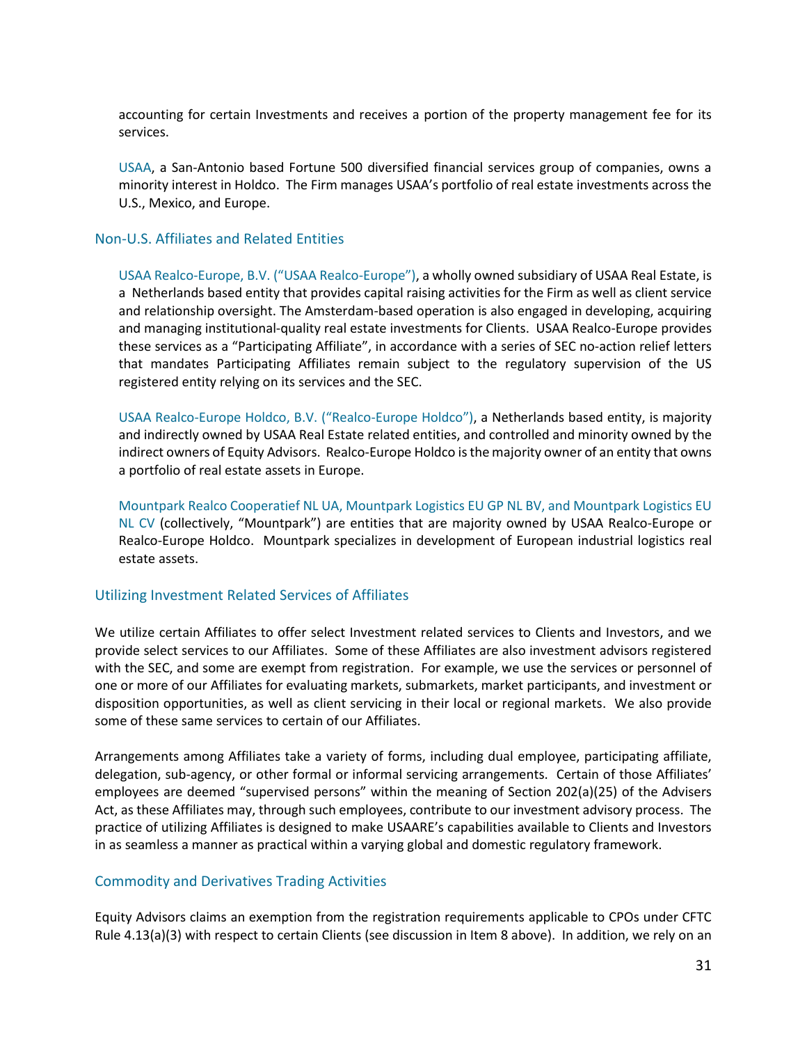accounting for certain Investments and receives a portion of the property management fee for its services.

USAA, a San-Antonio based Fortune 500 diversified financial services group of companies, owns a minority interest in Holdco. The Firm manages USAA's portfolio of real estate investments across the U.S., Mexico, and Europe.

## Non-U.S. Affiliates and Related Entities

USAA Realco-Europe, B.V. ("USAA Realco-Europe"), a wholly owned subsidiary of USAA Real Estate, is a Netherlands based entity that provides capital raising activities for the Firm as well as client service and relationship oversight. The Amsterdam-based operation is also engaged in developing, acquiring and managing institutional-quality real estate investments for Clients. USAA Realco-Europe provides these services as a "Participating Affiliate", in accordance with a series of SEC no-action relief letters that mandates Participating Affiliates remain subject to the regulatory supervision of the US registered entity relying on its services and the SEC.

USAA Realco-Europe Holdco, B.V. ("Realco-Europe Holdco"), a Netherlands based entity, is majority and indirectly owned by USAA Real Estate related entities, and controlled and minority owned by the indirect owners of Equity Advisors. Realco-Europe Holdco is the majority owner of an entity that owns a portfolio of real estate assets in Europe.

Mountpark Realco Cooperatief NL UA, Mountpark Logistics EU GP NL BV, and Mountpark Logistics EU NL CV (collectively, "Mountpark") are entities that are majority owned by USAA Realco-Europe or Realco-Europe Holdco. Mountpark specializes in development of European industrial logistics real estate assets.

## Utilizing Investment Related Services of Affiliates

We utilize certain Affiliates to offer select Investment related services to Clients and Investors, and we provide select services to our Affiliates. Some of these Affiliates are also investment advisors registered with the SEC, and some are exempt from registration. For example, we use the services or personnel of one or more of our Affiliates for evaluating markets, submarkets, market participants, and investment or disposition opportunities, as well as client servicing in their local or regional markets. We also provide some of these same services to certain of our Affiliates.

Arrangements among Affiliates take a variety of forms, including dual employee, participating affiliate, delegation, sub-agency, or other formal or informal servicing arrangements. Certain of those Affiliates' employees are deemed "supervised persons" within the meaning of Section 202(a)(25) of the Advisers Act, as these Affiliates may, through such employees, contribute to our investment advisory process. The practice of utilizing Affiliates is designed to make USAARE's capabilities available to Clients and Investors in as seamless a manner as practical within a varying global and domestic regulatory framework.

## Commodity and Derivatives Trading Activities

Equity Advisors claims an exemption from the registration requirements applicable to CPOs under CFTC Rule 4.13(a)(3) with respect to certain Clients (see discussion in Item 8 above). In addition, we rely on an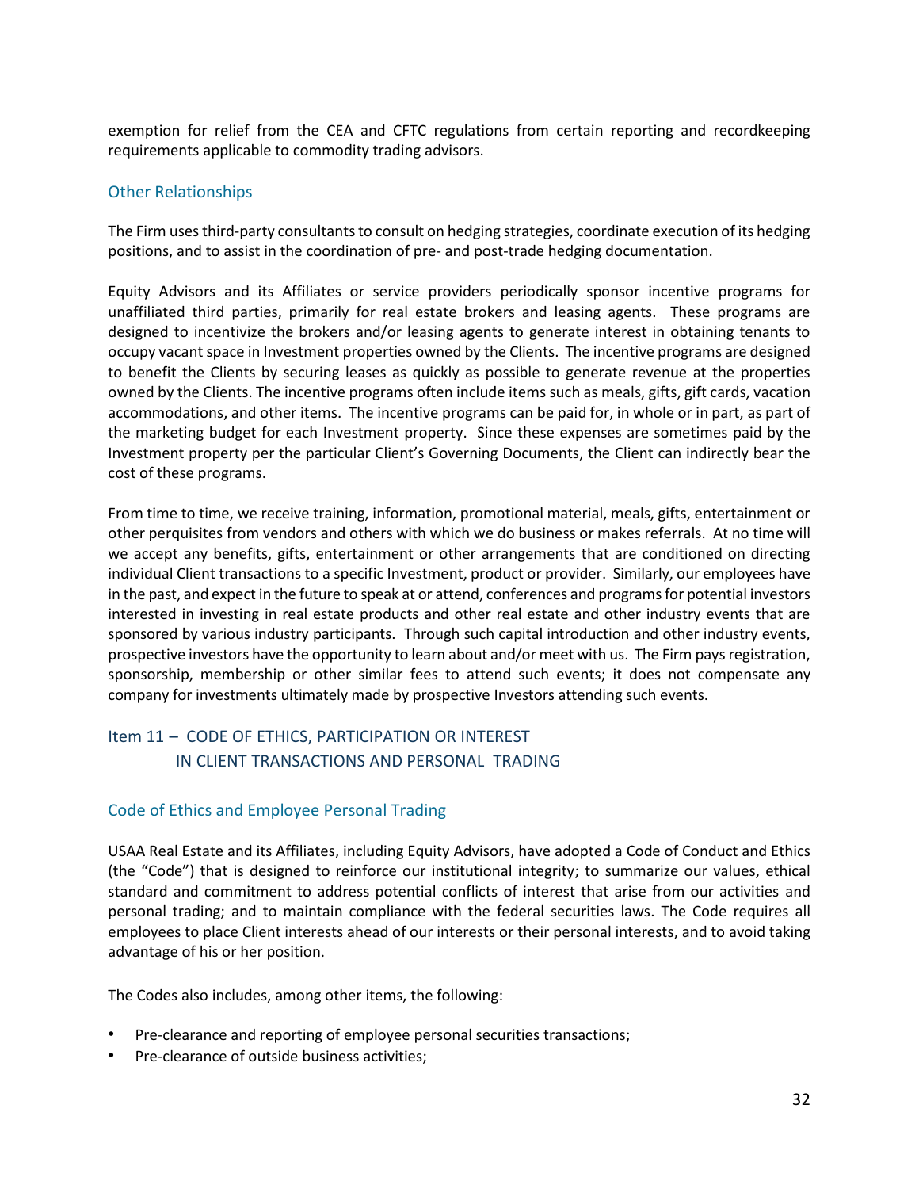exemption for relief from the CEA and CFTC regulations from certain reporting and recordkeeping requirements applicable to commodity trading advisors.

### Other Relationships

The Firm uses third-party consultants to consult on hedging strategies, coordinate execution of its hedging positions, and to assist in the coordination of pre- and post-trade hedging documentation.

Equity Advisors and its Affiliates or service providers periodically sponsor incentive programs for unaffiliated third parties, primarily for real estate brokers and leasing agents. These programs are designed to incentivize the brokers and/or leasing agents to generate interest in obtaining tenants to occupy vacant space in Investment properties owned by the Clients. The incentive programs are designed to benefit the Clients by securing leases as quickly as possible to generate revenue at the properties owned by the Clients. The incentive programs often include items such as meals, gifts, gift cards, vacation accommodations, and other items. The incentive programs can be paid for, in whole or in part, as part of the marketing budget for each Investment property. Since these expenses are sometimes paid by the Investment property per the particular Client's Governing Documents, the Client can indirectly bear the cost of these programs.

From time to time, we receive training, information, promotional material, meals, gifts, entertainment or other perquisites from vendors and others with which we do business or makes referrals. At no time will we accept any benefits, gifts, entertainment or other arrangements that are conditioned on directing individual Client transactions to a specific Investment, product or provider. Similarly, our employees have in the past, and expect in the future to speak at or attend, conferences and programs for potential investors interested in investing in real estate products and other real estate and other industry events that are sponsored by various industry participants. Through such capital introduction and other industry events, prospective investors have the opportunity to learn about and/or meet with us. The Firm pays registration, sponsorship, membership or other similar fees to attend such events; it does not compensate any company for investments ultimately made by prospective Investors attending such events.

## Item 11 – CODE OF ETHICS, PARTICIPATION OR INTEREST IN CLIENT TRANSACTIONS AND PERSONAL TRADING

### Code of Ethics and Employee Personal Trading

USAA Real Estate and its Affiliates, including Equity Advisors, have adopted a Code of Conduct and Ethics (the "Code") that is designed to reinforce our institutional integrity; to summarize our values, ethical standard and commitment to address potential conflicts of interest that arise from our activities and personal trading; and to maintain compliance with the federal securities laws. The Code requires all employees to place Client interests ahead of our interests or their personal interests, and to avoid taking advantage of his or her position.

The Codes also includes, among other items, the following:

- Pre-clearance and reporting of employee personal securities transactions;
- Pre-clearance of outside business activities;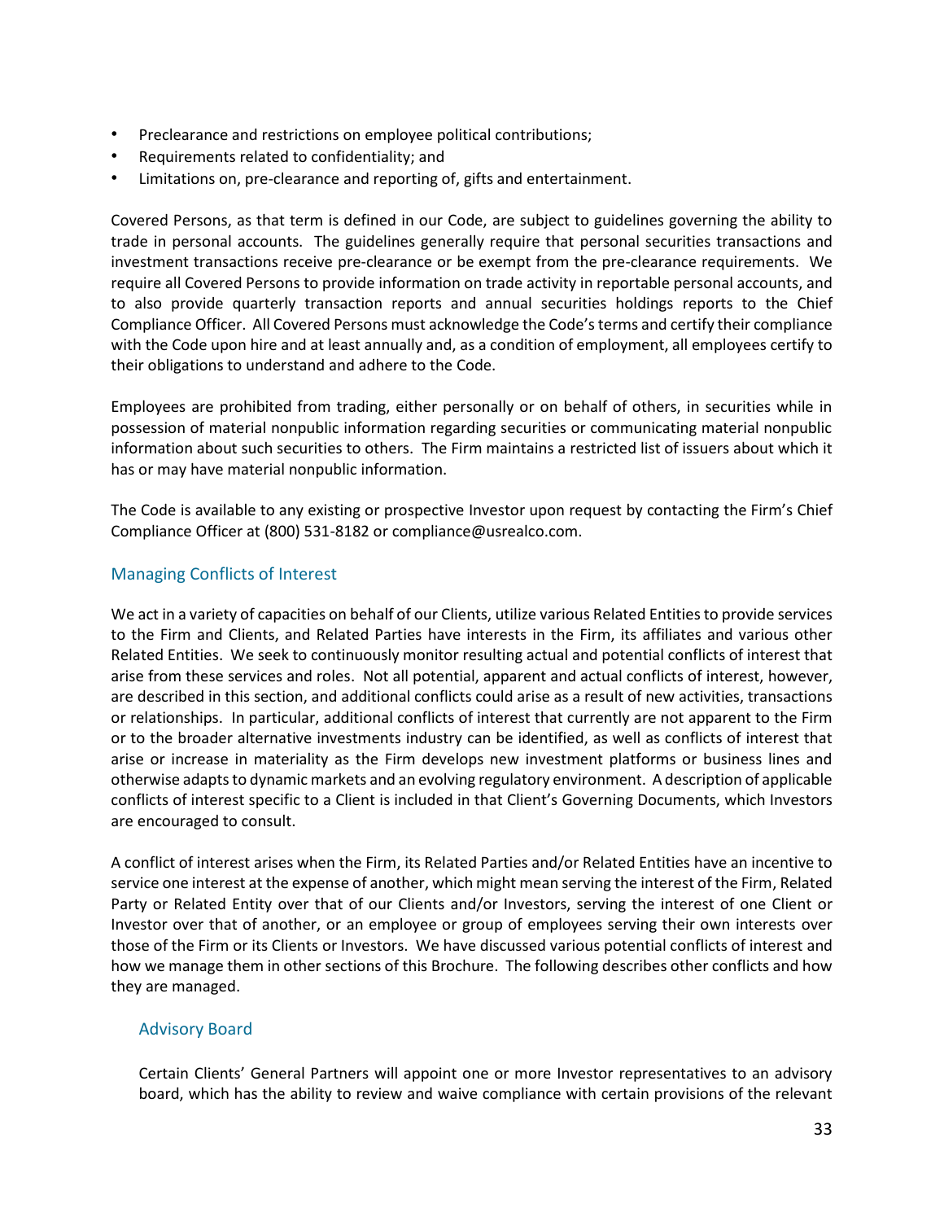- Preclearance and restrictions on employee political contributions;
- Requirements related to confidentiality; and
- Limitations on, pre-clearance and reporting of, gifts and entertainment.

Covered Persons, as that term is defined in our Code, are subject to guidelines governing the ability to trade in personal accounts. The guidelines generally require that personal securities transactions and investment transactions receive pre-clearance or be exempt from the pre-clearance requirements. We require all Covered Persons to provide information on trade activity in reportable personal accounts, and to also provide quarterly transaction reports and annual securities holdings reports to the Chief Compliance Officer. All Covered Persons must acknowledge the Code's terms and certify their compliance with the Code upon hire and at least annually and, as a condition of employment, all employees certify to their obligations to understand and adhere to the Code.

Employees are prohibited from trading, either personally or on behalf of others, in securities while in possession of material nonpublic information regarding securities or communicating material nonpublic information about such securities to others. The Firm maintains a restricted list of issuers about which it has or may have material nonpublic information.

The Code is available to any existing or prospective Investor upon request by contacting the Firm's Chief Compliance Officer at (800) 531-8182 or compliance@usrealco.com.

## Managing Conflicts of Interest

We act in a variety of capacities on behalf of our Clients, utilize various Related Entities to provide services to the Firm and Clients, and Related Parties have interests in the Firm, its affiliates and various other Related Entities. We seek to continuously monitor resulting actual and potential conflicts of interest that arise from these services and roles. Not all potential, apparent and actual conflicts of interest, however, are described in this section, and additional conflicts could arise as a result of new activities, transactions or relationships. In particular, additional conflicts of interest that currently are not apparent to the Firm or to the broader alternative investments industry can be identified, as well as conflicts of interest that arise or increase in materiality as the Firm develops new investment platforms or business lines and otherwise adapts to dynamic markets and an evolving regulatory environment. A description of applicable conflicts of interest specific to a Client is included in that Client's Governing Documents, which Investors are encouraged to consult.

A conflict of interest arises when the Firm, its Related Parties and/or Related Entities have an incentive to service one interest at the expense of another, which might mean serving the interest of the Firm, Related Party or Related Entity over that of our Clients and/or Investors, serving the interest of one Client or Investor over that of another, or an employee or group of employees serving their own interests over those of the Firm or its Clients or Investors. We have discussed various potential conflicts of interest and how we manage them in other sections of this Brochure. The following describes other conflicts and how they are managed.

### Advisory Board

Certain Clients' General Partners will appoint one or more Investor representatives to an advisory board, which has the ability to review and waive compliance with certain provisions of the relevant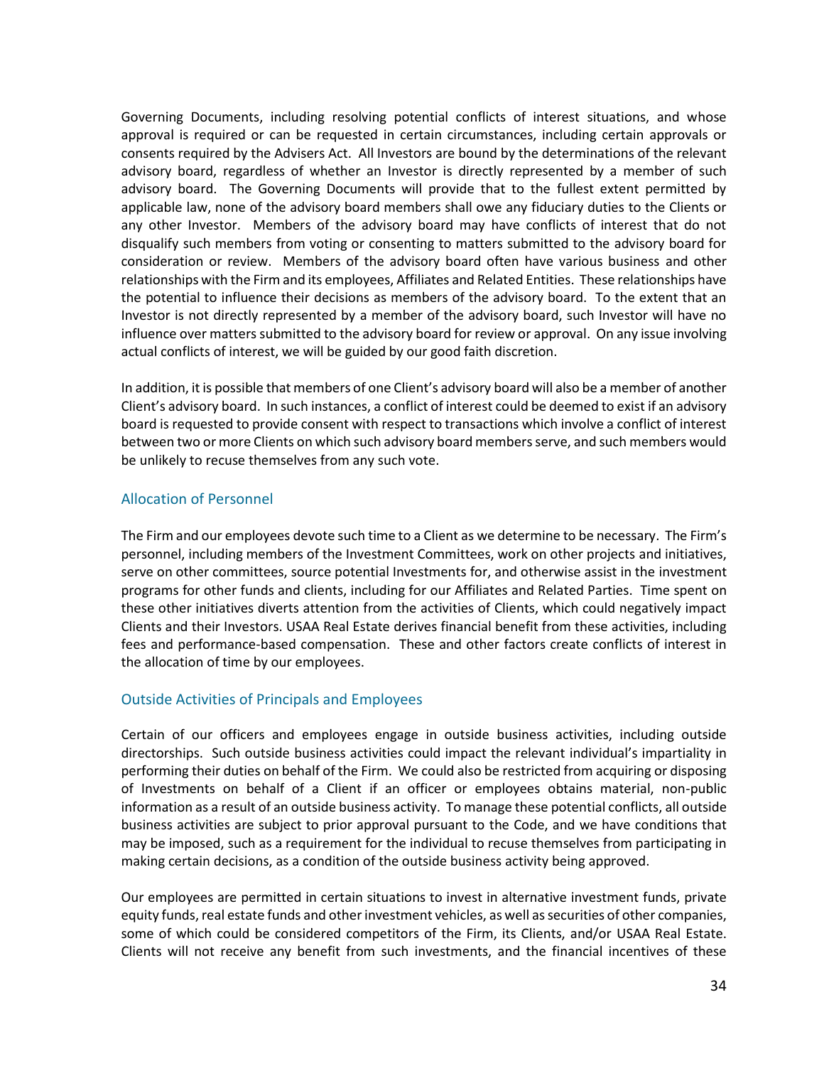Governing Documents, including resolving potential conflicts of interest situations, and whose approval is required or can be requested in certain circumstances, including certain approvals or consents required by the Advisers Act. All Investors are bound by the determinations of the relevant advisory board, regardless of whether an Investor is directly represented by a member of such advisory board. The Governing Documents will provide that to the fullest extent permitted by applicable law, none of the advisory board members shall owe any fiduciary duties to the Clients or any other Investor. Members of the advisory board may have conflicts of interest that do not disqualify such members from voting or consenting to matters submitted to the advisory board for consideration or review. Members of the advisory board often have various business and other relationships with the Firm and its employees, Affiliates and Related Entities. These relationships have the potential to influence their decisions as members of the advisory board. To the extent that an Investor is not directly represented by a member of the advisory board, such Investor will have no influence over matters submitted to the advisory board for review or approval. On any issue involving actual conflicts of interest, we will be guided by our good faith discretion.

In addition, it is possible that members of one Client's advisory board will also be a member of another Client's advisory board. In such instances, a conflict of interest could be deemed to exist if an advisory board is requested to provide consent with respect to transactions which involve a conflict of interest between two or more Clients on which such advisory board members serve, and such members would be unlikely to recuse themselves from any such vote.

## Allocation of Personnel

The Firm and our employees devote such time to a Client as we determine to be necessary. The Firm's personnel, including members of the Investment Committees, work on other projects and initiatives, serve on other committees, source potential Investments for, and otherwise assist in the investment programs for other funds and clients, including for our Affiliates and Related Parties. Time spent on these other initiatives diverts attention from the activities of Clients, which could negatively impact Clients and their Investors. USAA Real Estate derives financial benefit from these activities, including fees and performance-based compensation. These and other factors create conflicts of interest in the allocation of time by our employees.

## Outside Activities of Principals and Employees

Certain of our officers and employees engage in outside business activities, including outside directorships. Such outside business activities could impact the relevant individual's impartiality in performing their duties on behalf of the Firm. We could also be restricted from acquiring or disposing of Investments on behalf of a Client if an officer or employees obtains material, non-public information as a result of an outside business activity. To manage these potential conflicts, all outside business activities are subject to prior approval pursuant to the Code, and we have conditions that may be imposed, such as a requirement for the individual to recuse themselves from participating in making certain decisions, as a condition of the outside business activity being approved.

Our employees are permitted in certain situations to invest in alternative investment funds, private equity funds, real estate funds and other investment vehicles, as well as securities of other companies, some of which could be considered competitors of the Firm, its Clients, and/or USAA Real Estate. Clients will not receive any benefit from such investments, and the financial incentives of these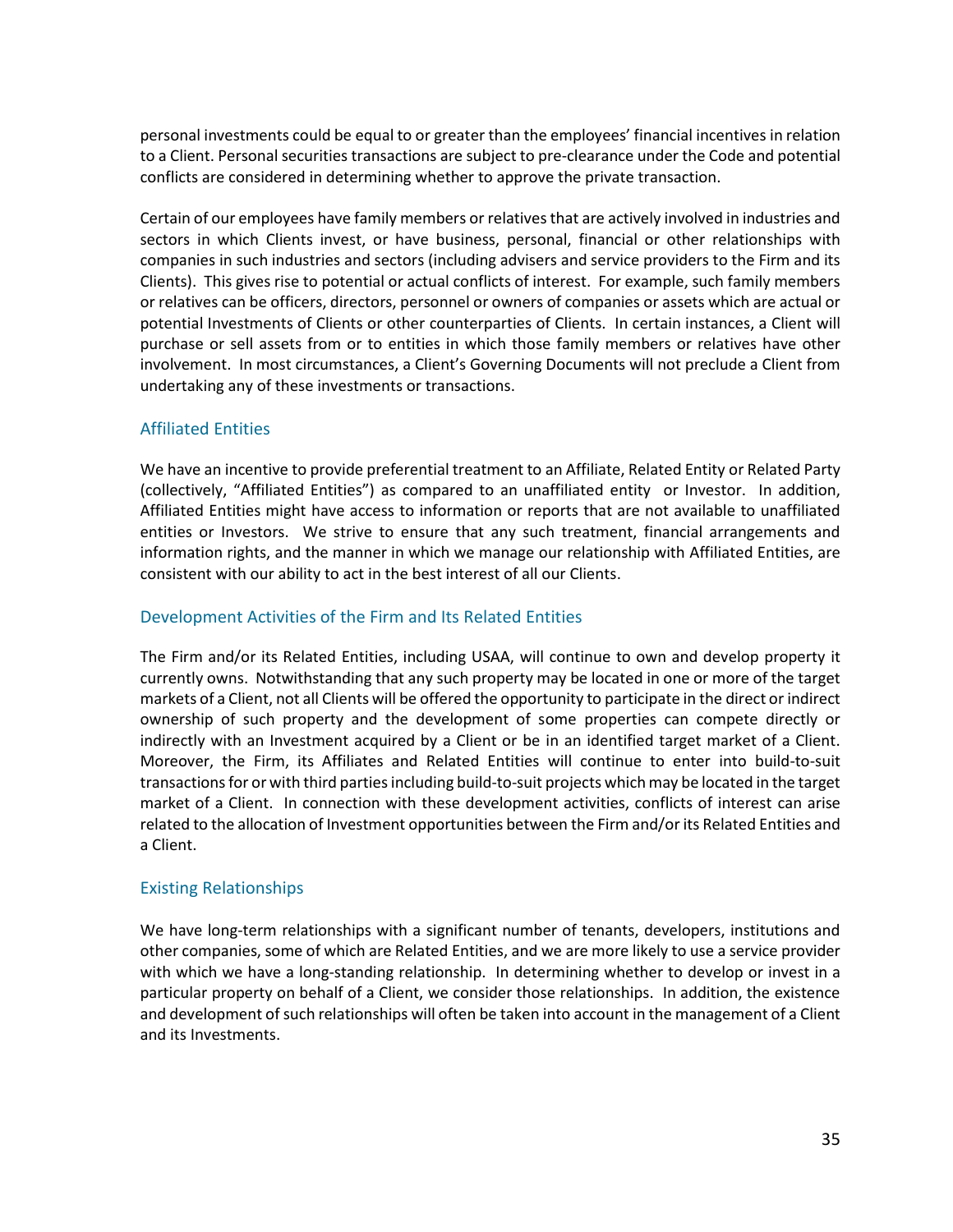personal investments could be equal to or greater than the employees' financial incentives in relation to a Client. Personal securities transactions are subject to pre-clearance under the Code and potential conflicts are considered in determining whether to approve the private transaction.

Certain of our employees have family members or relatives that are actively involved in industries and sectors in which Clients invest, or have business, personal, financial or other relationships with companies in such industries and sectors (including advisers and service providers to the Firm and its Clients). This gives rise to potential or actual conflicts of interest. For example, such family members or relatives can be officers, directors, personnel or owners of companies or assets which are actual or potential Investments of Clients or other counterparties of Clients. In certain instances, a Client will purchase or sell assets from or to entities in which those family members or relatives have other involvement. In most circumstances, a Client's Governing Documents will not preclude a Client from undertaking any of these investments or transactions.

### Affiliated Entities

We have an incentive to provide preferential treatment to an Affiliate, Related Entity or Related Party (collectively, "Affiliated Entities") as compared to an unaffiliated entity or Investor. In addition, Affiliated Entities might have access to information or reports that are not available to unaffiliated entities or Investors. We strive to ensure that any such treatment, financial arrangements and information rights, and the manner in which we manage our relationship with Affiliated Entities, are consistent with our ability to act in the best interest of all our Clients.

### Development Activities of the Firm and Its Related Entities

The Firm and/or its Related Entities, including USAA, will continue to own and develop property it currently owns. Notwithstanding that any such property may be located in one or more of the target markets of a Client, not all Clients will be offered the opportunity to participate in the direct or indirect ownership of such property and the development of some properties can compete directly or indirectly with an Investment acquired by a Client or be in an identified target market of a Client. Moreover, the Firm, its Affiliates and Related Entities will continue to enter into build-to-suit transactions for or with third parties including build-to-suit projects which may be located in the target market of a Client. In connection with these development activities, conflicts of interest can arise related to the allocation of Investment opportunities between the Firm and/or its Related Entities and a Client.

### Existing Relationships

We have long-term relationships with a significant number of tenants, developers, institutions and other companies, some of which are Related Entities, and we are more likely to use a service provider with which we have a long-standing relationship. In determining whether to develop or invest in a particular property on behalf of a Client, we consider those relationships. In addition, the existence and development of such relationships will often be taken into account in the management of a Client and its Investments.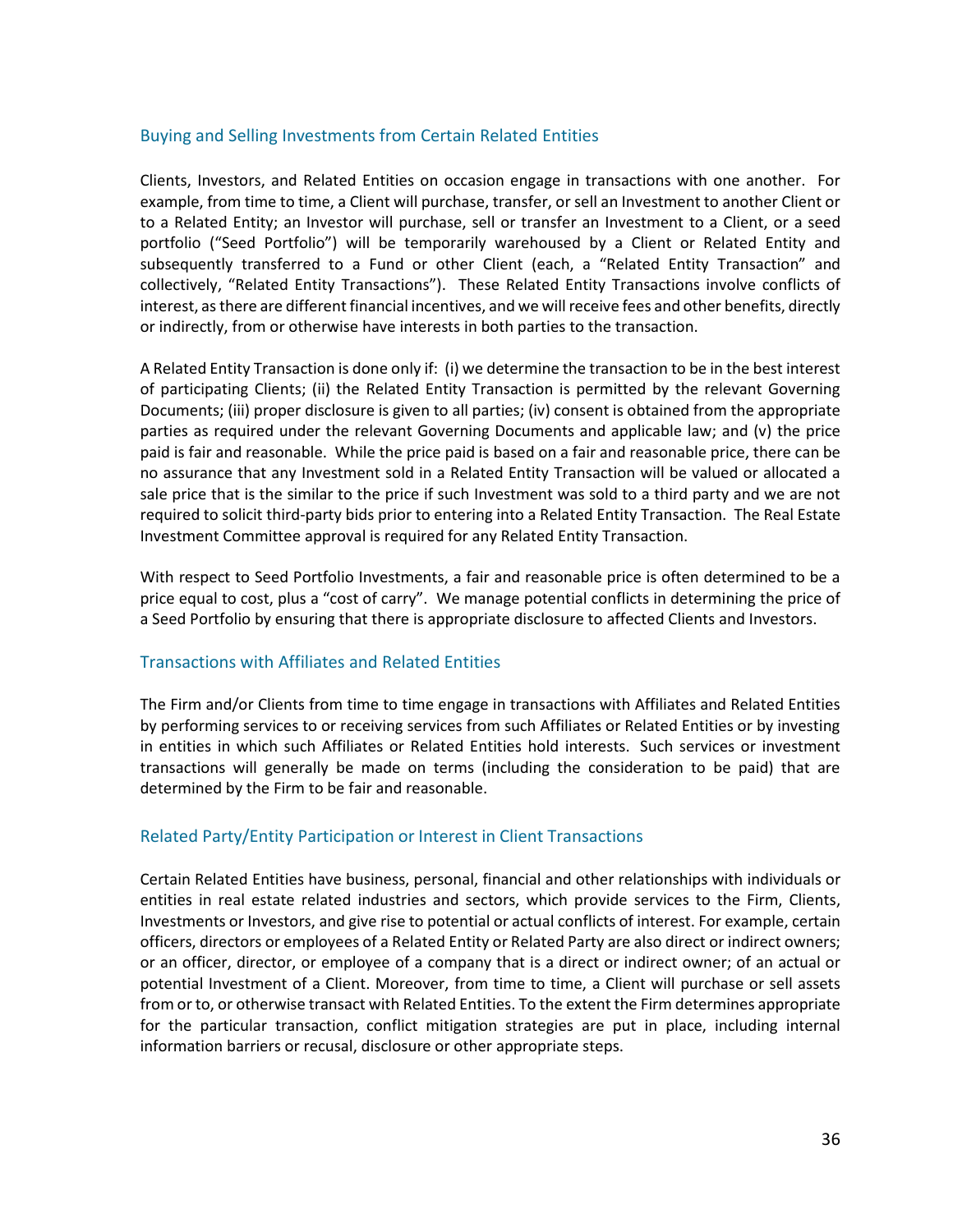### Buying and Selling Investments from Certain Related Entities

Clients, Investors, and Related Entities on occasion engage in transactions with one another. For example, from time to time, a Client will purchase, transfer, or sell an Investment to another Client or to a Related Entity; an Investor will purchase, sell or transfer an Investment to a Client, or a seed portfolio ("Seed Portfolio") will be temporarily warehoused by a Client or Related Entity and subsequently transferred to a Fund or other Client (each, a "Related Entity Transaction" and collectively, "Related Entity Transactions"). These Related Entity Transactions involve conflicts of interest, as there are different financial incentives, and we will receive fees and other benefits, directly or indirectly, from or otherwise have interests in both parties to the transaction.

A Related Entity Transaction is done only if: (i) we determine the transaction to be in the best interest of participating Clients; (ii) the Related Entity Transaction is permitted by the relevant Governing Documents; (iii) proper disclosure is given to all parties; (iv) consent is obtained from the appropriate parties as required under the relevant Governing Documents and applicable law; and (v) the price paid is fair and reasonable. While the price paid is based on a fair and reasonable price, there can be no assurance that any Investment sold in a Related Entity Transaction will be valued or allocated a sale price that is the similar to the price if such Investment was sold to a third party and we are not required to solicit third-party bids prior to entering into a Related Entity Transaction. The Real Estate Investment Committee approval is required for any Related Entity Transaction.

With respect to Seed Portfolio Investments, a fair and reasonable price is often determined to be a price equal to cost, plus a "cost of carry". We manage potential conflicts in determining the price of a Seed Portfolio by ensuring that there is appropriate disclosure to affected Clients and Investors.

### Transactions with Affiliates and Related Entities

The Firm and/or Clients from time to time engage in transactions with Affiliates and Related Entities by performing services to or receiving services from such Affiliates or Related Entities or by investing in entities in which such Affiliates or Related Entities hold interests. Such services or investment transactions will generally be made on terms (including the consideration to be paid) that are determined by the Firm to be fair and reasonable.

### Related Party/Entity Participation or Interest in Client Transactions

Certain Related Entities have business, personal, financial and other relationships with individuals or entities in real estate related industries and sectors, which provide services to the Firm, Clients, Investments or Investors, and give rise to potential or actual conflicts of interest. For example, certain officers, directors or employees of a Related Entity or Related Party are also direct or indirect owners; or an officer, director, or employee of a company that is a direct or indirect owner; of an actual or potential Investment of a Client. Moreover, from time to time, a Client will purchase or sell assets from or to, or otherwise transact with Related Entities. To the extent the Firm determines appropriate for the particular transaction, conflict mitigation strategies are put in place, including internal information barriers or recusal, disclosure or other appropriate steps.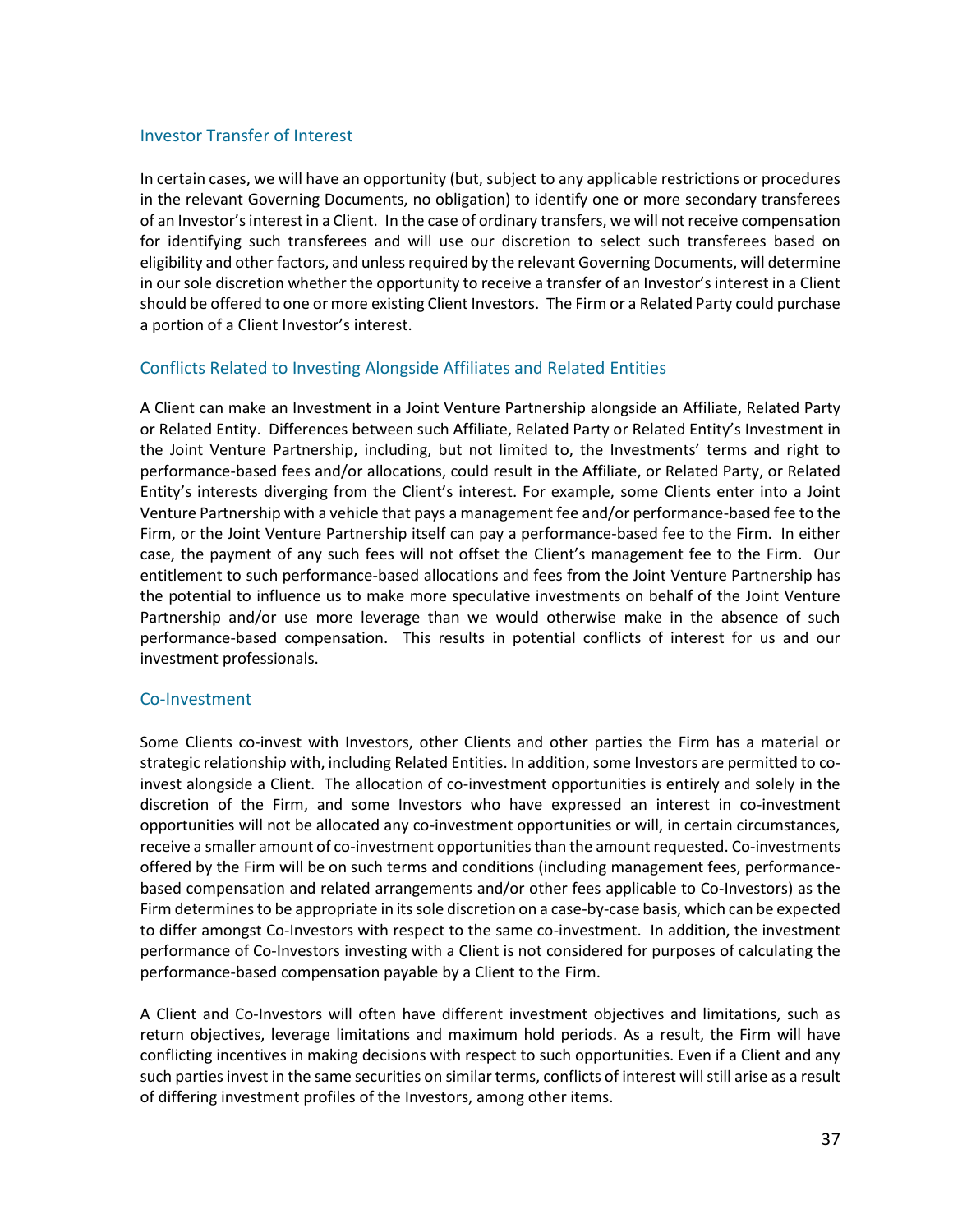## Investor Transfer of Interest

In certain cases, we will have an opportunity (but, subject to any applicable restrictions or procedures in the relevant Governing Documents, no obligation) to identify one or more secondary transferees of an Investor's interest in a Client. In the case of ordinary transfers, we will not receive compensation for identifying such transferees and will use our discretion to select such transferees based on eligibility and other factors, and unless required by the relevant Governing Documents, will determine in our sole discretion whether the opportunity to receive a transfer of an Investor's interest in a Client should be offered to one or more existing Client Investors. The Firm or a Related Party could purchase a portion of a Client Investor's interest.

## Conflicts Related to Investing Alongside Affiliates and Related Entities

A Client can make an Investment in a Joint Venture Partnership alongside an Affiliate, Related Party or Related Entity. Differences between such Affiliate, Related Party or Related Entity's Investment in the Joint Venture Partnership, including, but not limited to, the Investments' terms and right to performance-based fees and/or allocations, could result in the Affiliate, or Related Party, or Related Entity's interests diverging from the Client's interest. For example, some Clients enter into a Joint Venture Partnership with a vehicle that pays a management fee and/or performance-based fee to the Firm, or the Joint Venture Partnership itself can pay a performance-based fee to the Firm. In either case, the payment of any such fees will not offset the Client's management fee to the Firm. Our entitlement to such performance-based allocations and fees from the Joint Venture Partnership has the potential to influence us to make more speculative investments on behalf of the Joint Venture Partnership and/or use more leverage than we would otherwise make in the absence of such performance-based compensation. This results in potential conflicts of interest for us and our investment professionals.

## Co-Investment

Some Clients co-invest with Investors, other Clients and other parties the Firm has a material or strategic relationship with, including Related Entities. In addition, some Investors are permitted to co-invest alongside a Client. The allocation of co-investment opportunities is entirely and solely in the discretion of the Firm, and some Investors who have expressed an interest in co-investment opportunities will not be allocated any co-investment opportunities or will, in certain circumstances, receive a smaller amount of co-investment opportunities than the amount requested. Co-investments offered by the Firm will be on such terms and conditions (including management fees, performance-based compensation and related arrangements and/or other fees applicable to Co-Investors) as the Firm determines to be appropriate in its sole discretion on a case-by-case basis, which can be expected to differ amongst Co-Investors with respect to the same co-investment. In addition, the investment performance of Co-Investors investing with a Client is not considered for purposes of calculating the performance-based compensation payable by a Client to the Firm.

A Client and Co-Investors will often have different investment objectives and limitations, such as return objectives, leverage limitations and maximum hold periods. As a result, the Firm will have conflicting incentives in making decisions with respect to such opportunities. Even if a Client and any such parties invest in the same securities on similar terms, conflicts of interest will still arise as a result of differing investment profiles of the Investors, among other items.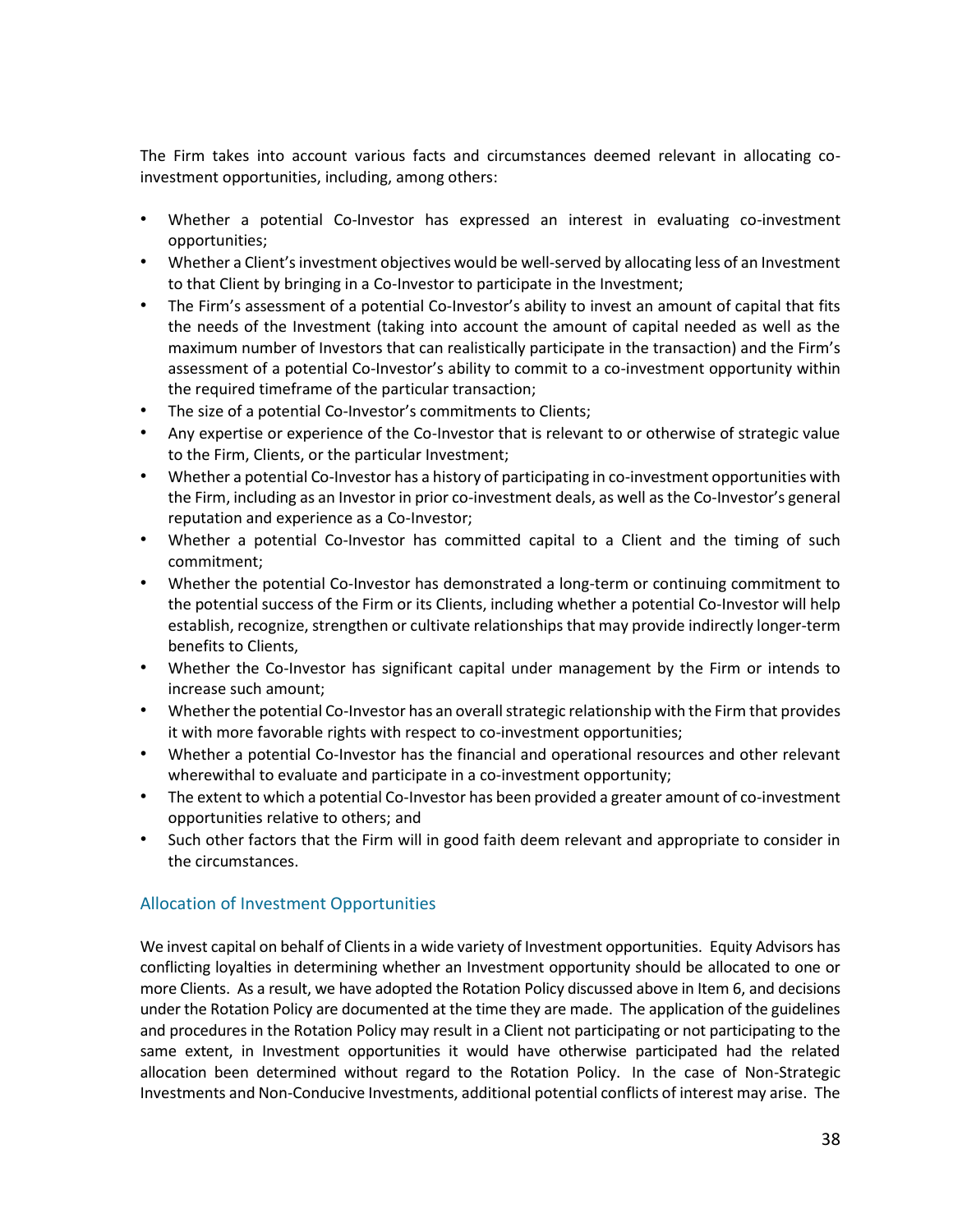The Firm takes into account various facts and circumstances deemed relevant in allocating co-investment opportunities, including, among others:

- Whether a potential Co-Investor has expressed an interest in evaluating co-investment opportunities;
- Whether a Client's investment objectives would be well-served by allocating less of an Investment to that Client by bringing in a Co-Investor to participate in the Investment;
- The Firm's assessment of a potential Co-Investor's ability to invest an amount of capital that fits the needs of the Investment (taking into account the amount of capital needed as well as the maximum number of Investors that can realistically participate in the transaction) and the Firm's assessment of a potential Co-Investor's ability to commit to a co-investment opportunity within the required timeframe of the particular transaction;
- The size of a potential Co-Investor's commitments to Clients;
- Any expertise or experience of the Co-Investor that is relevant to or otherwise of strategic value to the Firm, Clients, or the particular Investment;
- Whether a potential Co-Investor has a history of participating in co-investment opportunities with the Firm, including as an Investor in prior co-investment deals, as well as the Co-Investor's general reputation and experience as a Co-Investor;
- Whether a potential Co-Investor has committed capital to a Client and the timing of such commitment;
- Whether the potential Co-Investor has demonstrated a long-term or continuing commitment to the potential success of the Firm or its Clients, including whether a potential Co-Investor will help establish, recognize, strengthen or cultivate relationships that may provide indirectly longer-term benefits to Clients,
- Whether the Co-Investor has significant capital under management by the Firm or intends to increase such amount;
- Whether the potential Co-Investor has an overall strategic relationship with the Firm that provides it with more favorable rights with respect to co-investment opportunities;
- Whether a potential Co-Investor has the financial and operational resources and other relevant wherewithal to evaluate and participate in a co-investment opportunity;
- The extent to which a potential Co-Investor has been provided a greater amount of co-investment opportunities relative to others; and
- Such other factors that the Firm will in good faith deem relevant and appropriate to consider in the circumstances.

## Allocation of Investment Opportunities

We invest capital on behalf of Clients in a wide variety of Investment opportunities. Equity Advisors has conflicting loyalties in determining whether an Investment opportunity should be allocated to one or more Clients. As a result, we have adopted the Rotation Policy discussed above in Item 6, and decisions under the Rotation Policy are documented at the time they are made. The application of the guidelines and procedures in the Rotation Policy may result in a Client not participating or not participating to the same extent, in Investment opportunities it would have otherwise participated had the related allocation been determined without regard to the Rotation Policy. In the case of Non-Strategic Investments and Non-Conducive Investments, additional potential conflicts of interest may arise. The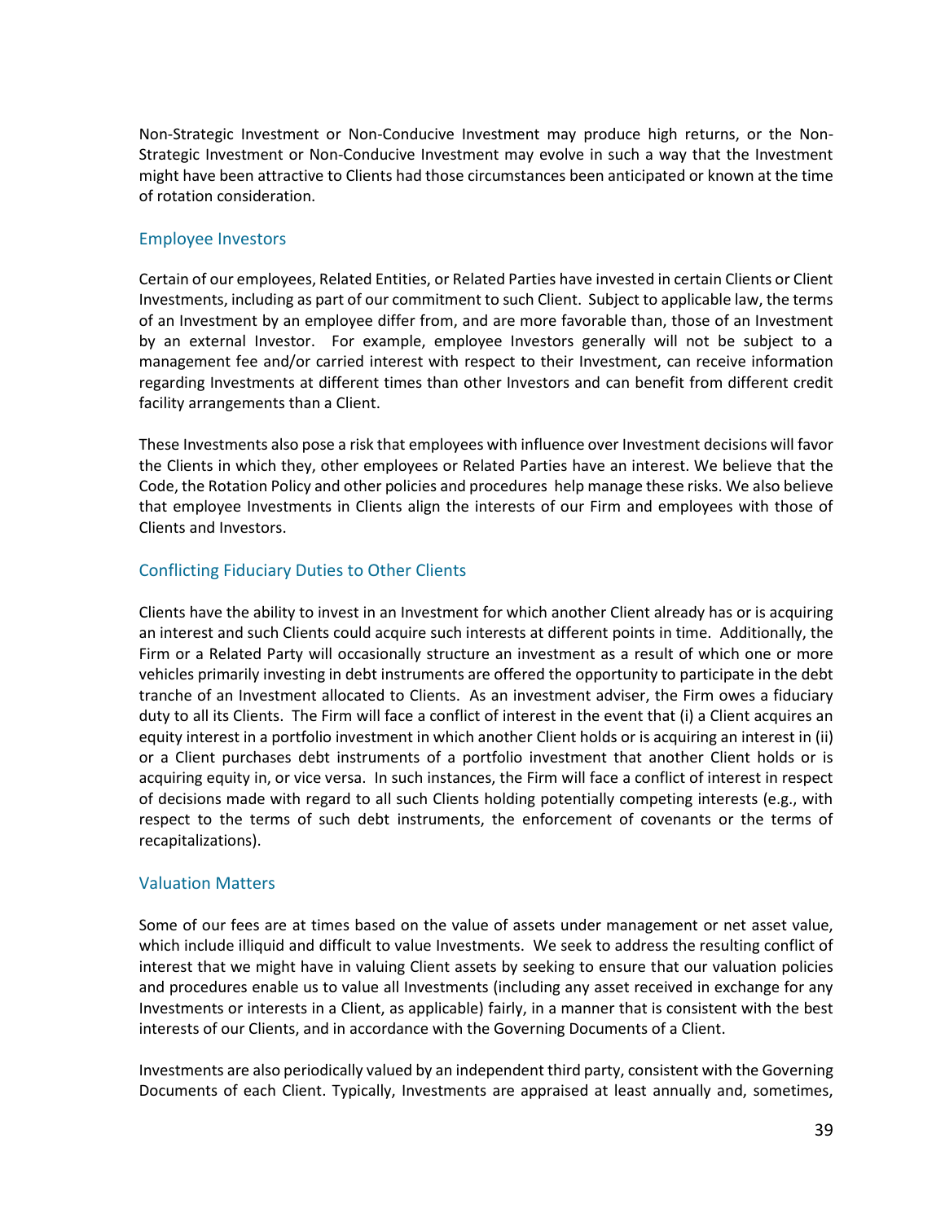Non-Strategic Investment or Non-Conducive Investment may produce high returns, or the Non-Strategic Investment or Non-Conducive Investment may evolve in such a way that the Investment might have been attractive to Clients had those circumstances been anticipated or known at the time of rotation consideration.

## Employee Investors

Certain of our employees, Related Entities, or Related Parties have invested in certain Clients or Client Investments, including as part of our commitment to such Client. Subject to applicable law, the terms of an Investment by an employee differ from, and are more favorable than, those of an Investment by an external Investor. For example, employee Investors generally will not be subject to a management fee and/or carried interest with respect to their Investment, can receive information regarding Investments at different times than other Investors and can benefit from different credit facility arrangements than a Client.

These Investments also pose a risk that employees with influence over Investment decisions will favor the Clients in which they, other employees or Related Parties have an interest. We believe that the Code, the Rotation Policy and other policies and procedures help manage these risks. We also believe that employee Investments in Clients align the interests of our Firm and employees with those of Clients and Investors.

## Conflicting Fiduciary Duties to Other Clients

Clients have the ability to invest in an Investment for which another Client already has or is acquiring an interest and such Clients could acquire such interests at different points in time. Additionally, the Firm or a Related Party will occasionally structure an investment as a result of which one or more vehicles primarily investing in debt instruments are offered the opportunity to participate in the debt tranche of an Investment allocated to Clients. As an investment adviser, the Firm owes a fiduciary duty to all its Clients. The Firm will face a conflict of interest in the event that (i) a Client acquires an equity interest in a portfolio investment in which another Client holds or is acquiring an interest in (ii) or a Client purchases debt instruments of a portfolio investment that another Client holds or is acquiring equity in, or vice versa. In such instances, the Firm will face a conflict of interest in respect of decisions made with regard to all such Clients holding potentially competing interests (e.g., with respect to the terms of such debt instruments, the enforcement of covenants or the terms of recapitalizations).

## Valuation Matters

Some of our fees are at times based on the value of assets under management or net asset value, which include illiquid and difficult to value Investments. We seek to address the resulting conflict of interest that we might have in valuing Client assets by seeking to ensure that our valuation policies and procedures enable us to value all Investments (including any asset received in exchange for any Investments or interests in a Client, as applicable) fairly, in a manner that is consistent with the best interests of our Clients, and in accordance with the Governing Documents of a Client.

Investments are also periodically valued by an independent third party, consistent with the Governing Documents of each Client. Typically, Investments are appraised at least annually and, sometimes,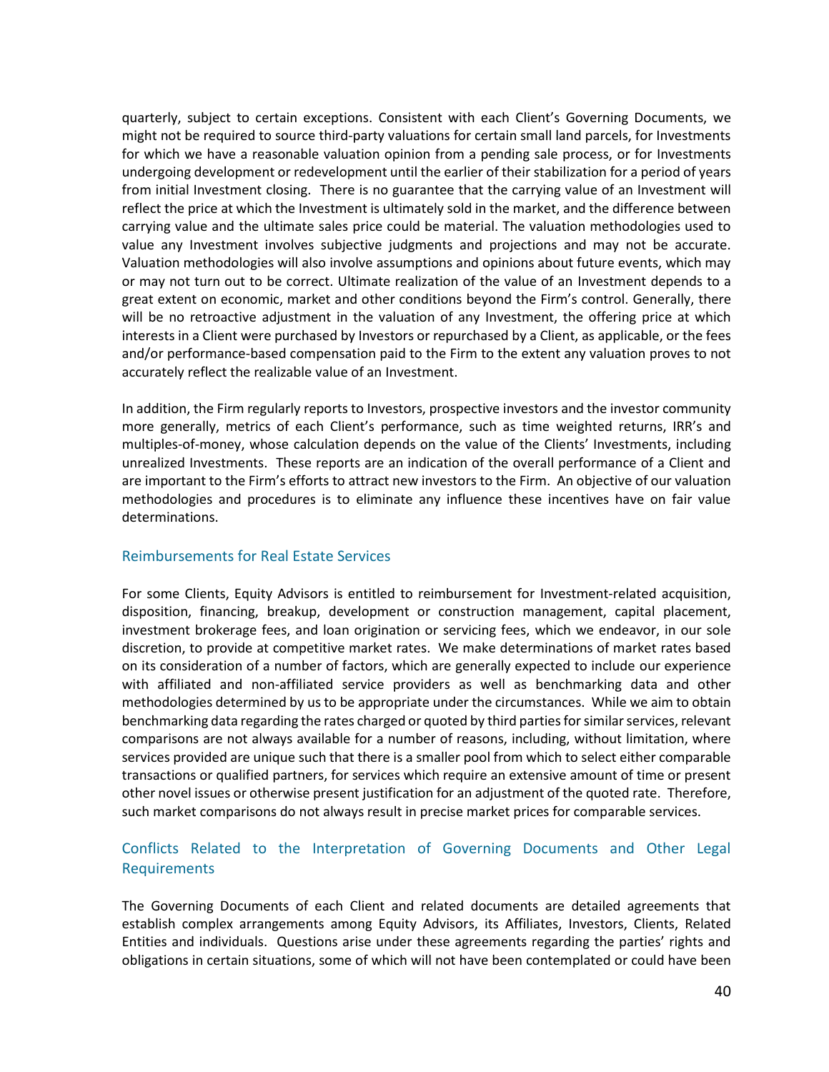quarterly, subject to certain exceptions. Consistent with each Client's Governing Documents, we might not be required to source third-party valuations for certain small land parcels, for Investments for which we have a reasonable valuation opinion from a pending sale process, or for Investments undergoing development or redevelopment until the earlier of their stabilization for a period of years from initial Investment closing. There is no guarantee that the carrying value of an Investment will reflect the price at which the Investment is ultimately sold in the market, and the difference between carrying value and the ultimate sales price could be material. The valuation methodologies used to value any Investment involves subjective judgments and projections and may not be accurate. Valuation methodologies will also involve assumptions and opinions about future events, which may or may not turn out to be correct. Ultimate realization of the value of an Investment depends to a great extent on economic, market and other conditions beyond the Firm's control. Generally, there will be no retroactive adjustment in the valuation of any Investment, the offering price at which interests in a Client were purchased by Investors or repurchased by a Client, as applicable, or the fees and/or performance-based compensation paid to the Firm to the extent any valuation proves to not accurately reflect the realizable value of an Investment.

In addition, the Firm regularly reports to Investors, prospective investors and the investor community more generally, metrics of each Client's performance, such as time weighted returns, IRR's and multiples-of-money, whose calculation depends on the value of the Clients' Investments, including unrealized Investments. These reports are an indication of the overall performance of a Client and are important to the Firm's efforts to attract new investors to the Firm. An objective of our valuation methodologies and procedures is to eliminate any influence these incentives have on fair value determinations.

### Reimbursements for Real Estate Services

For some Clients, Equity Advisors is entitled to reimbursement for Investment-related acquisition, disposition, financing, breakup, development or construction management, capital placement, investment brokerage fees, and loan origination or servicing fees, which we endeavor, in our sole discretion, to provide at competitive market rates. We make determinations of market rates based on its consideration of a number of factors, which are generally expected to include our experience with affiliated and non-affiliated service providers as well as benchmarking data and other methodologies determined by us to be appropriate under the circumstances. While we aim to obtain benchmarking data regarding the rates charged or quoted by third parties for similar services, relevant comparisons are not always available for a number of reasons, including, without limitation, where services provided are unique such that there is a smaller pool from which to select either comparable transactions or qualified partners, for services which require an extensive amount of time or present other novel issues or otherwise present justification for an adjustment of the quoted rate. Therefore, such market comparisons do not always result in precise market prices for comparable services.

### Conflicts Related to the Interpretation of Governing Documents and Other Legal Requirements

The Governing Documents of each Client and related documents are detailed agreements that establish complex arrangements among Equity Advisors, its Affiliates, Investors, Clients, Related Entities and individuals. Questions arise under these agreements regarding the parties' rights and obligations in certain situations, some of which will not have been contemplated or could have been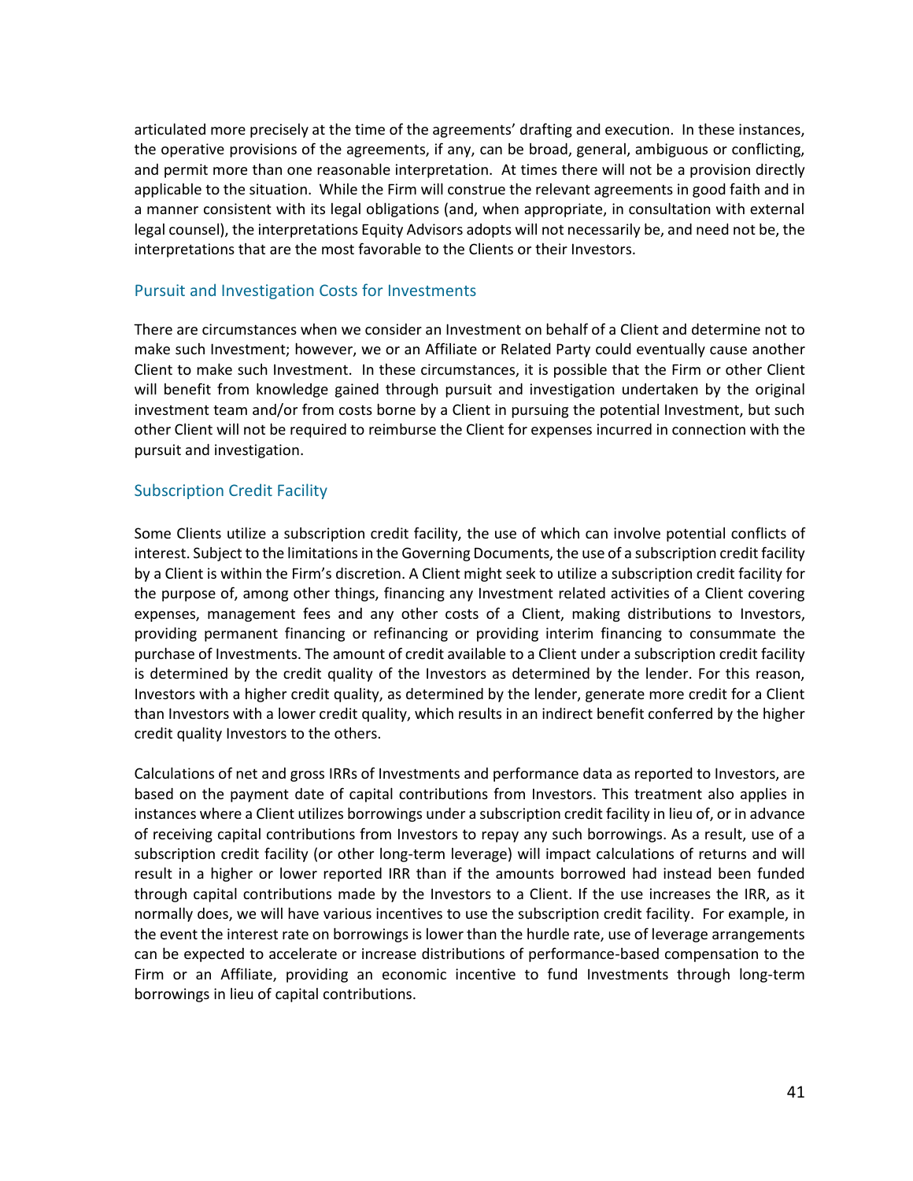articulated more precisely at the time of the agreements' drafting and execution. In these instances, the operative provisions of the agreements, if any, can be broad, general, ambiguous or conflicting, and permit more than one reasonable interpretation. At times there will not be a provision directly applicable to the situation. While the Firm will construe the relevant agreements in good faith and in a manner consistent with its legal obligations (and, when appropriate, in consultation with external legal counsel), the interpretations Equity Advisors adopts will not necessarily be, and need not be, the interpretations that are the most favorable to the Clients or their Investors.

## Pursuit and Investigation Costs for Investments

There are circumstances when we consider an Investment on behalf of a Client and determine not to make such Investment; however, we or an Affiliate or Related Party could eventually cause another Client to make such Investment. In these circumstances, it is possible that the Firm or other Client will benefit from knowledge gained through pursuit and investigation undertaken by the original investment team and/or from costs borne by a Client in pursuing the potential Investment, but such other Client will not be required to reimburse the Client for expenses incurred in connection with the pursuit and investigation.

## Subscription Credit Facility

Some Clients utilize a subscription credit facility, the use of which can involve potential conflicts of interest. Subject to the limitations in the Governing Documents, the use of a subscription credit facility by a Client is within the Firm's discretion. A Client might seek to utilize a subscription credit facility for the purpose of, among other things, financing any Investment related activities of a Client covering expenses, management fees and any other costs of a Client, making distributions to Investors, providing permanent financing or refinancing or providing interim financing to consummate the purchase of Investments. The amount of credit available to a Client under a subscription credit facility is determined by the credit quality of the Investors as determined by the lender. For this reason, Investors with a higher credit quality, as determined by the lender, generate more credit for a Client than Investors with a lower credit quality, which results in an indirect benefit conferred by the higher credit quality Investors to the others.

Calculations of net and gross IRRs of Investments and performance data as reported to Investors, are based on the payment date of capital contributions from Investors. This treatment also applies in instances where a Client utilizes borrowings under a subscription credit facility in lieu of, or in advance of receiving capital contributions from Investors to repay any such borrowings. As a result, use of a subscription credit facility (or other long-term leverage) will impact calculations of returns and will result in a higher or lower reported IRR than if the amounts borrowed had instead been funded through capital contributions made by the Investors to a Client. If the use increases the IRR, as it normally does, we will have various incentives to use the subscription credit facility. For example, in the event the interest rate on borrowings is lower than the hurdle rate, use of leverage arrangements can be expected to accelerate or increase distributions of performance-based compensation to the Firm or an Affiliate, providing an economic incentive to fund Investments through long-term borrowings in lieu of capital contributions.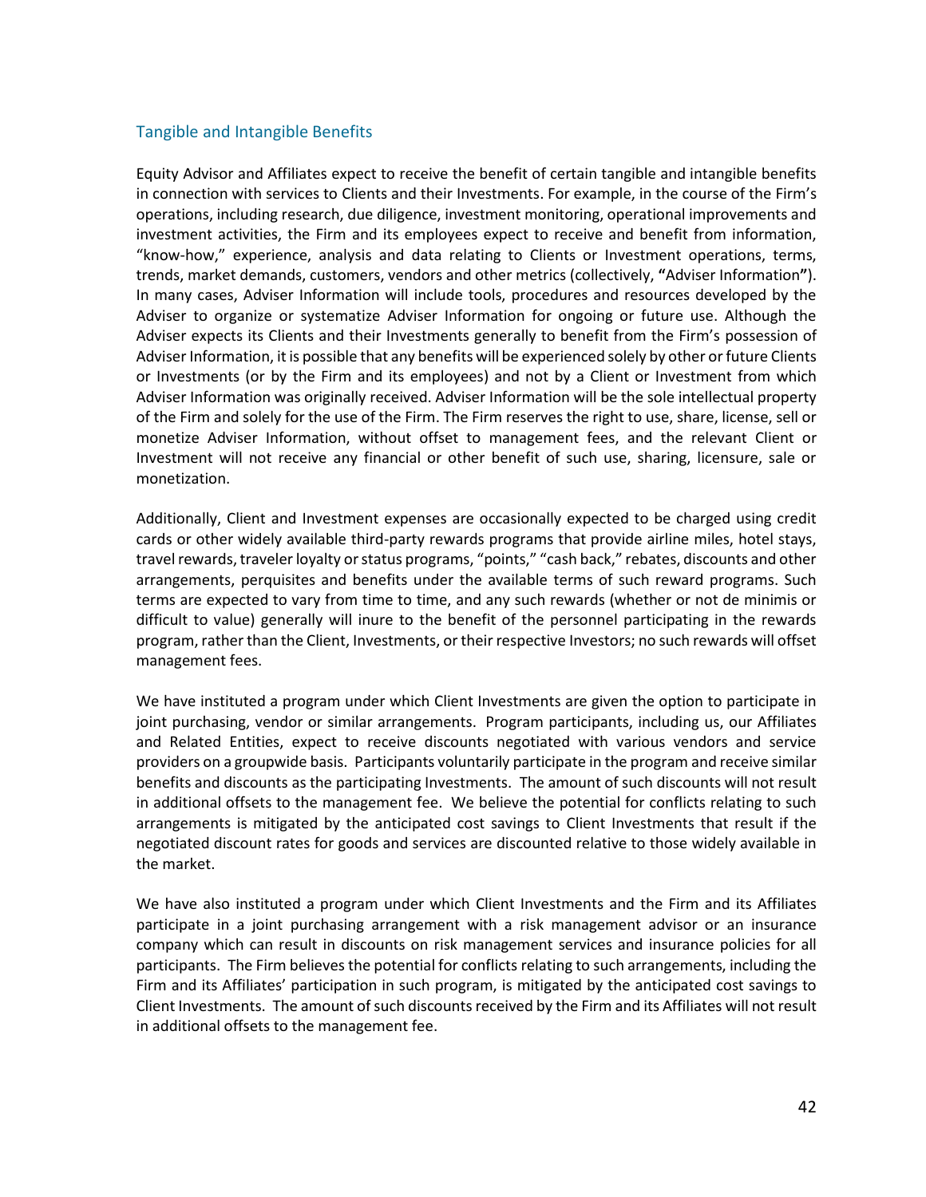## Tangible and Intangible Benefits

Equity Advisor and Affiliates expect to receive the benefit of certain tangible and intangible benefits in connection with services to Clients and their Investments. For example, in the course of the Firm's operations, including research, due diligence, investment monitoring, operational improvements and investment activities, the Firm and its employees expect to receive and benefit from information, "know-how," experience, analysis and data relating to Clients or Investment operations, terms, trends, market demands, customers, vendors and other metrics (collectively, **"**Adviser Information**"**). In many cases, Adviser Information will include tools, procedures and resources developed by the Adviser to organize or systematize Adviser Information for ongoing or future use. Although the Adviser expects its Clients and their Investments generally to benefit from the Firm's possession of Adviser Information, it is possible that any benefits will be experienced solely by other or future Clients or Investments (or by the Firm and its employees) and not by a Client or Investment from which Adviser Information was originally received. Adviser Information will be the sole intellectual property of the Firm and solely for the use of the Firm. The Firm reserves the right to use, share, license, sell or monetize Adviser Information, without offset to management fees, and the relevant Client or Investment will not receive any financial or other benefit of such use, sharing, licensure, sale or monetization.

Additionally, Client and Investment expenses are occasionally expected to be charged using credit cards or other widely available third-party rewards programs that provide airline miles, hotel stays, travel rewards, traveler loyalty or status programs, "points," "cash back," rebates, discounts and other arrangements, perquisites and benefits under the available terms of such reward programs. Such terms are expected to vary from time to time, and any such rewards (whether or not de minimis or difficult to value) generally will inure to the benefit of the personnel participating in the rewards program, rather than the Client, Investments, or their respective Investors; no such rewards will offset management fees.

We have instituted a program under which Client Investments are given the option to participate in joint purchasing, vendor or similar arrangements. Program participants, including us, our Affiliates and Related Entities, expect to receive discounts negotiated with various vendors and service providers on a groupwide basis. Participants voluntarily participate in the program and receive similar benefits and discounts as the participating Investments. The amount of such discounts will not result in additional offsets to the management fee. We believe the potential for conflicts relating to such arrangements is mitigated by the anticipated cost savings to Client Investments that result if the negotiated discount rates for goods and services are discounted relative to those widely available in the market.

We have also instituted a program under which Client Investments and the Firm and its Affiliates participate in a joint purchasing arrangement with a risk management advisor or an insurance company which can result in discounts on risk management services and insurance policies for all participants. The Firm believes the potential for conflicts relating to such arrangements, including the Firm and its Affiliates' participation in such program, is mitigated by the anticipated cost savings to Client Investments. The amount of such discounts received by the Firm and its Affiliates will not result in additional offsets to the management fee.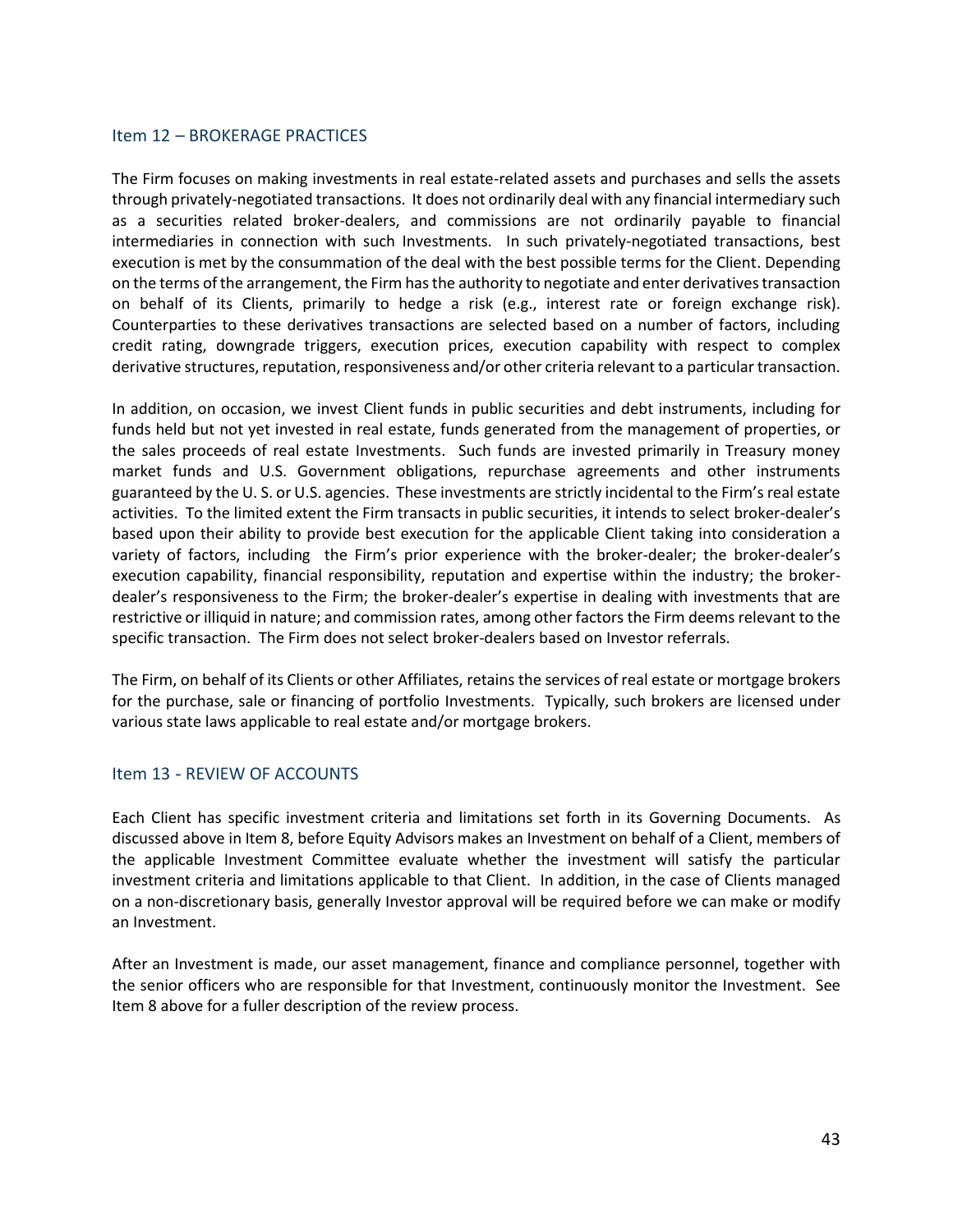## Item 12 – BROKERAGE PRACTICES

The Firm focuses on making investments in real estate-related assets and purchases and sells the assets through privately-negotiated transactions. It does not ordinarily deal with any financial intermediary such as a securities related broker-dealers, and commissions are not ordinarily payable to financial intermediaries in connection with such Investments. In such privately-negotiated transactions, best execution is met by the consummation of the deal with the best possible terms for the Client. Depending on the terms of the arrangement, the Firm has the authority to negotiate and enter derivatives transaction on behalf of its Clients, primarily to hedge a risk (e.g., interest rate or foreign exchange risk). Counterparties to these derivatives transactions are selected based on a number of factors, including credit rating, downgrade triggers, execution prices, execution capability with respect to complex derivative structures, reputation, responsiveness and/or other criteria relevant to a particular transaction.

In addition, on occasion, we invest Client funds in public securities and debt instruments, including for funds held but not yet invested in real estate, funds generated from the management of properties, or the sales proceeds of real estate Investments. Such funds are invested primarily in Treasury money market funds and U.S. Government obligations, repurchase agreements and other instruments guaranteed by the U. S. or U.S. agencies. These investments are strictly incidental to the Firm's real estate activities. To the limited extent the Firm transacts in public securities, it intends to select broker-dealer's based upon their ability to provide best execution for the applicable Client taking into consideration a variety of factors, including the Firm's prior experience with the broker-dealer; the broker-dealer's execution capability, financial responsibility, reputation and expertise within the industry; the broker-dealer's responsiveness to the Firm; the broker-dealer's expertise in dealing with investments that are restrictive or illiquid in nature; and commission rates, among other factors the Firm deems relevant to the specific transaction. The Firm does not select broker-dealers based on Investor referrals.

The Firm, on behalf of its Clients or other Affiliates, retains the services of real estate or mortgage brokers for the purchase, sale or financing of portfolio Investments. Typically, such brokers are licensed under various state laws applicable to real estate and/or mortgage brokers.

## Item 13 - REVIEW OF ACCOUNTS

Each Client has specific investment criteria and limitations set forth in its Governing Documents. As discussed above in Item 8, before Equity Advisors makes an Investment on behalf of a Client, members of the applicable Investment Committee evaluate whether the investment will satisfy the particular investment criteria and limitations applicable to that Client. In addition, in the case of Clients managed on a non-discretionary basis, generally Investor approval will be required before we can make or modify an Investment.

After an Investment is made, our asset management, finance and compliance personnel, together with the senior officers who are responsible for that Investment, continuously monitor the Investment. See Item 8 above for a fuller description of the review process.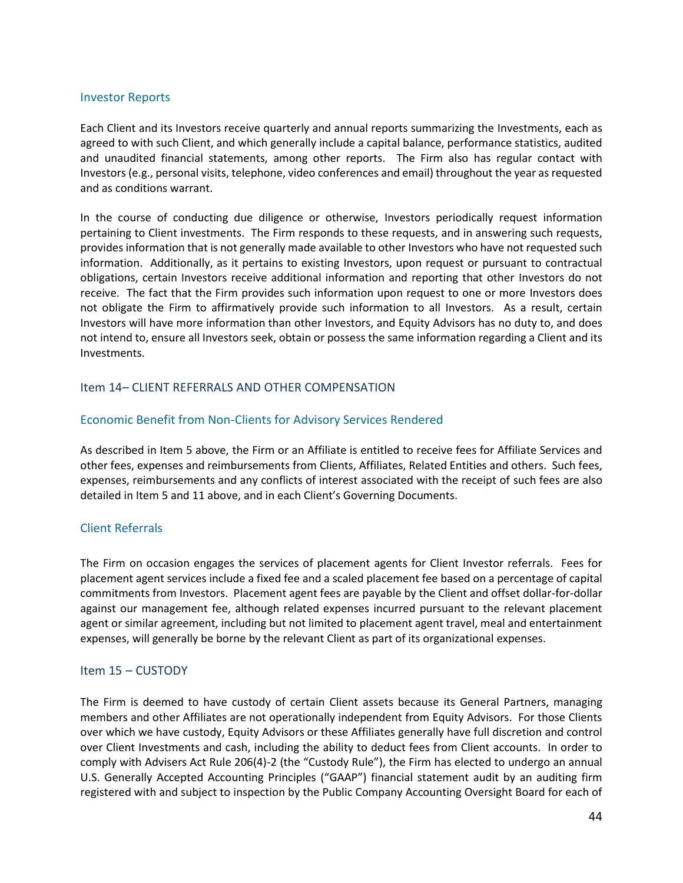### Investor Reports

Each Client and its Investors receive quarterly and annual reports summarizing the Investments, each as agreed to with such Client, and which generally include a capital balance, performance statistics, audited and unaudited financial statements, among other reports. The Firm also has regular contact with Investors (e.g., personal visits, telephone, video conferences and email) throughout the year as requested and as conditions warrant.

In the course of conducting due diligence or otherwise, Investors periodically request information pertaining to Client investments. The Firm responds to these requests, and in answering such requests, provides information that is not generally made available to other Investors who have not requested such information. Additionally, as it pertains to existing Investors, upon request or pursuant to contractual obligations, certain Investors receive additional information and reporting that other Investors do not receive. The fact that the Firm provides such information upon request to one or more Investors does not obligate the Firm to affirmatively provide such information to all Investors. As a result, certain Investors will have more information than other Investors, and Equity Advisors has no duty to, and does not intend to, ensure all Investors seek, obtain or possess the same information regarding a Client and its Investments.

## Item 14– CLIENT REFERRALS AND OTHER COMPENSATION

### Economic Benefit from Non-Clients for Advisory Services Rendered

As described in Item 5 above, the Firm or an Affiliate is entitled to receive fees for Affiliate Services and other fees, expenses and reimbursements from Clients, Affiliates, Related Entities and others. Such fees, expenses, reimbursements and any conflicts of interest associated with the receipt of such fees are also detailed in Item 5 and 11 above, and in each Client's Governing Documents.

### Client Referrals

The Firm on occasion engages the services of placement agents for Client Investor referrals. Fees for placement agent services include a fixed fee and a scaled placement fee based on a percentage of capital commitments from Investors. Placement agent fees are payable by the Client and offset dollar-for-dollar against our management fee, although related expenses incurred pursuant to the relevant placement agent or similar agreement, including but not limited to placement agent travel, meal and entertainment expenses, will generally be borne by the relevant Client as part of its organizational expenses.

## Item 15 – CUSTODY

The Firm is deemed to have custody of certain Client assets because its General Partners, managing members and other Affiliates are not operationally independent from Equity Advisors. For those Clients over which we have custody, Equity Advisors or these Affiliates generally have full discretion and control over Client Investments and cash, including the ability to deduct fees from Client accounts. In order to comply with Advisers Act Rule 206(4)-2 (the "Custody Rule"), the Firm has elected to undergo an annual U.S. Generally Accepted Accounting Principles ("GAAP") financial statement audit by an auditing firm registered with and subject to inspection by the Public Company Accounting Oversight Board for each of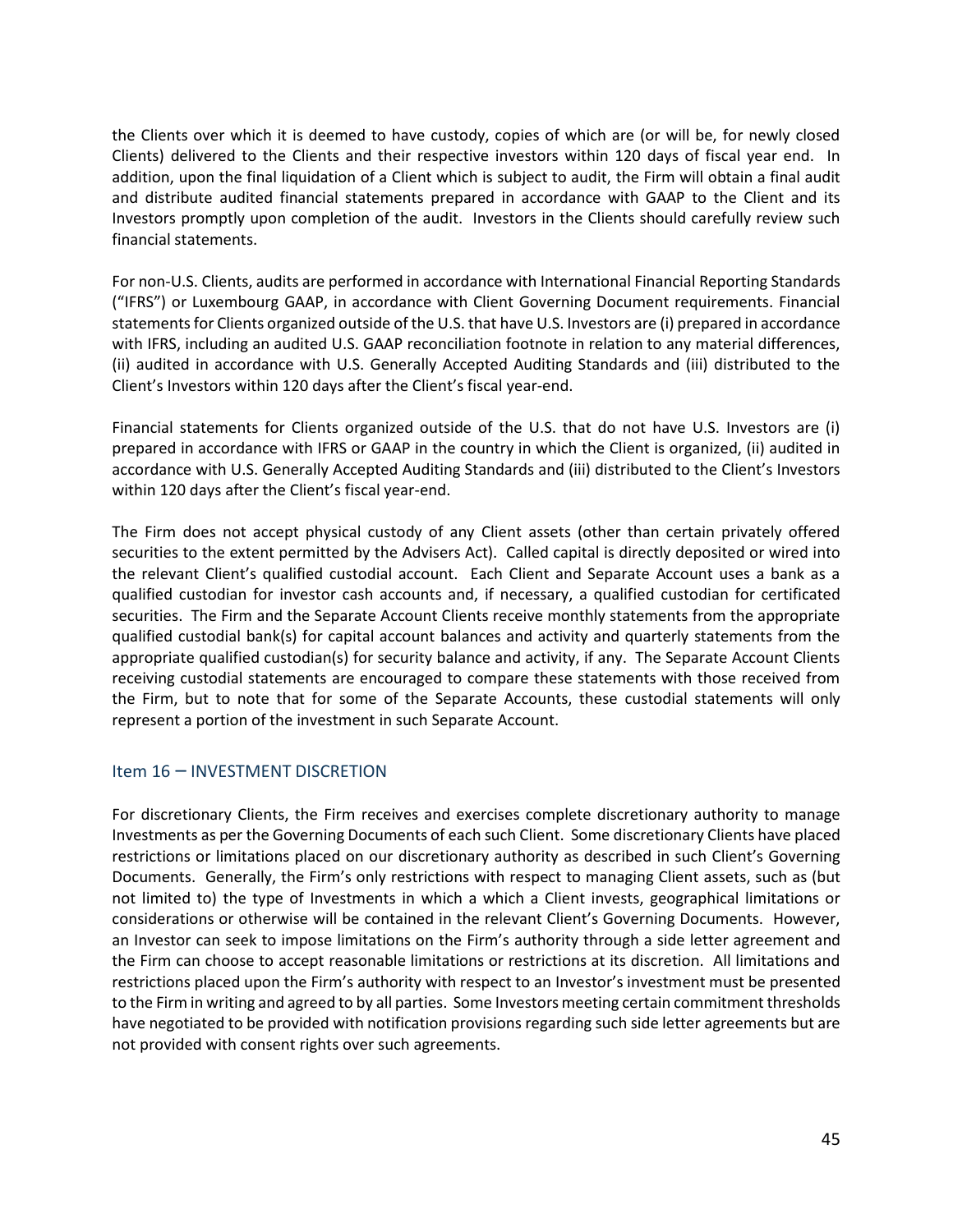the Clients over which it is deemed to have custody, copies of which are (or will be, for newly closed Clients) delivered to the Clients and their respective investors within 120 days of fiscal year end. In addition, upon the final liquidation of a Client which is subject to audit, the Firm will obtain a final audit and distribute audited financial statements prepared in accordance with GAAP to the Client and its Investors promptly upon completion of the audit. Investors in the Clients should carefully review such financial statements.

For non-U.S. Clients, audits are performed in accordance with International Financial Reporting Standards ("IFRS") or Luxembourg GAAP, in accordance with Client Governing Document requirements. Financial statements for Clients organized outside of the U.S. that have U.S. Investors are (i) prepared in accordance with IFRS, including an audited U.S. GAAP reconciliation footnote in relation to any material differences, (ii) audited in accordance with U.S. Generally Accepted Auditing Standards and (iii) distributed to the Client's Investors within 120 days after the Client's fiscal year-end.

Financial statements for Clients organized outside of the U.S. that do not have U.S. Investors are (i) prepared in accordance with IFRS or GAAP in the country in which the Client is organized, (ii) audited in accordance with U.S. Generally Accepted Auditing Standards and (iii) distributed to the Client's Investors within 120 days after the Client's fiscal year-end.

The Firm does not accept physical custody of any Client assets (other than certain privately offered securities to the extent permitted by the Advisers Act). Called capital is directly deposited or wired into the relevant Client's qualified custodial account. Each Client and Separate Account uses a bank as a qualified custodian for investor cash accounts and, if necessary, a qualified custodian for certificated securities. The Firm and the Separate Account Clients receive monthly statements from the appropriate qualified custodial bank(s) for capital account balances and activity and quarterly statements from the appropriate qualified custodian(s) for security balance and activity, if any. The Separate Account Clients receiving custodial statements are encouraged to compare these statements with those received from the Firm, but to note that for some of the Separate Accounts, these custodial statements will only represent a portion of the investment in such Separate Account.

## Item 16 – INVESTMENT DISCRETION

For discretionary Clients, the Firm receives and exercises complete discretionary authority to manage Investments as per the Governing Documents of each such Client. Some discretionary Clients have placed restrictions or limitations placed on our discretionary authority as described in such Client's Governing Documents. Generally, the Firm's only restrictions with respect to managing Client assets, such as (but not limited to) the type of Investments in which a which a Client invests, geographical limitations or considerations or otherwise will be contained in the relevant Client's Governing Documents. However, an Investor can seek to impose limitations on the Firm's authority through a side letter agreement and the Firm can choose to accept reasonable limitations or restrictions at its discretion. All limitations and restrictions placed upon the Firm's authority with respect to an Investor's investment must be presented to the Firm in writing and agreed to by all parties. Some Investors meeting certain commitment thresholds have negotiated to be provided with notification provisions regarding such side letter agreements but are not provided with consent rights over such agreements.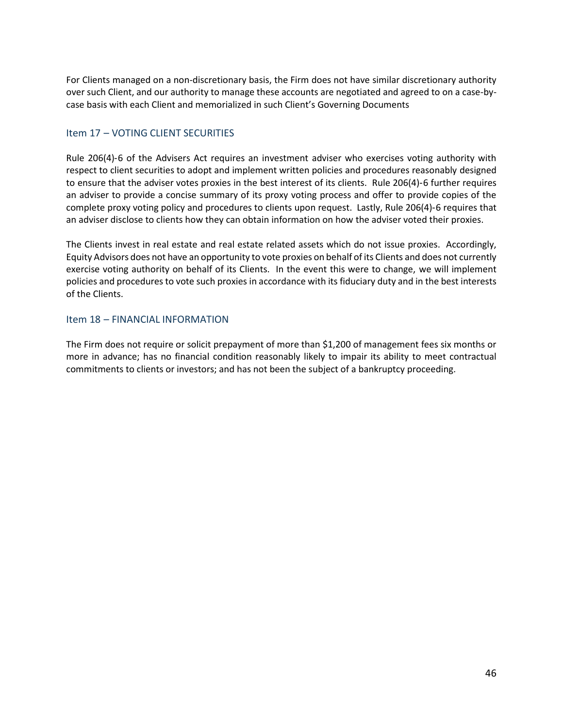For Clients managed on a non-discretionary basis, the Firm does not have similar discretionary authority over such Client, and our authority to manage these accounts are negotiated and agreed to on a case-by-case basis with each Client and memorialized in such Client's Governing Documents

## Item 17 – VOTING CLIENT SECURITIES

Rule 206(4)-6 of the Advisers Act requires an investment adviser who exercises voting authority with respect to client securities to adopt and implement written policies and procedures reasonably designed to ensure that the adviser votes proxies in the best interest of its clients. Rule 206(4)-6 further requires an adviser to provide a concise summary of its proxy voting process and offer to provide copies of the complete proxy voting policy and procedures to clients upon request. Lastly, Rule 206(4)-6 requires that an adviser disclose to clients how they can obtain information on how the adviser voted their proxies.

The Clients invest in real estate and real estate related assets which do not issue proxies. Accordingly, Equity Advisors does not have an opportunity to vote proxies on behalf of its Clients and does not currently exercise voting authority on behalf of its Clients. In the event this were to change, we will implement policies and procedures to vote such proxies in accordance with its fiduciary duty and in the best interests of the Clients.

## Item 18 – FINANCIAL INFORMATION

The Firm does not require or solicit prepayment of more than $1,200 of management fees six months or more in advance; has no financial condition reasonably likely to impair its ability to meet contractual commitments to clients or investors; and has not been the subject of a bankruptcy proceeding.